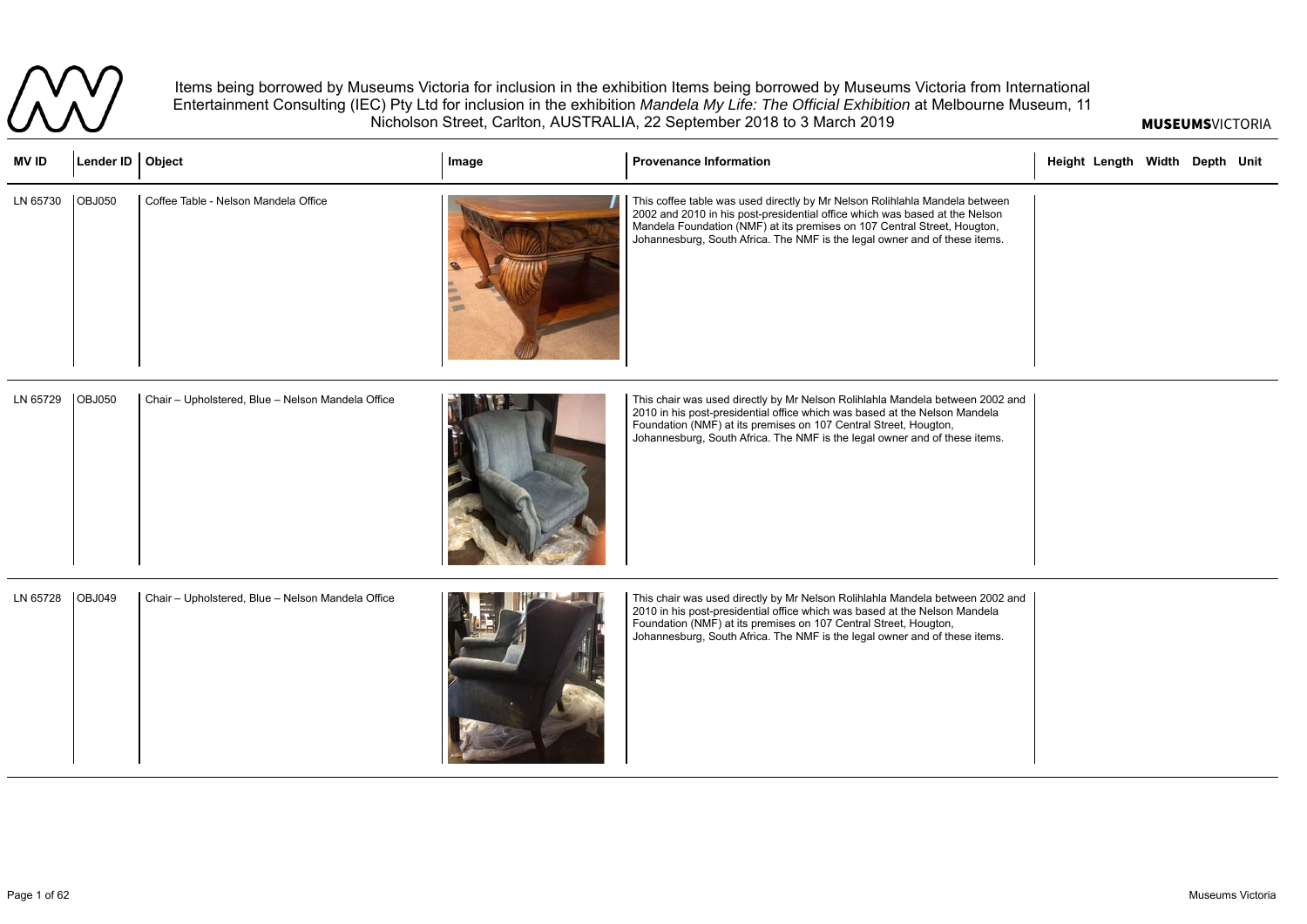Items being borrowed by Museums Victoria for inclusion in the exhibition Items being borrowed by Museums Victoria from International Entertainment Consulting (IEC) Pty Ltd for inclusion in the exhibition *Mandela My Life: The Official Exhibition* at Melbourne Museum, 11 Nicholson Street, Carlton, AUSTRALIA, 22 September 2018 to 3 March 2019

| MV ID | Lender ID | Object | Image | Provenance Information | Height | Length | Width | Depth | Unit |
| --- | --- | --- | --- | --- | --- | --- | --- | --- | --- |
| LN 65730 | OBJ050 | Coffee Table - Nelson Mandela Office | | This coffee table was used directly by Mr Nelson Rolihlahla Mandela between 2002 and 2010 in his post-presidential office which was based at the Nelson Mandela Foundation (NMF) at its premises on 107 Central Street, Hougton, Johannesburg, South Africa. The NMF is the legal owner and of these items. | | | | | |
| LN 65729 | OBJ050 | Chair – Upholstered, Blue – Nelson Mandela Office | | This chair was used directly by Mr Nelson Rolihlahla Mandela between 2002 and 2010 in his post-presidential office which was based at the Nelson Mandela Foundation (NMF) at its premises on 107 Central Street, Hougton, Johannesburg, South Africa. The NMF is the legal owner and of these items. | | | | | |
| LN 65728 | OBJ049 | Chair – Upholstered, Blue – Nelson Mandela Office | | This chair was used directly by Mr Nelson Rolihlahla Mandela between 2002 and 2010 in his post-presidential office which was based at the Nelson Mandela Foundation (NMF) at its premises on 107 Central Street, Hougton, Johannesburg, South Africa. The NMF is the legal owner and of these items. | | | | | |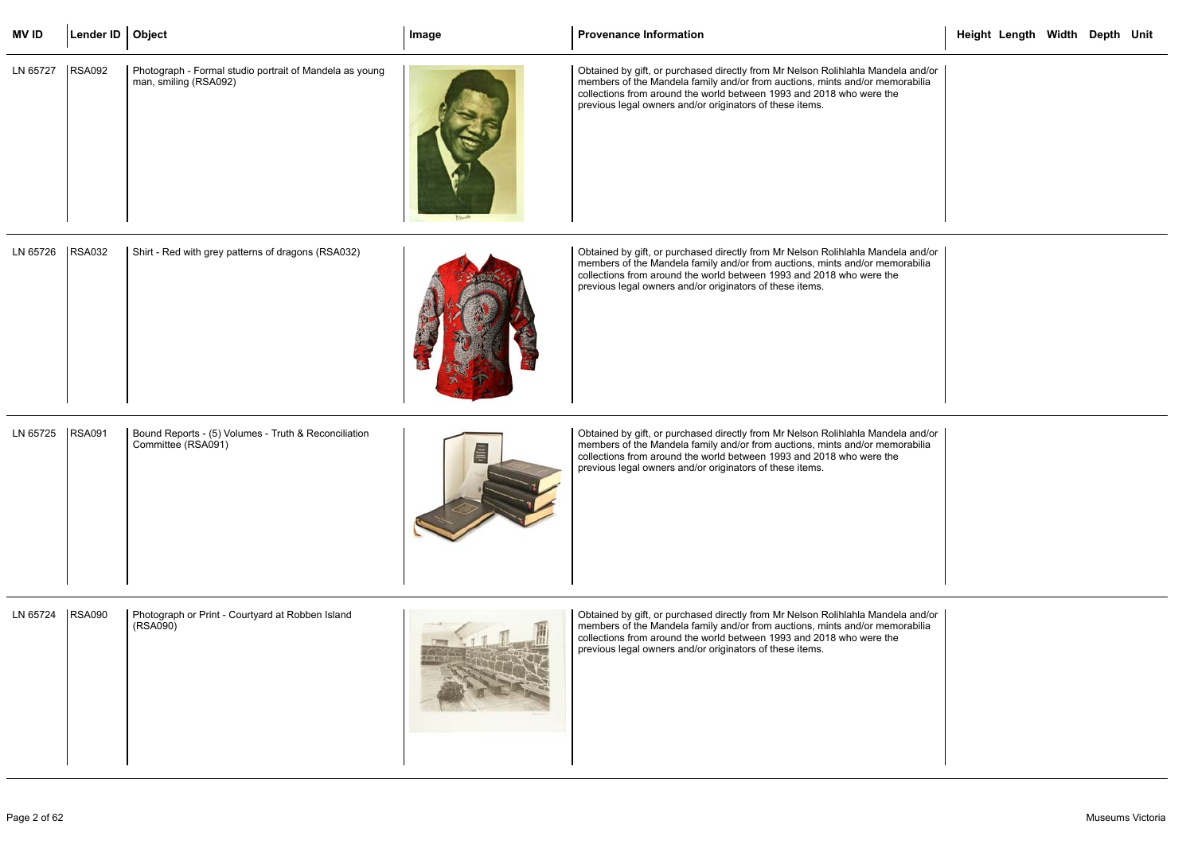| MV ID | Lender ID | Object | Image | Provenance Information | Height | Length | Width | Depth | Unit |
|---|---|---|---|---|---|---|---|---|---|
| LN 65727 | RSA092 | Photograph - Formal studio portrait of Mandela as young man, smiling (RSA092) | | Obtained by gift, or purchased directly from Mr Nelson Rolihlahla Mandela and/or members of the Mandela family and/or from auctions, mints and/or memorabilia collections from around the world between 1993 and 2018 who were the previous legal owners and/or originators of these items. | | | | | |
| LN 65726 | RSA032 | Shirt - Red with grey patterns of dragons (RSA032) | | Obtained by gift, or purchased directly from Mr Nelson Rolihlahla Mandela and/or members of the Mandela family and/or from auctions, mints and/or memorabilia collections from around the world between 1993 and 2018 who were the previous legal owners and/or originators of these items. | | | | | |
| LN 65725 | RSA091 | Bound Reports - (5) Volumes - Truth & Reconciliation Committee (RSA091) | | Obtained by gift, or purchased directly from Mr Nelson Rolihlahla Mandela and/or members of the Mandela family and/or from auctions, mints and/or memorabilia collections from around the world between 1993 and 2018 who were the previous legal owners and/or originators of these items. | | | | | |
| LN 65724 | RSA090 | Photograph or Print - Courtyard at Robben Island (RSA090) | | Obtained by gift, or purchased directly from Mr Nelson Rolihlahla Mandela and/or members of the Mandela family and/or from auctions, mints and/or memorabilia collections from around the world between 1993 and 2018 who were the previous legal owners and/or originators of these items. | | | | | |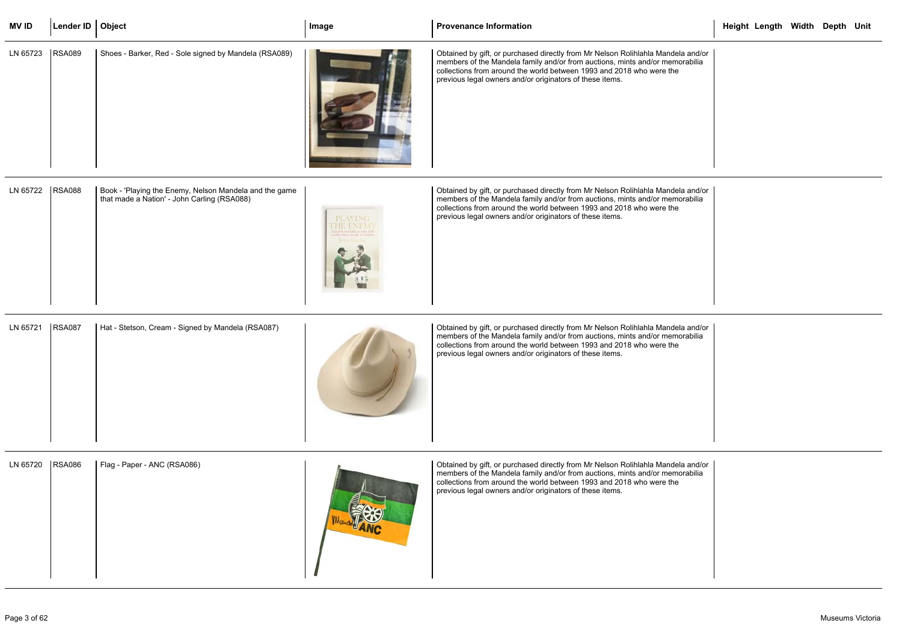| MV ID | Lender ID | Object | Image | Provenance Information | Height | Length | Width | Depth | Unit |
|---|---|---|---|---|---|---|---|---|---|
| LN 65723 | RSA089 | Shoes - Barker, Red - Sole signed by Mandela (RSA089) | | Obtained by gift, or purchased directly from Mr Nelson Rolihlahla Mandela and/or members of the Mandela family and/or from auctions, mints and/or memorabilia collections from around the world between 1993 and 2018 who were the previous legal owners and/or originators of these items. | | | | | |
| LN 65722 | RSA088 | Book - 'Playing the Enemy, Nelson Mandela and the game that made a Nation' - John Carling (RSA088) | | Obtained by gift, or purchased directly from Mr Nelson Rolihlahla Mandela and/or members of the Mandela family and/or from auctions, mints and/or memorabilia collections from around the world between 1993 and 2018 who were the previous legal owners and/or originators of these items. | | | | | |
| LN 65721 | RSA087 | Hat - Stetson, Cream - Signed by Mandela (RSA087) | | Obtained by gift, or purchased directly from Mr Nelson Rolihlahla Mandela and/or members of the Mandela family and/or from auctions, mints and/or memorabilia collections from around the world between 1993 and 2018 who were the previous legal owners and/or originators of these items. | | | | | |
| LN 65720 | RSA086 | Flag - Paper - ANC (RSA086) | | Obtained by gift, or purchased directly from Mr Nelson Rolihlahla Mandela and/or members of the Mandela family and/or from auctions, mints and/or memorabilia collections from around the world between 1993 and 2018 who were the previous legal owners and/or originators of these items. | | | | | |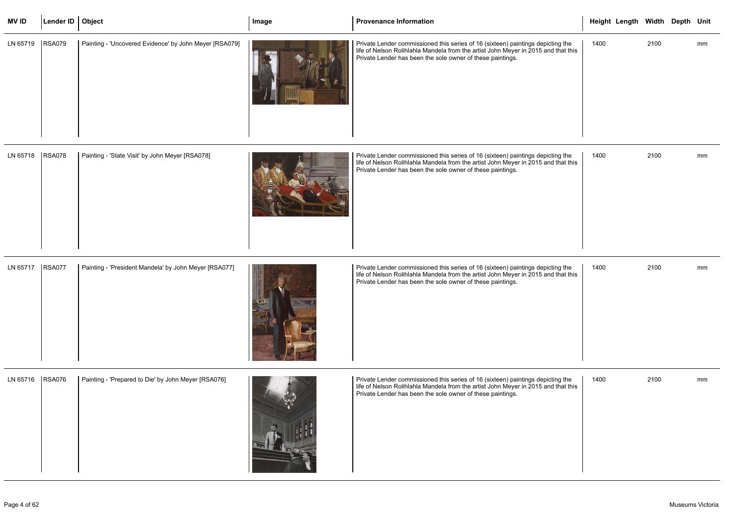| MV ID | Lender ID | Object | Image | Provenance Information | Height | Length | Width | Depth | Unit |
|---|---|---|---|---|---|---|---|---|---|
| LN 65719 | RSA079 | Painting - 'Uncovered Evidence' by John Meyer [RSA079] | | Private Lender commissioned this series of 16 (sixteen) paintings depicting the life of Nelson Rolihlahla Mandela from the artist John Meyer in 2015 and that this Private Lender has been the sole owner of these paintings. | 1400 | | 2100 | | mm |
| LN 65718 | RSA078 | Painting - 'State Visit' by John Meyer [RSA078] | | Private Lender commissioned this series of 16 (sixteen) paintings depicting the life of Nelson Rolihlahla Mandela from the artist John Meyer in 2015 and that this Private Lender has been the sole owner of these paintings. | 1400 | | 2100 | | mm |
| LN 65717 | RSA077 | Painting - 'President Mandela' by John Meyer [RSA077] | | Private Lender commissioned this series of 16 (sixteen) paintings depicting the life of Nelson Rolihlahla Mandela from the artist John Meyer in 2015 and that this Private Lender has been the sole owner of these paintings. | 1400 | | 2100 | | mm |
| LN 65716 | RSA076 | Painting - 'Prepared to Die' by John Meyer [RSA076] | | Private Lender commissioned this series of 16 (sixteen) paintings depicting the life of Nelson Rolihlahla Mandela from the artist John Meyer in 2015 and that this Private Lender has been the sole owner of these paintings. | 1400 | | 2100 | | mm |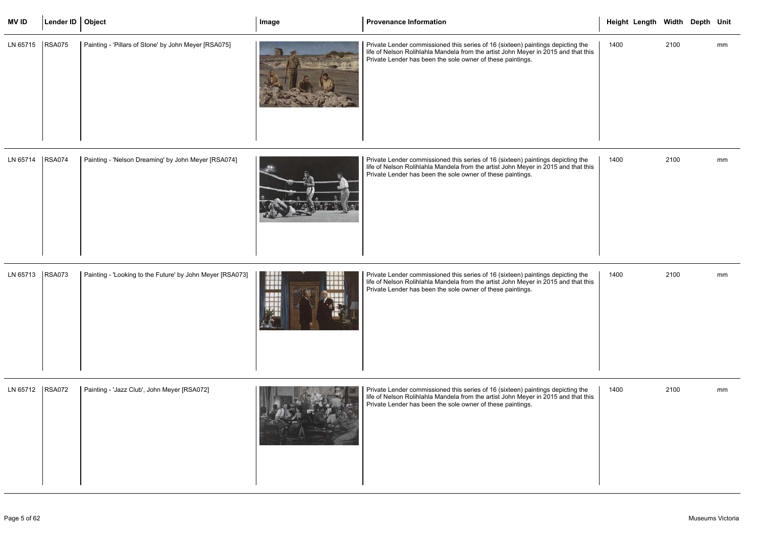| MV ID | Lender ID | Object | Image | Provenance Information | Height | Length | Width | Depth | Unit |
|---|---|---|---|---|---|---|---|---|---|
| LN 65715 | RSA075 | Painting - 'Pillars of Stone' by John Meyer [RSA075] | | Private Lender commissioned this series of 16 (sixteen) paintings depicting the life of Nelson Rolihlahla Mandela from the artist John Meyer in 2015 and that this Private Lender has been the sole owner of these paintings. | 1400 | | 2100 | | mm |
| LN 65714 | RSA074 | Painting - 'Nelson Dreaming' by John Meyer [RSA074] | | Private Lender commissioned this series of 16 (sixteen) paintings depicting the life of Nelson Rolihlahla Mandela from the artist John Meyer in 2015 and that this Private Lender has been the sole owner of these paintings. | 1400 | | 2100 | | mm |
| LN 65713 | RSA073 | Painting - 'Looking to the Future' by John Meyer [RSA073] | | Private Lender commissioned this series of 16 (sixteen) paintings depicting the life of Nelson Rolihlahla Mandela from the artist John Meyer in 2015 and that this Private Lender has been the sole owner of these paintings. | 1400 | | 2100 | | mm |
| LN 65712 | RSA072 | Painting - 'Jazz Club', John Meyer [RSA072] | | Private Lender commissioned this series of 16 (sixteen) paintings depicting the life of Nelson Rolihlahla Mandela from the artist John Meyer in 2015 and that this Private Lender has been the sole owner of these paintings. | 1400 | | 2100 | | mm |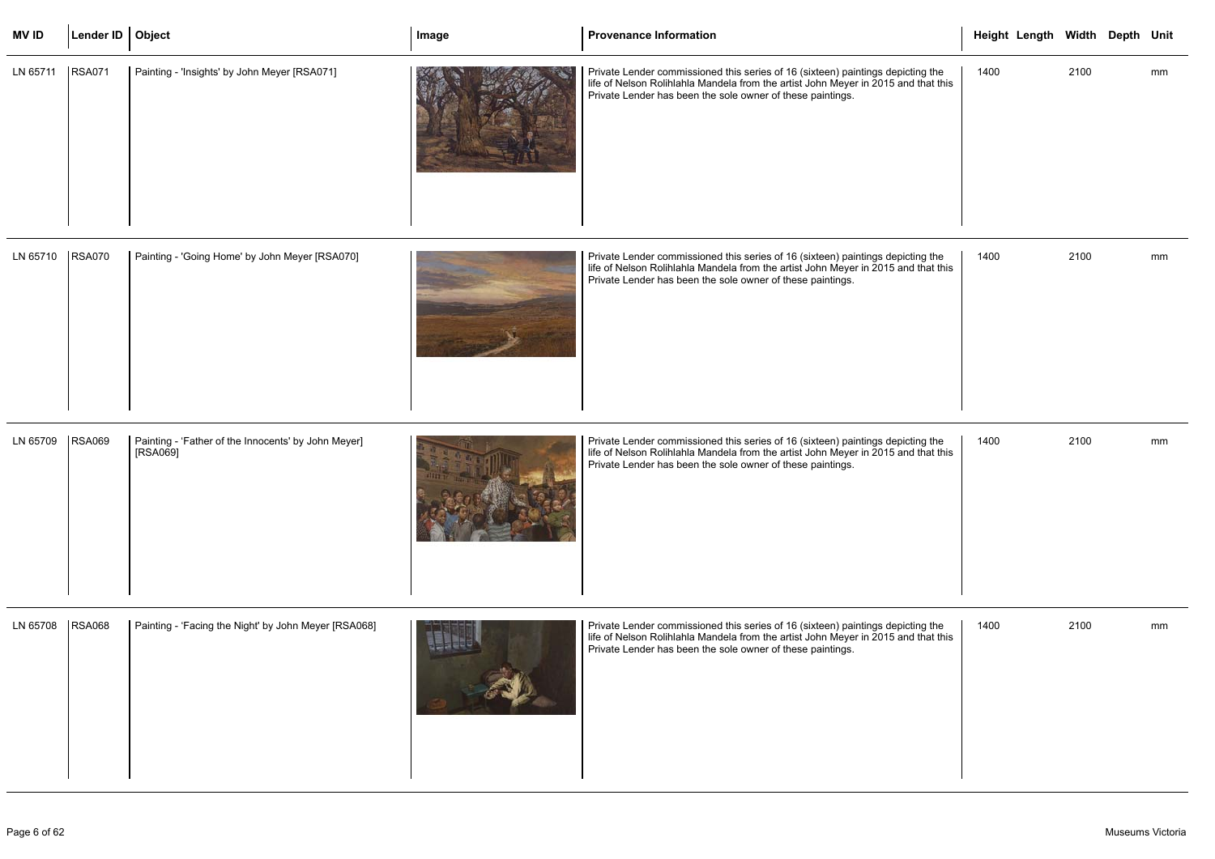| MV ID | Lender ID | Object | Image | Provenance Information | Height | Length | Width | Depth | Unit |
|---|---|---|---|---|---|---|---|---|---|
| LN 65711 | RSA071 | Painting - 'Insights' by John Meyer [RSA071] | | Private Lender commissioned this series of 16 (sixteen) paintings depicting the life of Nelson Rolihlahla Mandela from the artist John Meyer in 2015 and that this Private Lender has been the sole owner of these paintings. | 1400 | | 2100 | | mm |
| LN 65710 | RSA070 | Painting - 'Going Home' by John Meyer [RSA070] | | Private Lender commissioned this series of 16 (sixteen) paintings depicting the life of Nelson Rolihlahla Mandela from the artist John Meyer in 2015 and that this Private Lender has been the sole owner of these paintings. | 1400 | | 2100 | | mm |
| LN 65709 | RSA069 | Painting - 'Father of the Innocents' by John Meyer] [RSA069] | | Private Lender commissioned this series of 16 (sixteen) paintings depicting the life of Nelson Rolihlahla Mandela from the artist John Meyer in 2015 and that this Private Lender has been the sole owner of these paintings. | 1400 | | 2100 | | mm |
| LN 65708 | RSA068 | Painting - 'Facing the Night' by John Meyer [RSA068] | | Private Lender commissioned this series of 16 (sixteen) paintings depicting the life of Nelson Rolihlahla Mandela from the artist John Meyer in 2015 and that this Private Lender has been the sole owner of these paintings. | 1400 | | 2100 | | mm |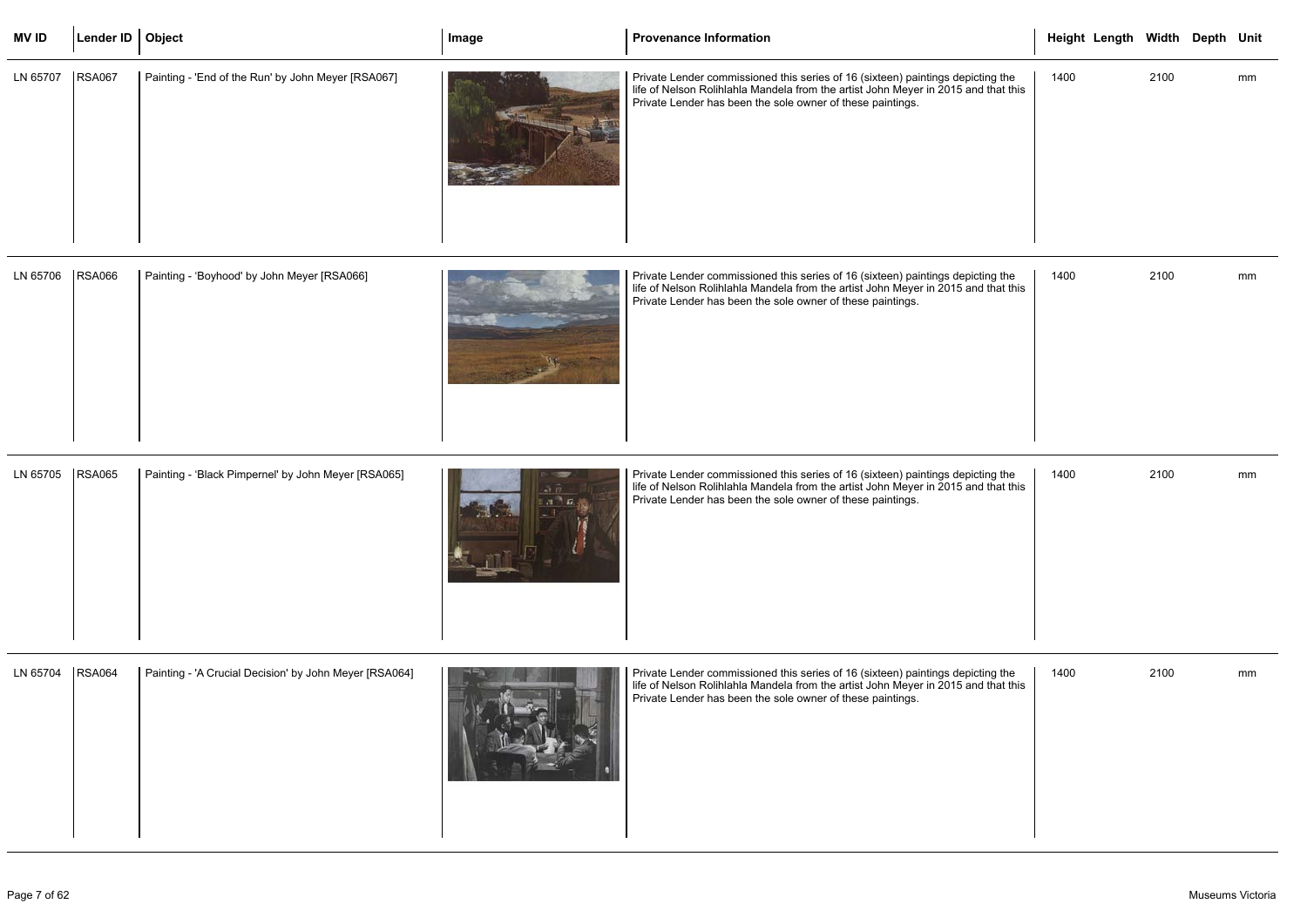| MV ID | Lender ID | Object | Image | Provenance Information | Height | Length | Width | Depth | Unit |
|---|---|---|---|---|---|---|---|---|---|
| LN 65707 | RSA067 | Painting - 'End of the Run' by John Meyer [RSA067] | | Private Lender commissioned this series of 16 (sixteen) paintings depicting the life of Nelson Rolihlahla Mandela from the artist John Meyer in 2015 and that this Private Lender has been the sole owner of these paintings. | 1400 | | 2100 | | mm |
| LN 65706 | RSA066 | Painting - 'Boyhood' by John Meyer [RSA066] | | Private Lender commissioned this series of 16 (sixteen) paintings depicting the life of Nelson Rolihlahla Mandela from the artist John Meyer in 2015 and that this Private Lender has been the sole owner of these paintings. | 1400 | | 2100 | | mm |
| LN 65705 | RSA065 | Painting - 'Black Pimpernel' by John Meyer [RSA065] | | Private Lender commissioned this series of 16 (sixteen) paintings depicting the life of Nelson Rolihlahla Mandela from the artist John Meyer in 2015 and that this Private Lender has been the sole owner of these paintings. | 1400 | | 2100 | | mm |
| LN 65704 | RSA064 | Painting - 'A Crucial Decision' by John Meyer [RSA064] | | Private Lender commissioned this series of 16 (sixteen) paintings depicting the life of Nelson Rolihlahla Mandela from the artist John Meyer in 2015 and that this Private Lender has been the sole owner of these paintings. | 1400 | | 2100 | | mm |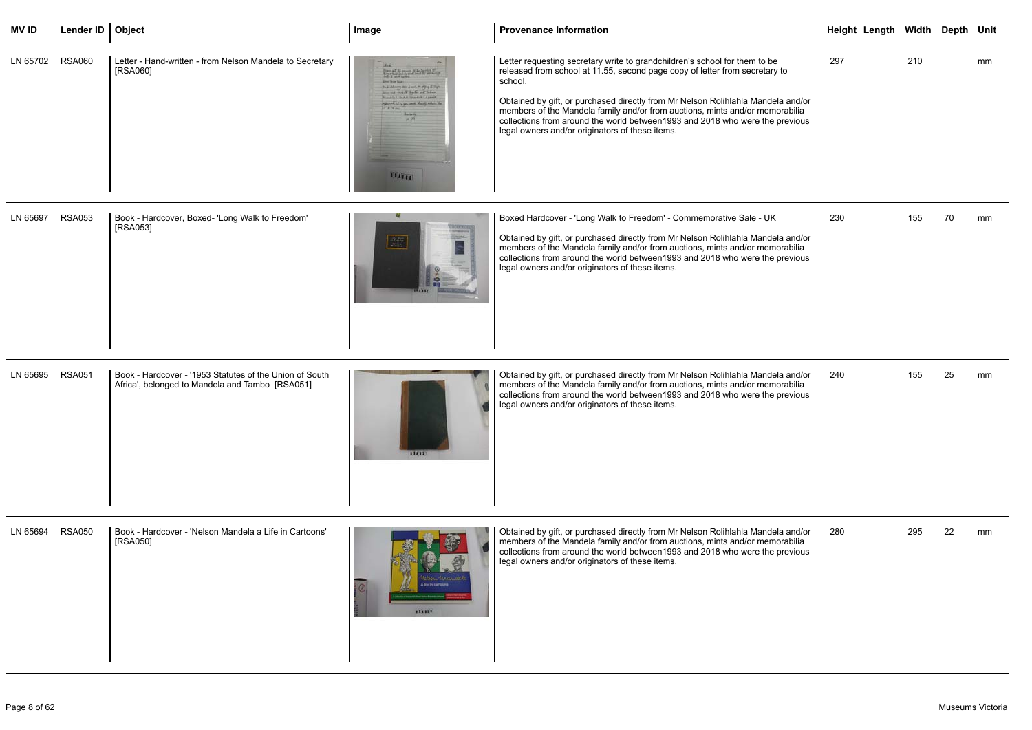| MV ID | Lender ID | Object | Image | Provenance Information | Height | Length | Width | Depth | Unit |
|---|---|---|---|---|---|---|---|---|---|
| LN 65702 | RSA060 | Letter - Hand-written - from Nelson Mandela to Secretary [RSA060] | | Letter requesting secretary write to grandchildren's school for them to be released from school at 11.55, second page copy of letter from secretary to school.<br><br>Obtained by gift, or purchased directly from Mr Nelson Rolihlahla Mandela and/or members of the Mandela family and/or from auctions, mints and/or memorabilia collections from around the world between1993 and 2018 who were the previous legal owners and/or originators of these items. | 297 | | 210 | | mm |
| LN 65697 | RSA053 | Book - Hardcover, Boxed- 'Long Walk to Freedom' [RSA053] | | Boxed Hardcover - 'Long Walk to Freedom' - Commemorative Sale - UK<br><br>Obtained by gift, or purchased directly from Mr Nelson Rolihlahla Mandela and/or members of the Mandela family and/or from auctions, mints and/or memorabilia collections from around the world between1993 and 2018 who were the previous legal owners and/or originators of these items. | 230 | | 155 | 70 | mm |
| LN 65695 | RSA051 | Book - Hardcover - '1953 Statutes of the Union of South Africa', belonged to Mandela and Tambo [RSA051] | | Obtained by gift, or purchased directly from Mr Nelson Rolihlahla Mandela and/or members of the Mandela family and/or from auctions, mints and/or memorabilia collections from around the world between1993 and 2018 who were the previous legal owners and/or originators of these items. | 240 | | 155 | 25 | mm |
| LN 65694 | RSA050 | Book - Hardcover - 'Nelson Mandela a Life in Cartoons' [RSA050] | | Obtained by gift, or purchased directly from Mr Nelson Rolihlahla Mandela and/or members of the Mandela family and/or from auctions, mints and/or memorabilia collections from around the world between1993 and 2018 who were the previous legal owners and/or originators of these items. | 280 | | 295 | 22 | mm |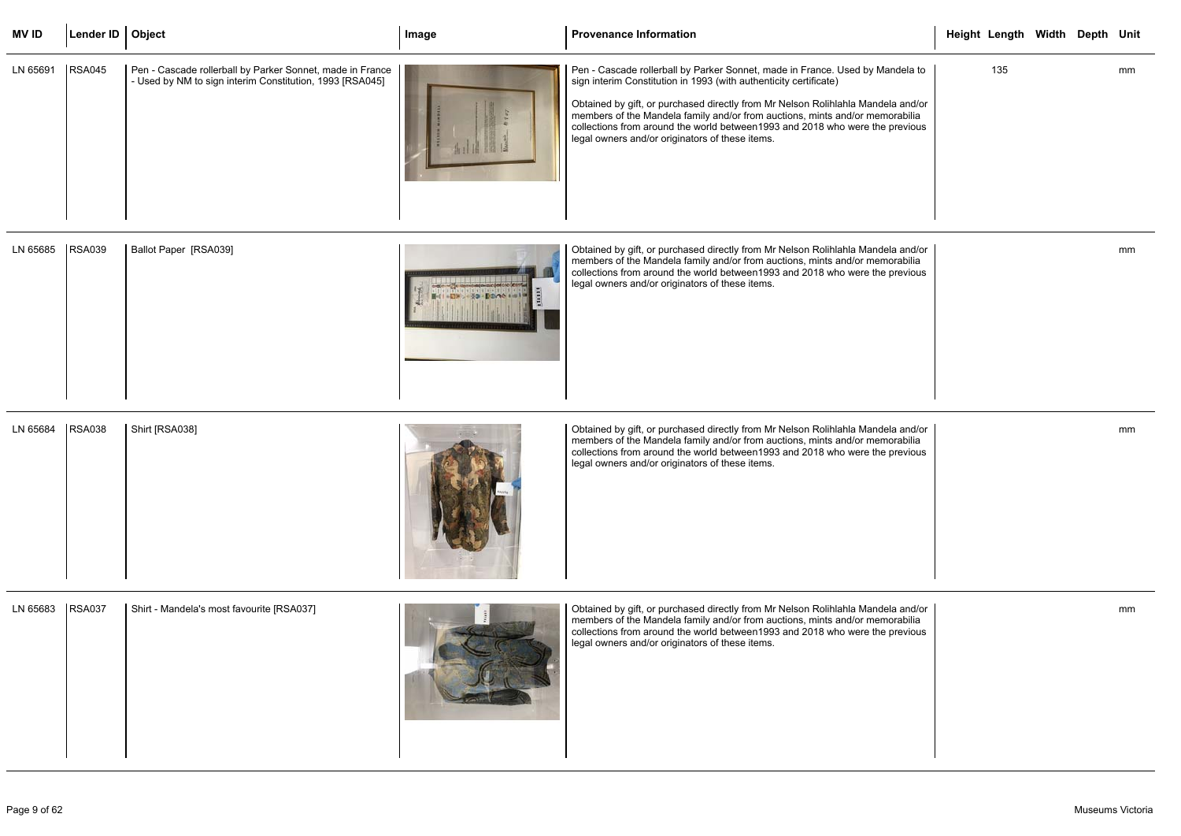| MV ID | Lender ID | Object | Image | Provenance Information | Height | Length | Width | Depth | Unit |
|---|---|---|---|---|---|---|---|---|---|
| LN 65691 | RSA045 | Pen - Cascade rollerball by Parker Sonnet, made in France - Used by NM to sign interim Constitution, 1993 [RSA045] | | Pen - Cascade rollerball by Parker Sonnet, made in France. Used by Mandela to sign interim Constitution in 1993 (with authenticity certificate)<br><br>Obtained by gift, or purchased directly from Mr Nelson Rolihlahla Mandela and/or members of the Mandela family and/or from auctions, mints and/or memorabilia collections from around the world between1993 and 2018 who were the previous legal owners and/or originators of these items. | | 135 | | | mm |
| LN 65685 | RSA039 | Ballot Paper [RSA039] | | Obtained by gift, or purchased directly from Mr Nelson Rolihlahla Mandela and/or members of the Mandela family and/or from auctions, mints and/or memorabilia collections from around the world between1993 and 2018 who were the previous legal owners and/or originators of these items. | | | | | mm |
| LN 65684 | RSA038 | Shirt [RSA038] | | Obtained by gift, or purchased directly from Mr Nelson Rolihlahla Mandela and/or members of the Mandela family and/or from auctions, mints and/or memorabilia collections from around the world between1993 and 2018 who were the previous legal owners and/or originators of these items. | | | | | mm |
| LN 65683 | RSA037 | Shirt - Mandela's most favourite [RSA037] | | Obtained by gift, or purchased directly from Mr Nelson Rolihlahla Mandela and/or members of the Mandela family and/or from auctions, mints and/or memorabilia collections from around the world between1993 and 2018 who were the previous legal owners and/or originators of these items. | | | | | mm |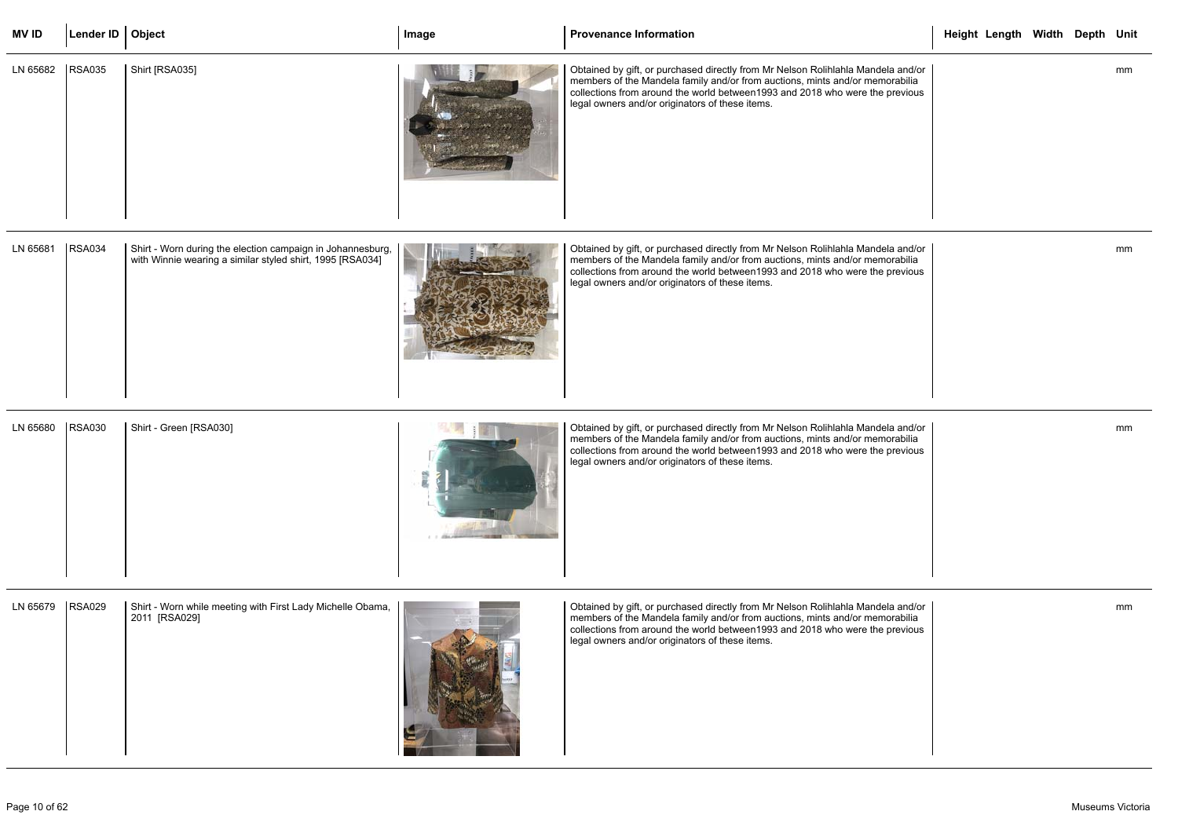| MV ID | Lender ID | Object | Image | Provenance Information | Height | Length | Width | Depth | Unit |
|---|---|---|---|---|---|---|---|---|---|
| LN 65682 | RSA035 | Shirt [RSA035] | | Obtained by gift, or purchased directly from Mr Nelson Rolihlahla Mandela and/or members of the Mandela family and/or from auctions, mints and/or memorabilia collections from around the world between1993 and 2018 who were the previous legal owners and/or originators of these items. | | | | | mm |
| LN 65681 | RSA034 | Shirt - Worn during the election campaign in Johannesburg, with Winnie wearing a similar styled shirt, 1995 [RSA034] | | Obtained by gift, or purchased directly from Mr Nelson Rolihlahla Mandela and/or members of the Mandela family and/or from auctions, mints and/or memorabilia collections from around the world between1993 and 2018 who were the previous legal owners and/or originators of these items. | | | | | mm |
| LN 65680 | RSA030 | Shirt - Green [RSA030] | | Obtained by gift, or purchased directly from Mr Nelson Rolihlahla Mandela and/or members of the Mandela family and/or from auctions, mints and/or memorabilia collections from around the world between1993 and 2018 who were the previous legal owners and/or originators of these items. | | | | | mm |
| LN 65679 | RSA029 | Shirt - Worn while meeting with First Lady Michelle Obama, 2011 [RSA029] | | Obtained by gift, or purchased directly from Mr Nelson Rolihlahla Mandela and/or members of the Mandela family and/or from auctions, mints and/or memorabilia collections from around the world between1993 and 2018 who were the previous legal owners and/or originators of these items. | | | | | mm |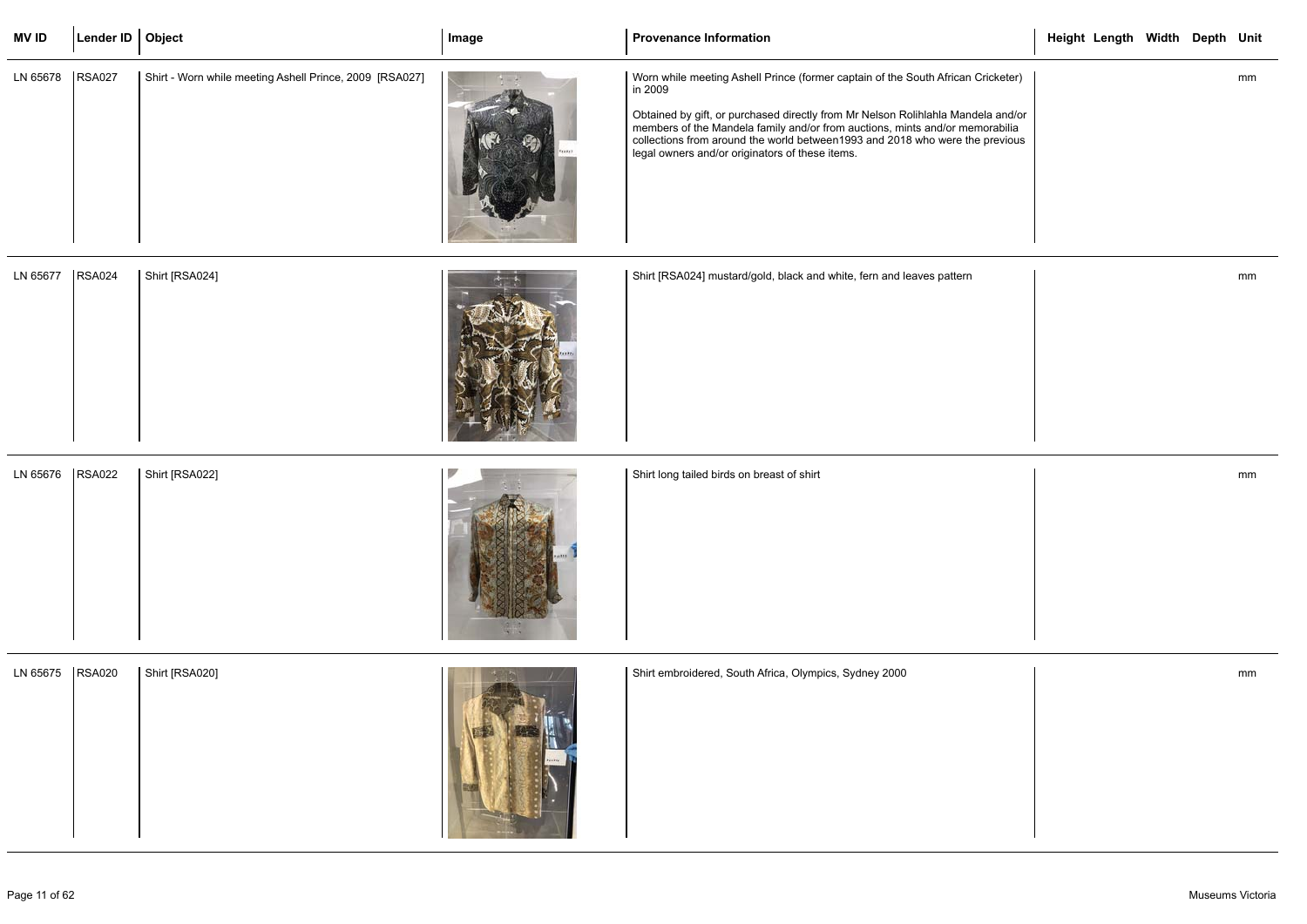| MV ID | Lender ID | Object | Image | Provenance Information | Height | Length | Width | Depth | Unit |
|---|---|---|---|---|---|---|---|---|---|
| LN 65678 | RSA027 | Shirt - Worn while meeting Ashell Prince, 2009 [RSA027] | | Worn while meeting Ashell Prince (former captain of the South African Cricketer) in 2009<br><br>Obtained by gift, or purchased directly from Mr Nelson Rolihlahla Mandela and/or members of the Mandela family and/or from auctions, mints and/or memorabilia collections from around the world between1993 and 2018 who were the previous legal owners and/or originators of these items. | | | | | mm |
| LN 65677 | RSA024 | Shirt [RSA024] | | Shirt [RSA024] mustard/gold, black and white, fern and leaves pattern | | | | | mm |
| LN 65676 | RSA022 | Shirt [RSA022] | | Shirt long tailed birds on breast of shirt | | | | | mm |
| LN 65675 | RSA020 | Shirt [RSA020] | | Shirt embroidered, South Africa, Olympics, Sydney 2000 | | | | | mm |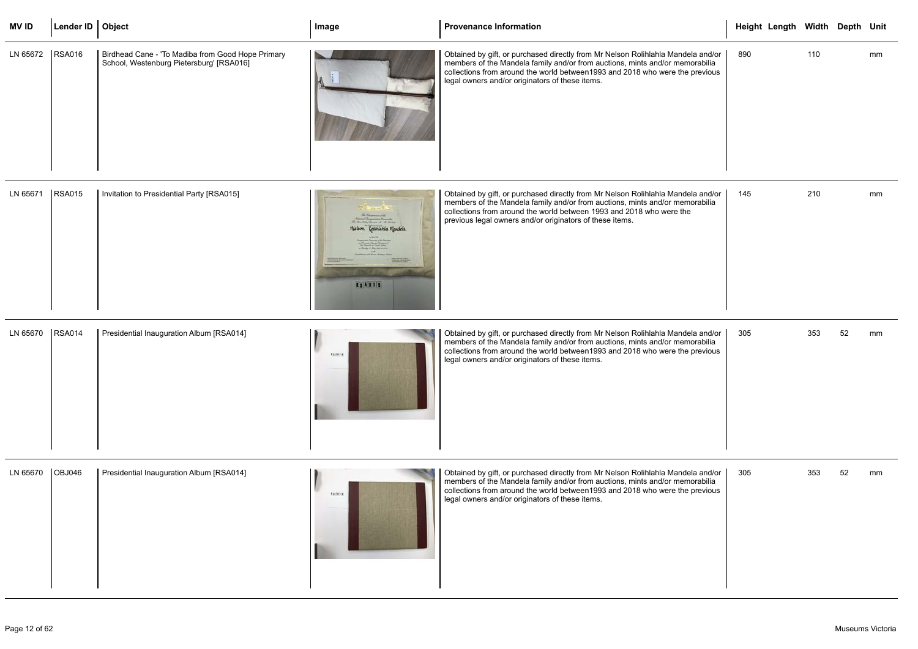| MV ID | Lender ID | Object | Image | Provenance Information | Height | Length | Width | Depth | Unit |
|---|---|---|---|---|---|---|---|---|---|
| LN 65672 | RSA016 | Birdhead Cane - 'To Madiba from Good Hope Primary School, Westenburg Pietersburg' [RSA016] | | Obtained by gift, or purchased directly from Mr Nelson Rolihlahla Mandela and/or members of the Mandela family and/or from auctions, mints and/or memorabilia collections from around the world between1993 and 2018 who were the previous legal owners and/or originators of these items. | 890 | | 110 | | mm |
| LN 65671 | RSA015 | Invitation to Presidential Party [RSA015] | | Obtained by gift, or purchased directly from Mr Nelson Rolihlahla Mandela and/or members of the Mandela family and/or from auctions, mints and/or memorabilia collections from around the world between 1993 and 2018 who were the previous legal owners and/or originators of these items. | 145 | | 210 | | mm |
| LN 65670 | RSA014 | Presidential Inauguration Album [RSA014] | | Obtained by gift, or purchased directly from Mr Nelson Rolihlahla Mandela and/or members of the Mandela family and/or from auctions, mints and/or memorabilia collections from around the world between1993 and 2018 who were the previous legal owners and/or originators of these items. | 305 | | 353 | 52 | mm |
| LN 65670 | OBJ046 | Presidential Inauguration Album [RSA014] | | Obtained by gift, or purchased directly from Mr Nelson Rolihlahla Mandela and/or members of the Mandela family and/or from auctions, mints and/or memorabilia collections from around the world between1993 and 2018 who were the previous legal owners and/or originators of these items. | 305 | | 353 | 52 | mm |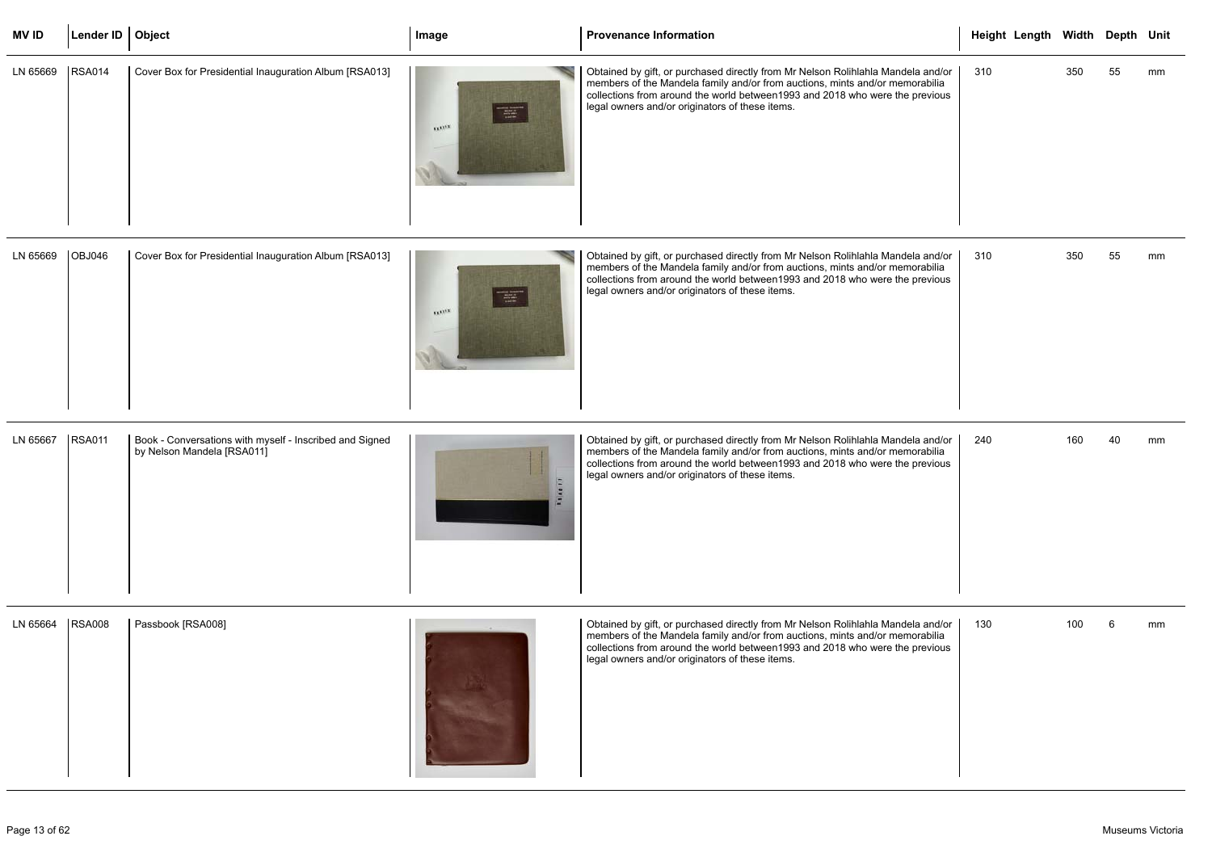| MV ID | Lender ID | Object | Image | Provenance Information | Height | Length | Width | Depth | Unit |
|---|---|---|---|---|---|---|---|---|---|
| LN 65669 | RSA014 | Cover Box for Presidential Inauguration Album [RSA013] | | Obtained by gift, or purchased directly from Mr Nelson Rolihlahla Mandela and/or members of the Mandela family and/or from auctions, mints and/or memorabilia collections from around the world between1993 and 2018 who were the previous legal owners and/or originators of these items. | 310 | | 350 | 55 | mm |
| LN 65669 | OBJ046 | Cover Box for Presidential Inauguration Album [RSA013] | | Obtained by gift, or purchased directly from Mr Nelson Rolihlahla Mandela and/or members of the Mandela family and/or from auctions, mints and/or memorabilia collections from around the world between1993 and 2018 who were the previous legal owners and/or originators of these items. | 310 | | 350 | 55 | mm |
| LN 65667 | RSA011 | Book - Conversations with myself - Inscribed and Signed by Nelson Mandela [RSA011] | | Obtained by gift, or purchased directly from Mr Nelson Rolihlahla Mandela and/or members of the Mandela family and/or from auctions, mints and/or memorabilia collections from around the world between1993 and 2018 who were the previous legal owners and/or originators of these items. | 240 | | 160 | 40 | mm |
| LN 65664 | RSA008 | Passbook [RSA008] | | Obtained by gift, or purchased directly from Mr Nelson Rolihlahla Mandela and/or members of the Mandela family and/or from auctions, mints and/or memorabilia collections from around the world between1993 and 2018 who were the previous legal owners and/or originators of these items. | 130 | | 100 | 6 | mm |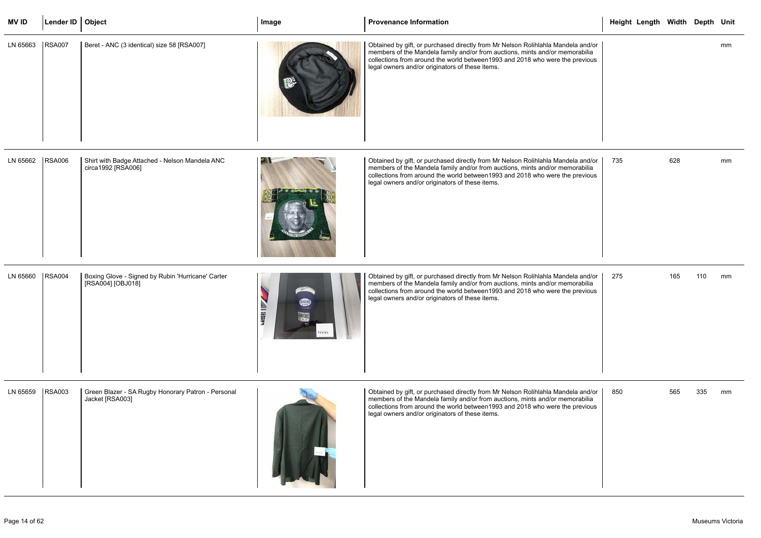| MV ID | Lender ID | Object | Image | Provenance Information | Height | Length | Width | Depth | Unit |
| --- | --- | --- | --- | --- | --- | --- | --- | --- | --- |
| LN 65663 | RSA007 | Beret - ANC (3 identical) size 58 [RSA007] | | Obtained by gift, or purchased directly from Mr Nelson Rolihlahla Mandela and/or members of the Mandela family and/or from auctions, mints and/or memorabilia collections from around the world between1993 and 2018 who were the previous legal owners and/or originators of these items. | | | | | mm |
| LN 65662 | RSA006 | Shirt with Badge Attached - Nelson Mandela ANC circa1992 [RSA006] | | Obtained by gift, or purchased directly from Mr Nelson Rolihlahla Mandela and/or members of the Mandela family and/or from auctions, mints and/or memorabilia collections from around the world between1993 and 2018 who were the previous legal owners and/or originators of these items. | 735 | | 628 | | mm |
| LN 65660 | RSA004 | Boxing Glove - Signed by Rubin 'Hurricane' Carter [RSA004] [OBJ018] | | Obtained by gift, or purchased directly from Mr Nelson Rolihlahla Mandela and/or members of the Mandela family and/or from auctions, mints and/or memorabilia collections from around the world between1993 and 2018 who were the previous legal owners and/or originators of these items. | 275 | | 165 | 110 | mm |
| LN 65659 | RSA003 | Green Blazer - SA Rugby Honorary Patron - Personal Jacket [RSA003] | | Obtained by gift, or purchased directly from Mr Nelson Rolihlahla Mandela and/or members of the Mandela family and/or from auctions, mints and/or memorabilia collections from around the world between1993 and 2018 who were the previous legal owners and/or originators of these items. | 850 | | 565 | 335 | mm |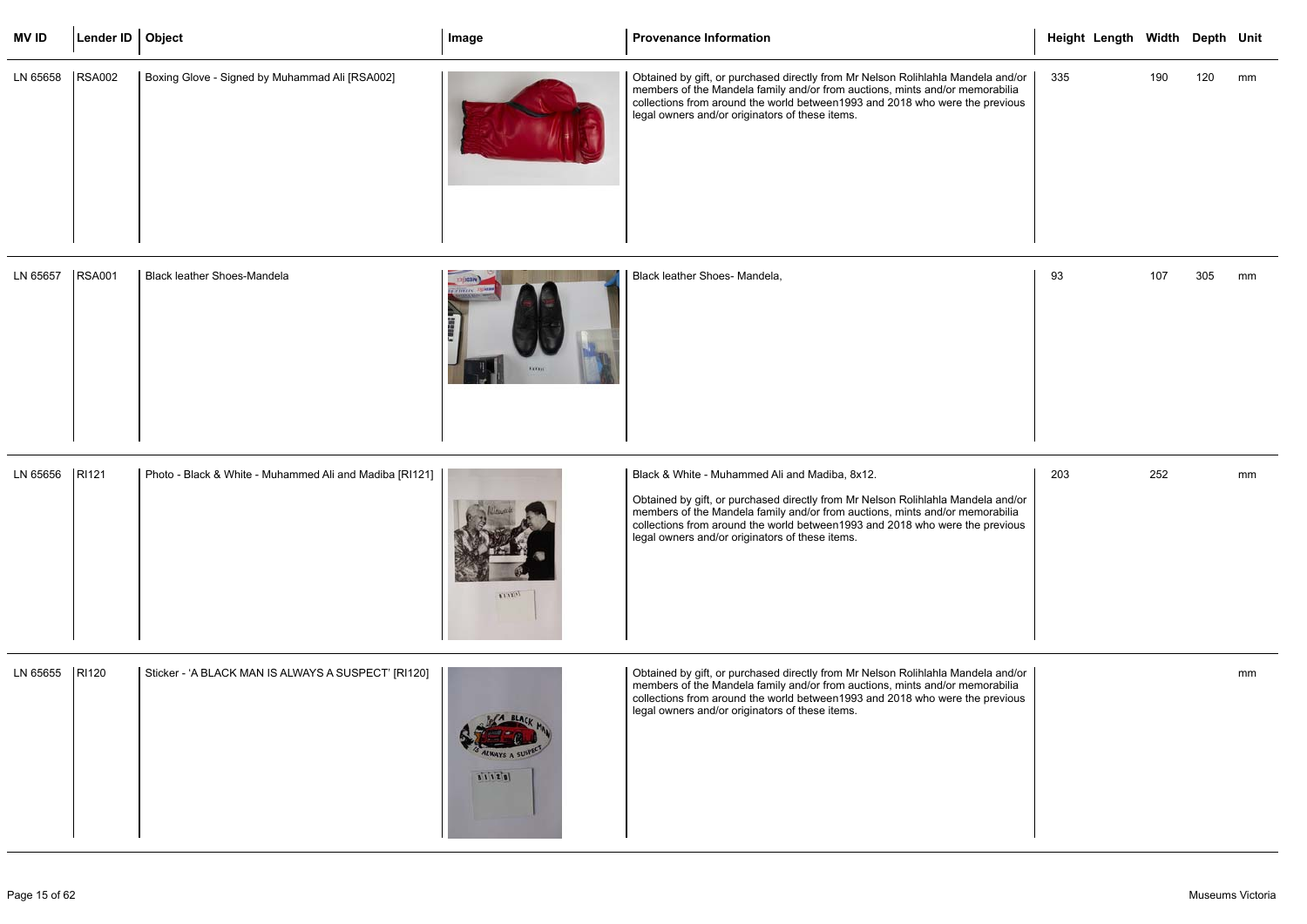| MV ID | Lender ID | Object | Image | Provenance Information | Height | Length | Width | Depth | Unit |
|---|---|---|---|---|---|---|---|---|---|
| LN 65658 | RSA002 | Boxing Glove - Signed by Muhammad Ali [RSA002] | | Obtained by gift, or purchased directly from Mr Nelson Rolihlahla Mandela and/or members of the Mandela family and/or from auctions, mints and/or memorabilia collections from around the world between1993 and 2018 who were the previous legal owners and/or originators of these items. | 335 | | 190 | 120 | mm |
| LN 65657 | RSA001 | Black leather Shoes-Mandela | | Black leather Shoes- Mandela, | 93 | | 107 | 305 | mm |
| LN 65656 | RI121 | Photo - Black & White - Muhammed Ali and Madiba [RI121] | | Black & White - Muhammed Ali and Madiba, 8x12.<br><br>Obtained by gift, or purchased directly from Mr Nelson Rolihlahla Mandela and/or members of the Mandela family and/or from auctions, mints and/or memorabilia collections from around the world between1993 and 2018 who were the previous legal owners and/or originators of these items. | 203 | | 252 | | mm |
| LN 65655 | RI120 | Sticker - 'A BLACK MAN IS ALWAYS A SUSPECT' [RI120] | | Obtained by gift, or purchased directly from Mr Nelson Rolihlahla Mandela and/or members of the Mandela family and/or from auctions, mints and/or memorabilia collections from around the world between1993 and 2018 who were the previous legal owners and/or originators of these items. | | | | | mm |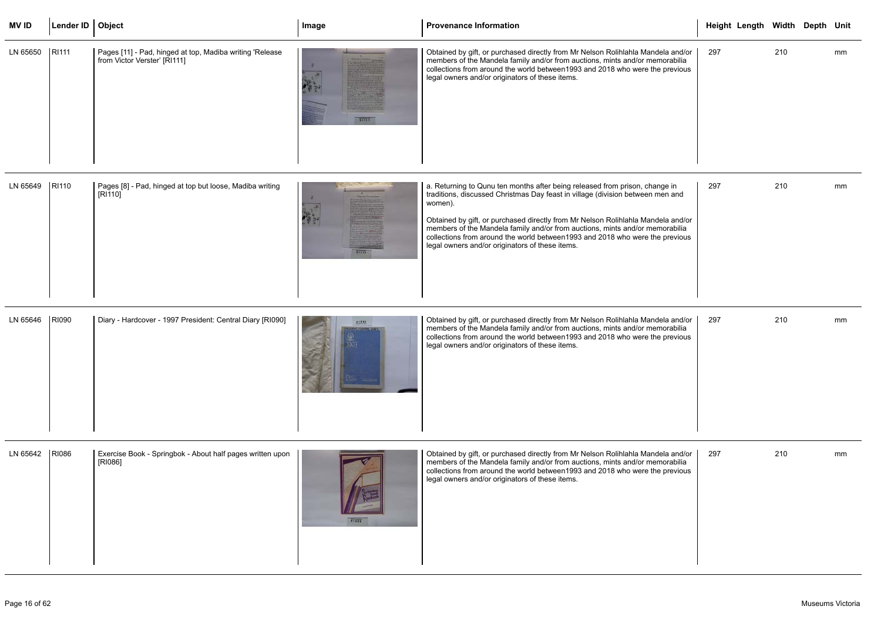| MV ID | Lender ID | Object | Image | Provenance Information | Height | Length | Width | Depth | Unit |
| --- | --- | --- | --- | --- | --- | --- | --- | --- | --- |
| LN 65650 | RI111 | Pages [11] - Pad, hinged at top, Madiba writing 'Release from Victor Verster' [RI111] | | Obtained by gift, or purchased directly from Mr Nelson Rolihlahla Mandela and/or members of the Mandela family and/or from auctions, mints and/or memorabilia collections from around the world between1993 and 2018 who were the previous legal owners and/or originators of these items. | 297 | | 210 | | mm |
| LN 65649 | RI110 | Pages [8] - Pad, hinged at top but loose, Madiba writing [RI110] | | a. Returning to Qunu ten months after being released from prison, change in traditions, discussed Christmas Day feast in village (division between men and women).<br><br>Obtained by gift, or purchased directly from Mr Nelson Rolihlahla Mandela and/or members of the Mandela family and/or from auctions, mints and/or memorabilia collections from around the world between1993 and 2018 who were the previous legal owners and/or originators of these items. | 297 | | 210 | | mm |
| LN 65646 | RI090 | Diary - Hardcover - 1997 President: Central Diary [RI090] | | Obtained by gift, or purchased directly from Mr Nelson Rolihlahla Mandela and/or members of the Mandela family and/or from auctions, mints and/or memorabilia collections from around the world between1993 and 2018 who were the previous legal owners and/or originators of these items. | 297 | | 210 | | mm |
| LN 65642 | RI086 | Exercise Book - Springbok - About half pages written upon [RI086] | | Obtained by gift, or purchased directly from Mr Nelson Rolihlahla Mandela and/or members of the Mandela family and/or from auctions, mints and/or memorabilia collections from around the world between1993 and 2018 who were the previous legal owners and/or originators of these items. | 297 | | 210 | | mm |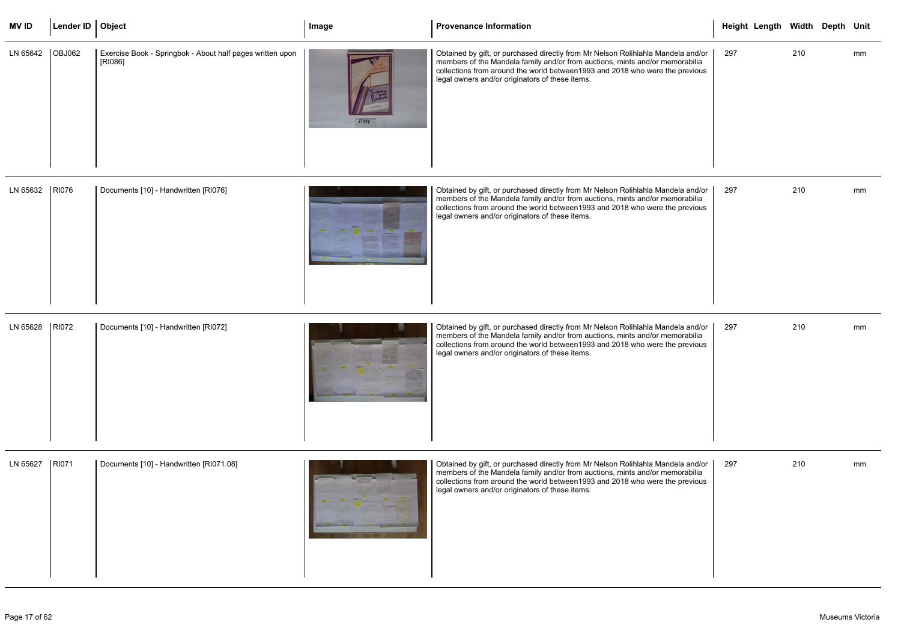| MV ID | Lender ID | Object | Image | Provenance Information | Height | Length | Width | Depth | Unit |
|---|---|---|---|---|---|---|---|---|---|
| LN 65642 | OBJ062 | Exercise Book - Springbok - About half pages written upon [RI086] | | Obtained by gift, or purchased directly from Mr Nelson Rolihlahla Mandela and/or members of the Mandela family and/or from auctions, mints and/or memorabilia collections from around the world between1993 and 2018 who were the previous legal owners and/or originators of these items. | 297 | | 210 | | mm |
| LN 65632 | RI076 | Documents [10] - Handwritten [RI076] | | Obtained by gift, or purchased directly from Mr Nelson Rolihlahla Mandela and/or members of the Mandela family and/or from auctions, mints and/or memorabilia collections from around the world between1993 and 2018 who were the previous legal owners and/or originators of these items. | 297 | | 210 | | mm |
| LN 65628 | RI072 | Documents [10] - Handwritten [RI072] | | Obtained by gift, or purchased directly from Mr Nelson Rolihlahla Mandela and/or members of the Mandela family and/or from auctions, mints and/or memorabilia collections from around the world between1993 and 2018 who were the previous legal owners and/or originators of these items. | 297 | | 210 | | mm |
| LN 65627 | RI071 | Documents [10] - Handwritten [RI071.08] | | Obtained by gift, or purchased directly from Mr Nelson Rolihlahla Mandela and/or members of the Mandela family and/or from auctions, mints and/or memorabilia collections from around the world between1993 and 2018 who were the previous legal owners and/or originators of these items. | 297 | | 210 | | mm |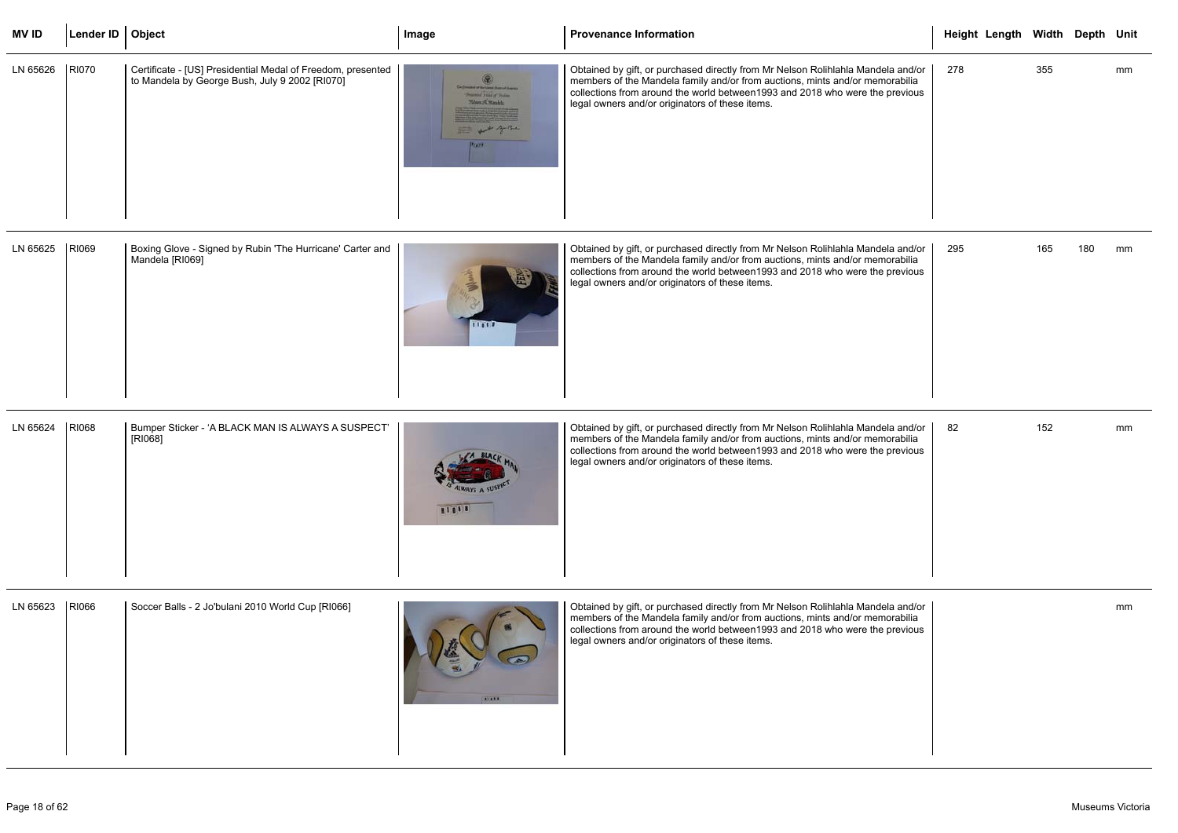| MV ID | Lender ID | Object | Image | Provenance Information | Height | Length | Width | Depth | Unit |
|---|---|---|---|---|---|---|---|---|---|
| LN 65626 | RI070 | Certificate - [US] Presidential Medal of Freedom, presented to Mandela by George Bush, July 9 2002 [RI070] | | Obtained by gift, or purchased directly from Mr Nelson Rolihlahla Mandela and/or members of the Mandela family and/or from auctions, mints and/or memorabilia collections from around the world between1993 and 2018 who were the previous legal owners and/or originators of these items. | 278 | | 355 | | mm |
| LN 65625 | RI069 | Boxing Glove - Signed by Rubin 'The Hurricane' Carter and Mandela [RI069] | | Obtained by gift, or purchased directly from Mr Nelson Rolihlahla Mandela and/or members of the Mandela family and/or from auctions, mints and/or memorabilia collections from around the world between1993 and 2018 who were the previous legal owners and/or originators of these items. | 295 | | 165 | 180 | mm |
| LN 65624 | RI068 | Bumper Sticker - 'A BLACK MAN IS ALWAYS A SUSPECT' [RI068] | | Obtained by gift, or purchased directly from Mr Nelson Rolihlahla Mandela and/or members of the Mandela family and/or from auctions, mints and/or memorabilia collections from around the world between1993 and 2018 who were the previous legal owners and/or originators of these items. | 82 | | 152 | | mm |
| LN 65623 | RI066 | Soccer Balls - 2 Jo'bulani 2010 World Cup [RI066] | | Obtained by gift, or purchased directly from Mr Nelson Rolihlahla Mandela and/or members of the Mandela family and/or from auctions, mints and/or memorabilia collections from around the world between1993 and 2018 who were the previous legal owners and/or originators of these items. | | | | | mm |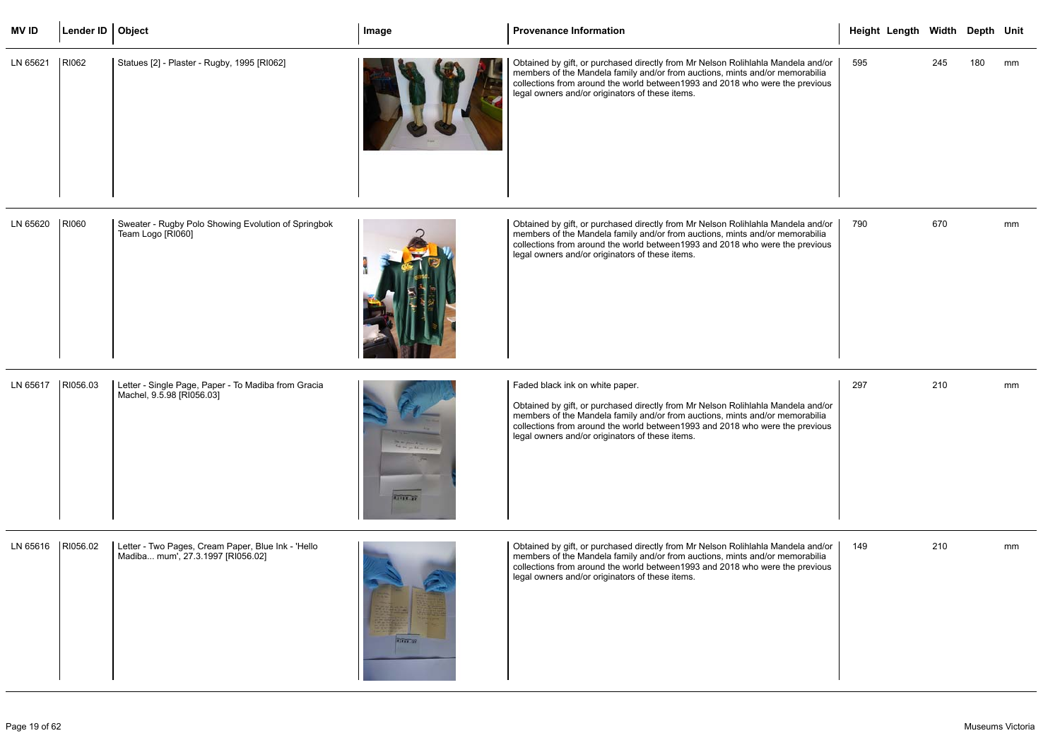| MV ID | Lender ID | Object | Image | Provenance Information | Height | Length | Width | Depth | Unit |
|---|---|---|---|---|---|---|---|---|---|
| LN 65621 | RI062 | Statues [2] - Plaster - Rugby, 1995 [RI062] | | Obtained by gift, or purchased directly from Mr Nelson Rolihlahla Mandela and/or members of the Mandela family and/or from auctions, mints and/or memorabilia collections from around the world between1993 and 2018 who were the previous legal owners and/or originators of these items. | 595 | | 245 | 180 | mm |
| LN 65620 | RI060 | Sweater - Rugby Polo Showing Evolution of Springbok Team Logo [RI060] | | Obtained by gift, or purchased directly from Mr Nelson Rolihlahla Mandela and/or members of the Mandela family and/or from auctions, mints and/or memorabilia collections from around the world between1993 and 2018 who were the previous legal owners and/or originators of these items. | 790 | | 670 | | mm |
| LN 65617 | RI056.03 | Letter - Single Page, Paper - To Madiba from Gracia Machel, 9.5.98 [RI056.03] | | Faded black ink on white paper.<br><br>Obtained by gift, or purchased directly from Mr Nelson Rolihlahla Mandela and/or members of the Mandela family and/or from auctions, mints and/or memorabilia collections from around the world between1993 and 2018 who were the previous legal owners and/or originators of these items. | 297 | | 210 | | mm |
| LN 65616 | RI056.02 | Letter - Two Pages, Cream Paper, Blue Ink - 'Hello Madiba... mum', 27.3.1997 [RI056.02] | | Obtained by gift, or purchased directly from Mr Nelson Rolihlahla Mandela and/or members of the Mandela family and/or from auctions, mints and/or memorabilia collections from around the world between1993 and 2018 who were the previous legal owners and/or originators of these items. | 149 | | 210 | | mm |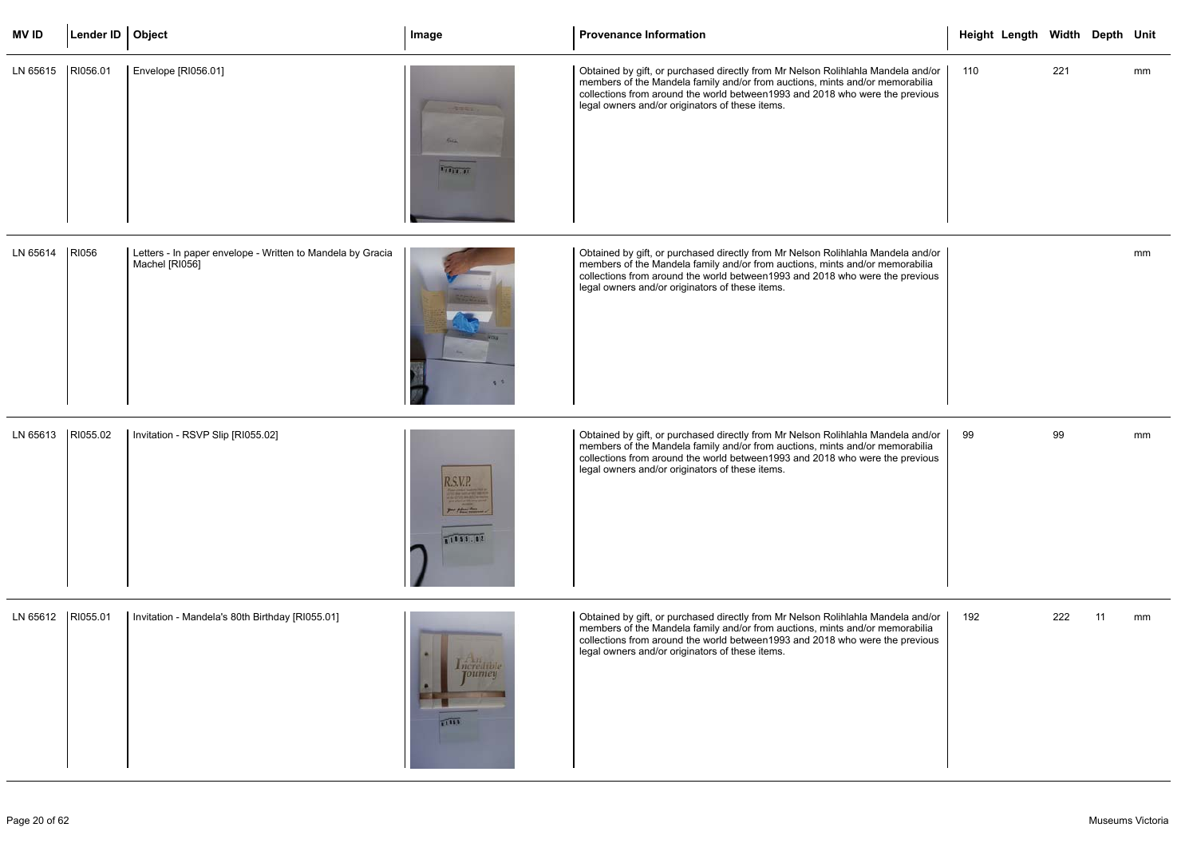| MV ID | Lender ID | Object | Image | Provenance Information | Height | Length | Width | Depth | Unit |
|---|---|---|---|---|---|---|---|---|---|
| LN 65615 | RI056.01 | Envelope [RI056.01] | | Obtained by gift, or purchased directly from Mr Nelson Rolihlahla Mandela and/or members of the Mandela family and/or from auctions, mints and/or memorabilia collections from around the world between1993 and 2018 who were the previous legal owners and/or originators of these items. | 110 | | 221 | | mm |
| LN 65614 | RI056 | Letters - In paper envelope - Written to Mandela by Gracia Machel [RI056] | | Obtained by gift, or purchased directly from Mr Nelson Rolihlahla Mandela and/or members of the Mandela family and/or from auctions, mints and/or memorabilia collections from around the world between1993 and 2018 who were the previous legal owners and/or originators of these items. | | | | | mm |
| LN 65613 | RI055.02 | Invitation - RSVP Slip [RI055.02] | | Obtained by gift, or purchased directly from Mr Nelson Rolihlahla Mandela and/or members of the Mandela family and/or from auctions, mints and/or memorabilia collections from around the world between1993 and 2018 who were the previous legal owners and/or originators of these items. | 99 | | 99 | | mm |
| LN 65612 | RI055.01 | Invitation - Mandela's 80th Birthday [RI055.01] | | Obtained by gift, or purchased directly from Mr Nelson Rolihlahla Mandela and/or members of the Mandela family and/or from auctions, mints and/or memorabilia collections from around the world between1993 and 2018 who were the previous legal owners and/or originators of these items. | 192 | | 222 | 11 | mm |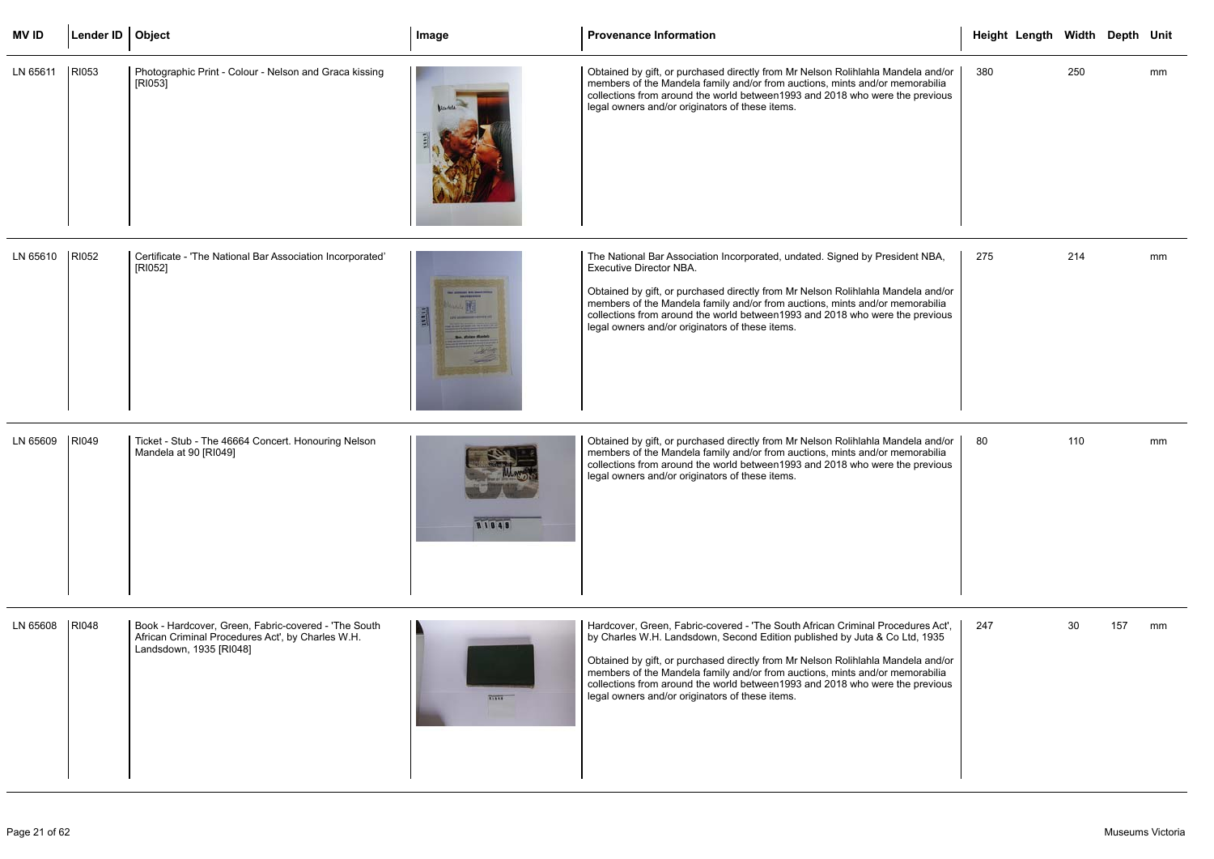| MV ID | Lender ID | Object | Image | Provenance Information | Height | Length | Width | Depth | Unit |
|---|---|---|---|---|---|---|---|---|---|
| LN 65611 | RI053 | Photographic Print - Colour - Nelson and Graca kissing [RI053] | | Obtained by gift, or purchased directly from Mr Nelson Rolihlahla Mandela and/or members of the Mandela family and/or from auctions, mints and/or memorabilia collections from around the world between1993 and 2018 who were the previous legal owners and/or originators of these items. | 380 | | 250 | | mm |
| LN 65610 | RI052 | Certificate - 'The National Bar Association Incorporated' [RI052] | | The National Bar Association Incorporated, undated. Signed by President NBA, Executive Director NBA.<br><br>Obtained by gift, or purchased directly from Mr Nelson Rolihlahla Mandela and/or members of the Mandela family and/or from auctions, mints and/or memorabilia collections from around the world between1993 and 2018 who were the previous legal owners and/or originators of these items. | 275 | | 214 | | mm |
| LN 65609 | RI049 | Ticket - Stub - The 46664 Concert. Honouring Nelson Mandela at 90 [RI049] | | Obtained by gift, or purchased directly from Mr Nelson Rolihlahla Mandela and/or members of the Mandela family and/or from auctions, mints and/or memorabilia collections from around the world between1993 and 2018 who were the previous legal owners and/or originators of these items. | 80 | | 110 | | mm |
| LN 65608 | RI048 | Book - Hardcover, Green, Fabric-covered - 'The South African Criminal Procedures Act', by Charles W.H. Landsdown, 1935 [RI048] | | Hardcover, Green, Fabric-covered - 'The South African Criminal Procedures Act', by Charles W.H. Landsdown, Second Edition published by Juta & Co Ltd, 1935<br><br>Obtained by gift, or purchased directly from Mr Nelson Rolihlahla Mandela and/or members of the Mandela family and/or from auctions, mints and/or memorabilia collections from around the world between1993 and 2018 who were the previous legal owners and/or originators of these items. | 247 | | 30 | 157 | mm |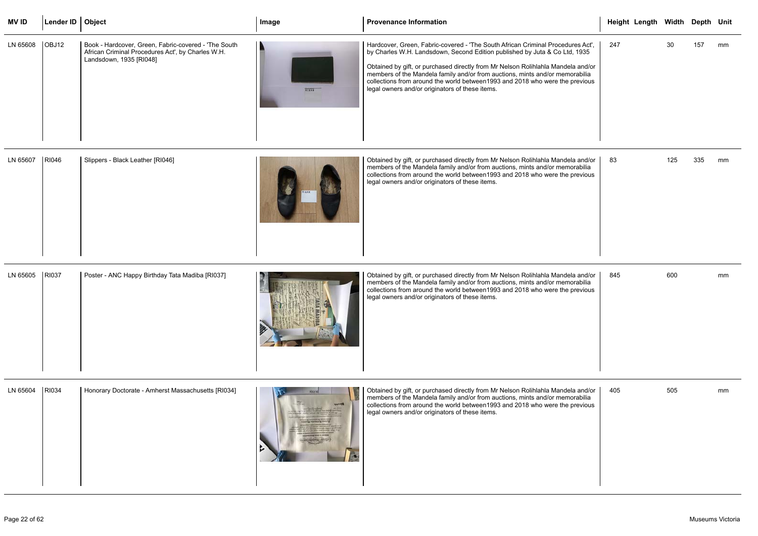| MV ID | Lender ID | Object | Image | Provenance Information | Height | Length | Width | Depth | Unit |
|---|---|---|---|---|---|---|---|---|---|
| LN 65608 | OBJ12 | Book - Hardcover, Green, Fabric-covered - 'The South African Criminal Procedures Act', by Charles W.H. Landsdown, 1935 [RI048] | | Hardcover, Green, Fabric-covered - 'The South African Criminal Procedures Act', by Charles W.H. Landsdown, Second Edition published by Juta & Co Ltd, 1935<br><br>Obtained by gift, or purchased directly from Mr Nelson Rolihlahla Mandela and/or members of the Mandela family and/or from auctions, mints and/or memorabilia collections from around the world between1993 and 2018 who were the previous legal owners and/or originators of these items. | 247 | | 30 | 157 | mm |
| LN 65607 | RI046 | Slippers - Black Leather [RI046] | | Obtained by gift, or purchased directly from Mr Nelson Rolihlahla Mandela and/or members of the Mandela family and/or from auctions, mints and/or memorabilia collections from around the world between1993 and 2018 who were the previous legal owners and/or originators of these items. | 83 | | 125 | 335 | mm |
| LN 65605 | RI037 | Poster - ANC Happy Birthday Tata Madiba [RI037] | | Obtained by gift, or purchased directly from Mr Nelson Rolihlahla Mandela and/or members of the Mandela family and/or from auctions, mints and/or memorabilia collections from around the world between1993 and 2018 who were the previous legal owners and/or originators of these items. | 845 | | 600 | | mm |
| LN 65604 | RI034 | Honorary Doctorate - Amherst Massachusetts [RI034] | | Obtained by gift, or purchased directly from Mr Nelson Rolihlahla Mandela and/or members of the Mandela family and/or from auctions, mints and/or memorabilia collections from around the world between1993 and 2018 who were the previous legal owners and/or originators of these items. | 405 | | 505 | | mm |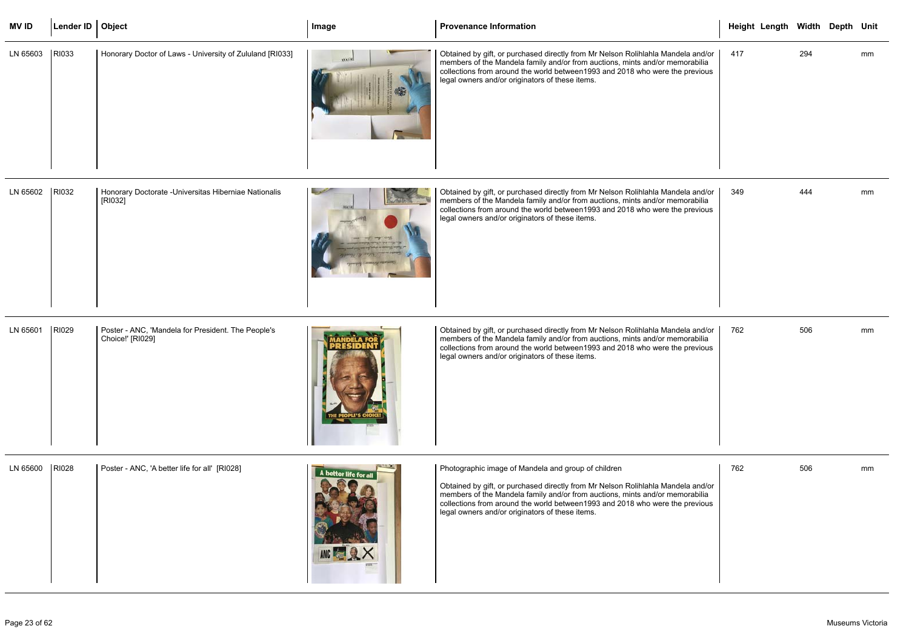| MV ID | Lender ID | Object | Image | Provenance Information | Height | Length | Width | Depth | Unit |
|---|---|---|---|---|---|---|---|---|---|
| LN 65603 | RI033 | Honorary Doctor of Laws - University of Zululand [RI033] | | Obtained by gift, or purchased directly from Mr Nelson Rolihlahla Mandela and/or members of the Mandela family and/or from auctions, mints and/or memorabilia collections from around the world between1993 and 2018 who were the previous legal owners and/or originators of these items. | 417 | | 294 | | mm |
| LN 65602 | RI032 | Honorary Doctorate -Universitas Hiberniae Nationalis [RI032] | | Obtained by gift, or purchased directly from Mr Nelson Rolihlahla Mandela and/or members of the Mandela family and/or from auctions, mints and/or memorabilia collections from around the world between1993 and 2018 who were the previous legal owners and/or originators of these items. | 349 | | 444 | | mm |
| LN 65601 | RI029 | Poster - ANC, 'Mandela for President. The People's Choice!' [RI029] | | Obtained by gift, or purchased directly from Mr Nelson Rolihlahla Mandela and/or members of the Mandela family and/or from auctions, mints and/or memorabilia collections from around the world between1993 and 2018 who were the previous legal owners and/or originators of these items. | 762 | | 506 | | mm |
| LN 65600 | RI028 | Poster - ANC, 'A better life for all' [RI028] | | Photographic image of Mandela and group of children<br><br>Obtained by gift, or purchased directly from Mr Nelson Rolihlahla Mandela and/or members of the Mandela family and/or from auctions, mints and/or memorabilia collections from around the world between1993 and 2018 who were the previous legal owners and/or originators of these items. | 762 | | 506 | | mm |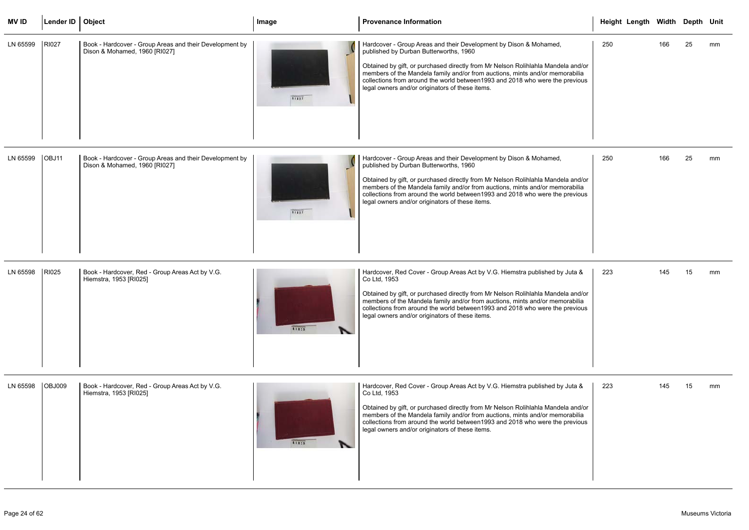| MV ID | Lender ID | Object | Image | Provenance Information | Height | Length | Width | Depth | Unit |
|---|---|---|---|---|---|---|---|---|---|
| LN 65599 | RI027 | Book - Hardcover - Group Areas and their Development by Dison & Mohamed, 1960 [RI027] | | Hardcover - Group Areas and their Development by Dison & Mohamed, published by Durban Butterworths, 1960<br><br>Obtained by gift, or purchased directly from Mr Nelson Rolihlahla Mandela and/or members of the Mandela family and/or from auctions, mints and/or memorabilia collections from around the world between1993 and 2018 who were the previous legal owners and/or originators of these items. | 250 | | 166 | 25 | mm |
| LN 65599 | OBJ11 | Book - Hardcover - Group Areas and their Development by Dison & Mohamed, 1960 [RI027] | | Hardcover - Group Areas and their Development by Dison & Mohamed, published by Durban Butterworths, 1960<br><br>Obtained by gift, or purchased directly from Mr Nelson Rolihlahla Mandela and/or members of the Mandela family and/or from auctions, mints and/or memorabilia collections from around the world between1993 and 2018 who were the previous legal owners and/or originators of these items. | 250 | | 166 | 25 | mm |
| LN 65598 | RI025 | Book - Hardcover, Red - Group Areas Act by V.G. Hiemstra, 1953 [RI025] | | Hardcover, Red Cover - Group Areas Act by V.G. Hiemstra published by Juta & Co Ltd, 1953<br><br>Obtained by gift, or purchased directly from Mr Nelson Rolihlahla Mandela and/or members of the Mandela family and/or from auctions, mints and/or memorabilia collections from around the world between1993 and 2018 who were the previous legal owners and/or originators of these items. | 223 | | 145 | 15 | mm |
| LN 65598 | OBJ009 | Book - Hardcover, Red - Group Areas Act by V.G. Hiemstra, 1953 [RI025] | | Hardcover, Red Cover - Group Areas Act by V.G. Hiemstra published by Juta & Co Ltd, 1953<br><br>Obtained by gift, or purchased directly from Mr Nelson Rolihlahla Mandela and/or members of the Mandela family and/or from auctions, mints and/or memorabilia collections from around the world between1993 and 2018 who were the previous legal owners and/or originators of these items. | 223 | | 145 | 15 | mm |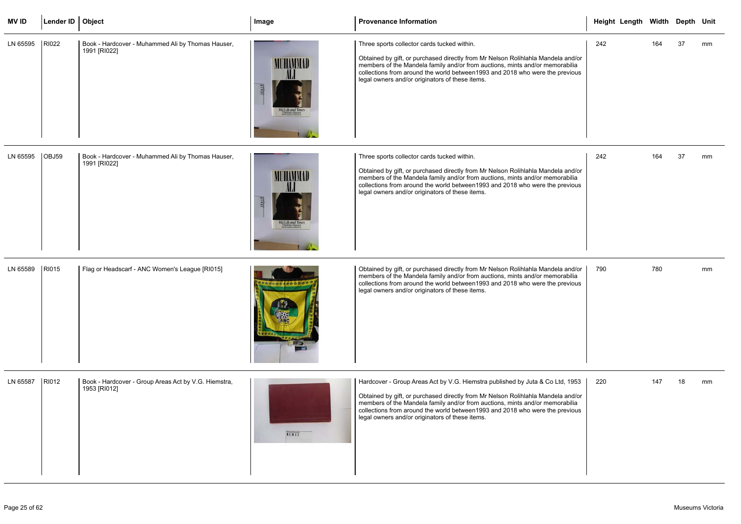| MV ID | Lender ID | Object | Image | Provenance Information | Height | Length | Width | Depth | Unit |
|---|---|---|---|---|---|---|---|---|---|
| LN 65595 | RI022 | Book - Hardcover - Muhammed Ali by Thomas Hauser, 1991 [RI022] | | Three sports collector cards tucked within.<br><br>Obtained by gift, or purchased directly from Mr Nelson Rolihlahla Mandela and/or members of the Mandela family and/or from auctions, mints and/or memorabilia collections from around the world between1993 and 2018 who were the previous legal owners and/or originators of these items. | 242 | | 164 | 37 | mm |
| LN 65595 | OBJ59 | Book - Hardcover - Muhammed Ali by Thomas Hauser, 1991 [RI022] | | Three sports collector cards tucked within.<br><br>Obtained by gift, or purchased directly from Mr Nelson Rolihlahla Mandela and/or members of the Mandela family and/or from auctions, mints and/or memorabilia collections from around the world between1993 and 2018 who were the previous legal owners and/or originators of these items. | 242 | | 164 | 37 | mm |
| LN 65589 | RI015 | Flag or Headscarf - ANC Women's League [RI015] | | Obtained by gift, or purchased directly from Mr Nelson Rolihlahla Mandela and/or members of the Mandela family and/or from auctions, mints and/or memorabilia collections from around the world between1993 and 2018 who were the previous legal owners and/or originators of these items. | 790 | | 780 | | mm |
| LN 65587 | RI012 | Book - Hardcover - Group Areas Act by V.G. Hiemstra, 1953 [RI012] | | Hardcover - Group Areas Act by V.G. Hiemstra published by Juta & Co Ltd, 1953<br><br>Obtained by gift, or purchased directly from Mr Nelson Rolihlahla Mandela and/or members of the Mandela family and/or from auctions, mints and/or memorabilia collections from around the world between1993 and 2018 who were the previous legal owners and/or originators of these items. | 220 | | 147 | 18 | mm |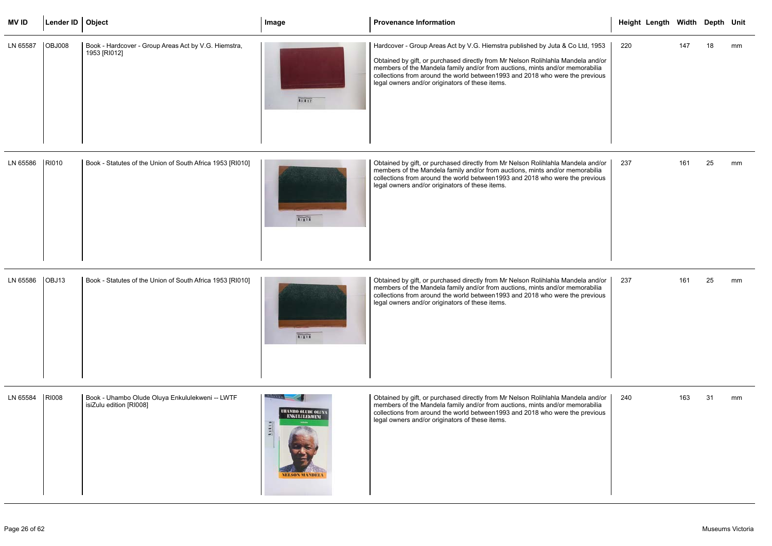| MV ID | Lender ID | Object | Image | Provenance Information | Height | Length | Width | Depth | Unit |
|---|---|---|---|---|---|---|---|---|---|
| LN 65587 | OBJ008 | Book - Hardcover - Group Areas Act by V.G. Hiemstra, 1953 [RI012] | | Hardcover - Group Areas Act by V.G. Hiemstra published by Juta & Co Ltd, 1953<br><br>Obtained by gift, or purchased directly from Mr Nelson Rolihlahla Mandela and/or members of the Mandela family and/or from auctions, mints and/or memorabilia collections from around the world between1993 and 2018 who were the previous legal owners and/or originators of these items. | 220 | | 147 | 18 | mm |
| LN 65586 | RI010 | Book - Statutes of the Union of South Africa 1953 [RI010] | | Obtained by gift, or purchased directly from Mr Nelson Rolihlahla Mandela and/or members of the Mandela family and/or from auctions, mints and/or memorabilia collections from around the world between1993 and 2018 who were the previous legal owners and/or originators of these items. | 237 | | 161 | 25 | mm |
| LN 65586 | OBJ13 | Book - Statutes of the Union of South Africa 1953 [RI010] | | Obtained by gift, or purchased directly from Mr Nelson Rolihlahla Mandela and/or members of the Mandela family and/or from auctions, mints and/or memorabilia collections from around the world between1993 and 2018 who were the previous legal owners and/or originators of these items. | 237 | | 161 | 25 | mm |
| LN 65584 | RI008 | Book - Uhambo Olude Oluya Enkululekweni -- LWTF isiZulu edition [RI008] | | Obtained by gift, or purchased directly from Mr Nelson Rolihlahla Mandela and/or members of the Mandela family and/or from auctions, mints and/or memorabilia collections from around the world between1993 and 2018 who were the previous legal owners and/or originators of these items. | 240 | | 163 | 31 | mm |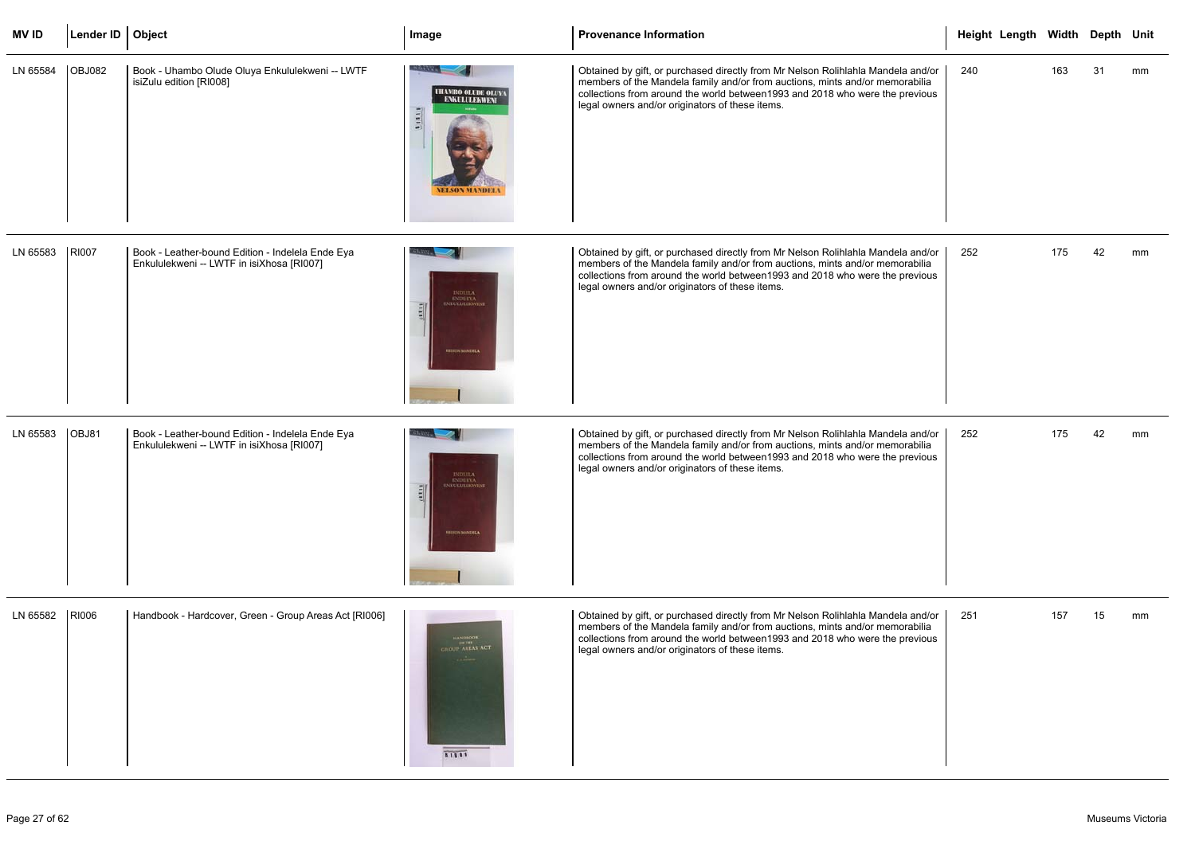| MV ID | Lender ID | Object | Image | Provenance Information | Height | Length | Width | Depth | Unit |
|---|---|---|---|---|---|---|---|---|---|
| LN 65584 | OBJ082 | Book - Uhambo Olude Oluya Enkululekweni -- LWTF isiZulu edition [RI008] | | Obtained by gift, or purchased directly from Mr Nelson Rolihlahla Mandela and/or members of the Mandela family and/or from auctions, mints and/or memorabilia collections from around the world between1993 and 2018 who were the previous legal owners and/or originators of these items. | 240 | | 163 | 31 | mm |
| LN 65583 | RI007 | Book - Leather-bound Edition - Indelela Ende Eya Enkululekweni -- LWTF in isiXhosa [RI007] | | Obtained by gift, or purchased directly from Mr Nelson Rolihlahla Mandela and/or members of the Mandela family and/or from auctions, mints and/or memorabilia collections from around the world between1993 and 2018 who were the previous legal owners and/or originators of these items. | 252 | | 175 | 42 | mm |
| LN 65583 | OBJ81 | Book - Leather-bound Edition - Indelela Ende Eya Enkululekweni -- LWTF in isiXhosa [RI007] | | Obtained by gift, or purchased directly from Mr Nelson Rolihlahla Mandela and/or members of the Mandela family and/or from auctions, mints and/or memorabilia collections from around the world between1993 and 2018 who were the previous legal owners and/or originators of these items. | 252 | | 175 | 42 | mm |
| LN 65582 | RI006 | Handbook - Hardcover, Green - Group Areas Act [RI006] | | Obtained by gift, or purchased directly from Mr Nelson Rolihlahla Mandela and/or members of the Mandela family and/or from auctions, mints and/or memorabilia collections from around the world between1993 and 2018 who were the previous legal owners and/or originators of these items. | 251 | | 157 | 15 | mm |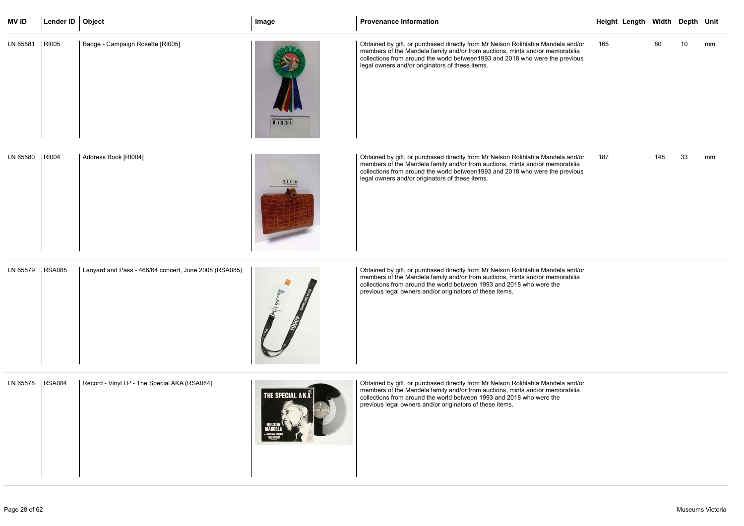| MV ID | Lender ID | Object | Image | Provenance Information | Height | Length | Width | Depth | Unit |
|---|---|---|---|---|---|---|---|---|---|
| LN 65581 | RI005 | Badge - Campaign Rosette [RI005] | | Obtained by gift, or purchased directly from Mr Nelson Rolihlahla Mandela and/or members of the Mandela family and/or from auctions, mints and/or memorabilia collections from around the world between1993 and 2018 who were the previous legal owners and/or originators of these items. | 165 | | 80 | 10 | mm |
| LN 65580 | RI004 | Address Book [RI004] | | Obtained by gift, or purchased directly from Mr Nelson Rolihlahla Mandela and/or members of the Mandela family and/or from auctions, mints and/or memorabilia collections from around the world between1993 and 2018 who were the previous legal owners and/or originators of these items. | 187 | | 148 | 33 | mm |
| LN 65579 | RSA085 | Lanyard and Pass - 466/64 concert, June 2008 (RSA085) | | Obtained by gift, or purchased directly from Mr Nelson Rolihlahla Mandela and/or members of the Mandela family and/or from auctions, mints and/or memorabilia collections from around the world between 1993 and 2018 who were the previous legal owners and/or originators of these items. | | | | | |
| LN 65578 | RSA084 | Record - Vinyl LP - The Special AKA (RSA084) | | Obtained by gift, or purchased directly from Mr Nelson Rolihlahla Mandela and/or members of the Mandela family and/or from auctions, mints and/or memorabilia collections from around the world between 1993 and 2018 who were the previous legal owners and/or originators of these items. | | | | | |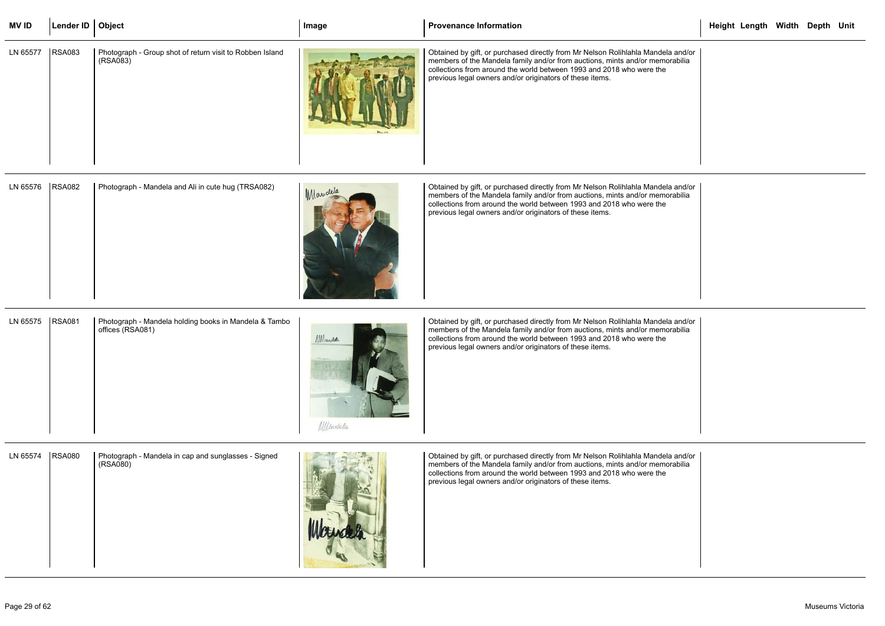| MV ID | Lender ID | Object | Image | Provenance Information | Height | Length | Width | Depth | Unit |
|---|---|---|---|---|---|---|---|---|---|
| LN 65577 | RSA083 | Photograph - Group shot of return visit to Robben Island (RSA083) | | Obtained by gift, or purchased directly from Mr Nelson Rolihlahla Mandela and/or members of the Mandela family and/or from auctions, mints and/or memorabilia collections from around the world between 1993 and 2018 who were the previous legal owners and/or originators of these items. | | | | | |
| LN 65576 | RSA082 | Photograph - Mandela and Ali in cute hug (TRSA082) | | Obtained by gift, or purchased directly from Mr Nelson Rolihlahla Mandela and/or members of the Mandela family and/or from auctions, mints and/or memorabilia collections from around the world between 1993 and 2018 who were the previous legal owners and/or originators of these items. | | | | | |
| LN 65575 | RSA081 | Photograph - Mandela holding books in Mandela & Tambo offices (RSA081) | | Obtained by gift, or purchased directly from Mr Nelson Rolihlahla Mandela and/or members of the Mandela family and/or from auctions, mints and/or memorabilia collections from around the world between 1993 and 2018 who were the previous legal owners and/or originators of these items. | | | | | |
| LN 65574 | RSA080 | Photograph - Mandela in cap and sunglasses - Signed (RSA080) | | Obtained by gift, or purchased directly from Mr Nelson Rolihlahla Mandela and/or members of the Mandela family and/or from auctions, mints and/or memorabilia collections from around the world between 1993 and 2018 who were the previous legal owners and/or originators of these items. | | | | | |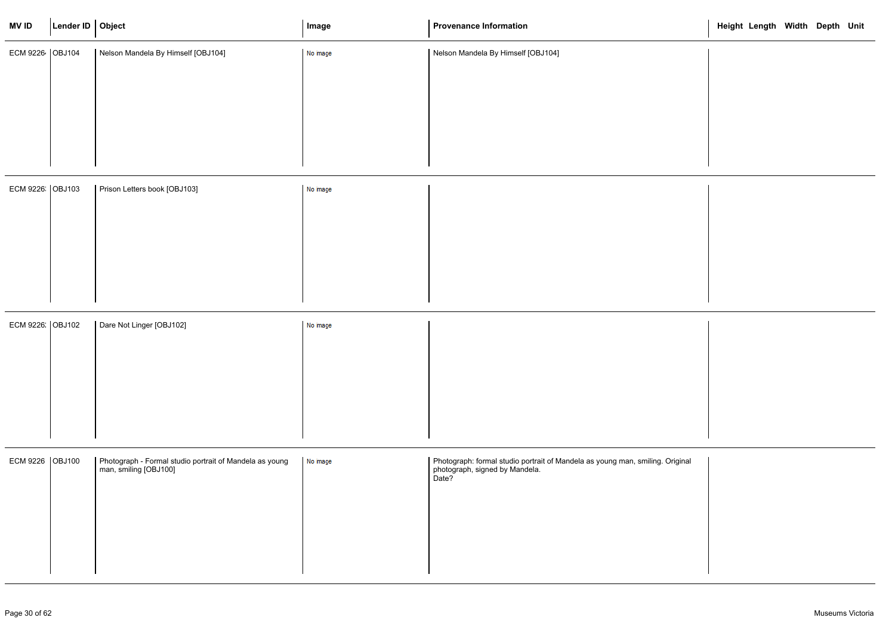| MV ID | Lender ID | Object | Image | Provenance Information | Height | Length | Width | Depth | Unit |
|---|---|---|---|---|---|---|---|---|---|
| ECM 9226 | OBJ104 | Nelson Mandela By Himself [OBJ104] | No image | Nelson Mandela By Himself [OBJ104] | | | | | |
| ECM 9226 | OBJ103 | Prison Letters book [OBJ103] | No image | | | | | | |
| ECM 9226 | OBJ102 | Dare Not Linger [OBJ102] | No image | | | | | | |
| ECM 9226 | OBJ100 | Photograph - Formal studio portrait of Mandela as young man, smiling [OBJ100] | No image | Photograph: formal studio portrait of Mandela as young man, smiling. Original photograph, signed by Mandela.<br>Date? | | | | | |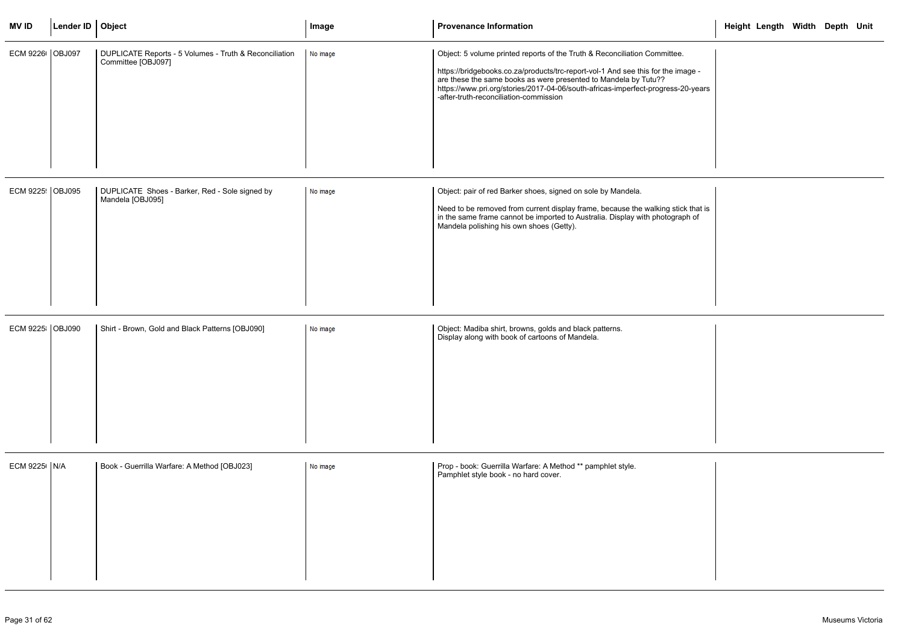| MV ID | Lender ID | Object | Image | Provenance Information | Height | Length | Width | Depth | Unit |
|---|---|---|---|---|---|---|---|---|---|
| ECM 9226 | OBJ097 | DUPLICATE Reports - 5 Volumes - Truth & Reconciliation Committee [OBJ097] | No image | Object: 5 volume printed reports of the Truth & Reconciliation Committee.<br><br>https://bridgebooks.co.za/products/trc-report-vol-1 And see this for the image - are these the same books as were presented to Mandela by Tutu?? https://www.pri.org/stories/2017-04-06/south-africas-imperfect-progress-20-years-after-truth-reconciliation-commission | | | | | |
| ECM 9225 | OBJ095 | DUPLICATE Shoes - Barker, Red - Sole signed by Mandela [OBJ095] | No image | Object: pair of red Barker shoes, signed on sole by Mandela.<br><br>Need to be removed from current display frame, because the walking stick that is in the same frame cannot be imported to Australia. Display with photograph of Mandela polishing his own shoes (Getty). | | | | | |
| ECM 9225 | OBJ090 | Shirt - Brown, Gold and Black Patterns [OBJ090] | No image | Object: Madiba shirt, browns, golds and black patterns.<br>Display along with book of cartoons of Mandela. | | | | | |
| ECM 9225 | N/A | Book - Guerrilla Warfare: A Method [OBJ023] | No image | Prop - book: Guerrilla Warfare: A Method ** pamphlet style.<br>Pamphlet style book - no hard cover. | | | | | |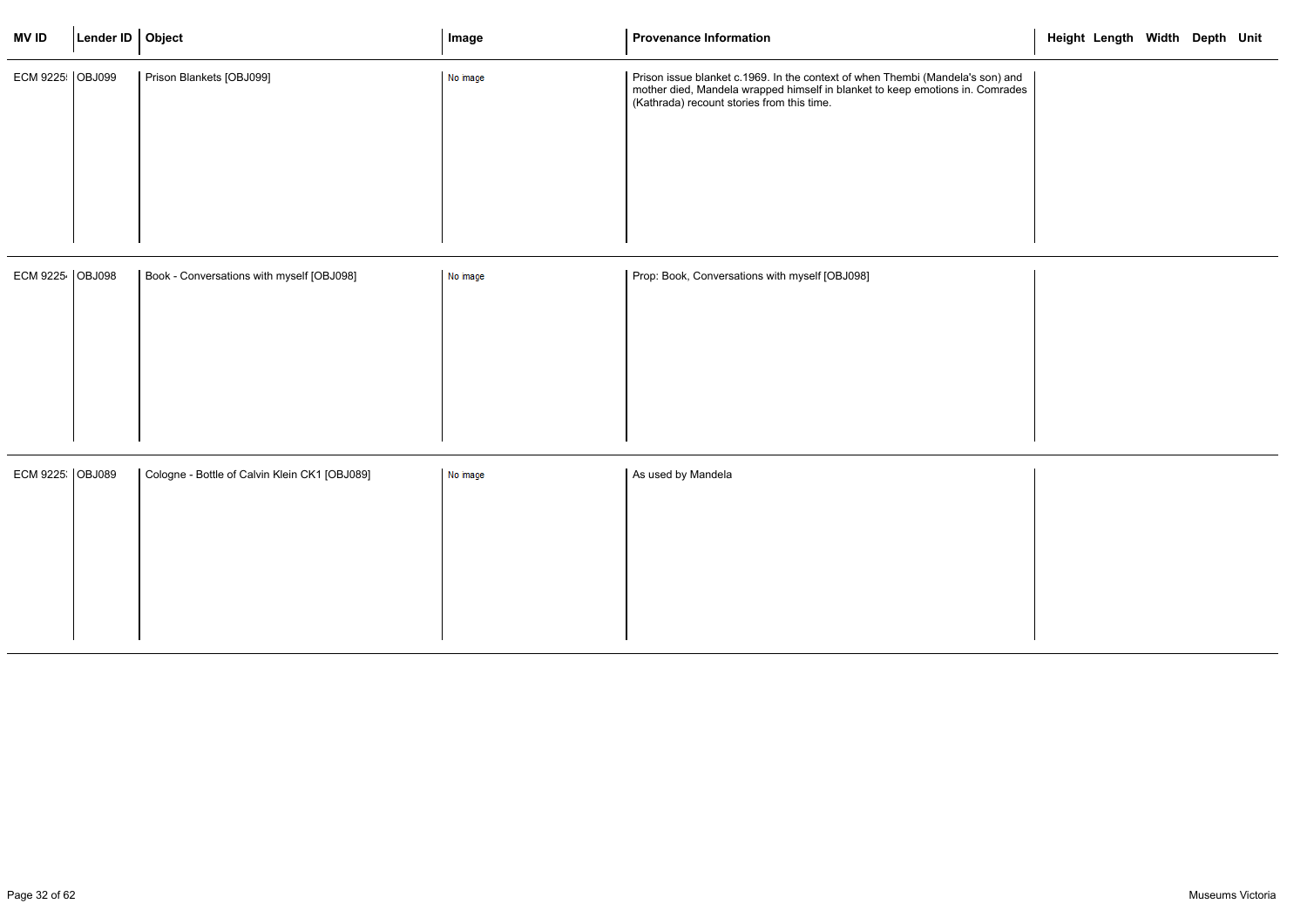| MV ID | Lender ID | Object | Image | Provenance Information | Height | Length | Width | Depth | Unit |
|---|---|---|---|---|---|---|---|---|---|
| ECM 9225 | OBJ099 | Prison Blankets [OBJ099] | No image | Prison issue blanket c.1969. In the context of when Thembi (Mandela's son) and mother died, Mandela wrapped himself in blanket to keep emotions in. Comrades (Kathrada) recount stories from this time. | | | | | |
| ECM 9225 | OBJ098 | Book - Conversations with myself [OBJ098] | No image | Prop: Book, Conversations with myself [OBJ098] | | | | | |
| ECM 9225 | OBJ089 | Cologne - Bottle of Calvin Klein CK1 [OBJ089] | No image | As used by Mandela | | | | | |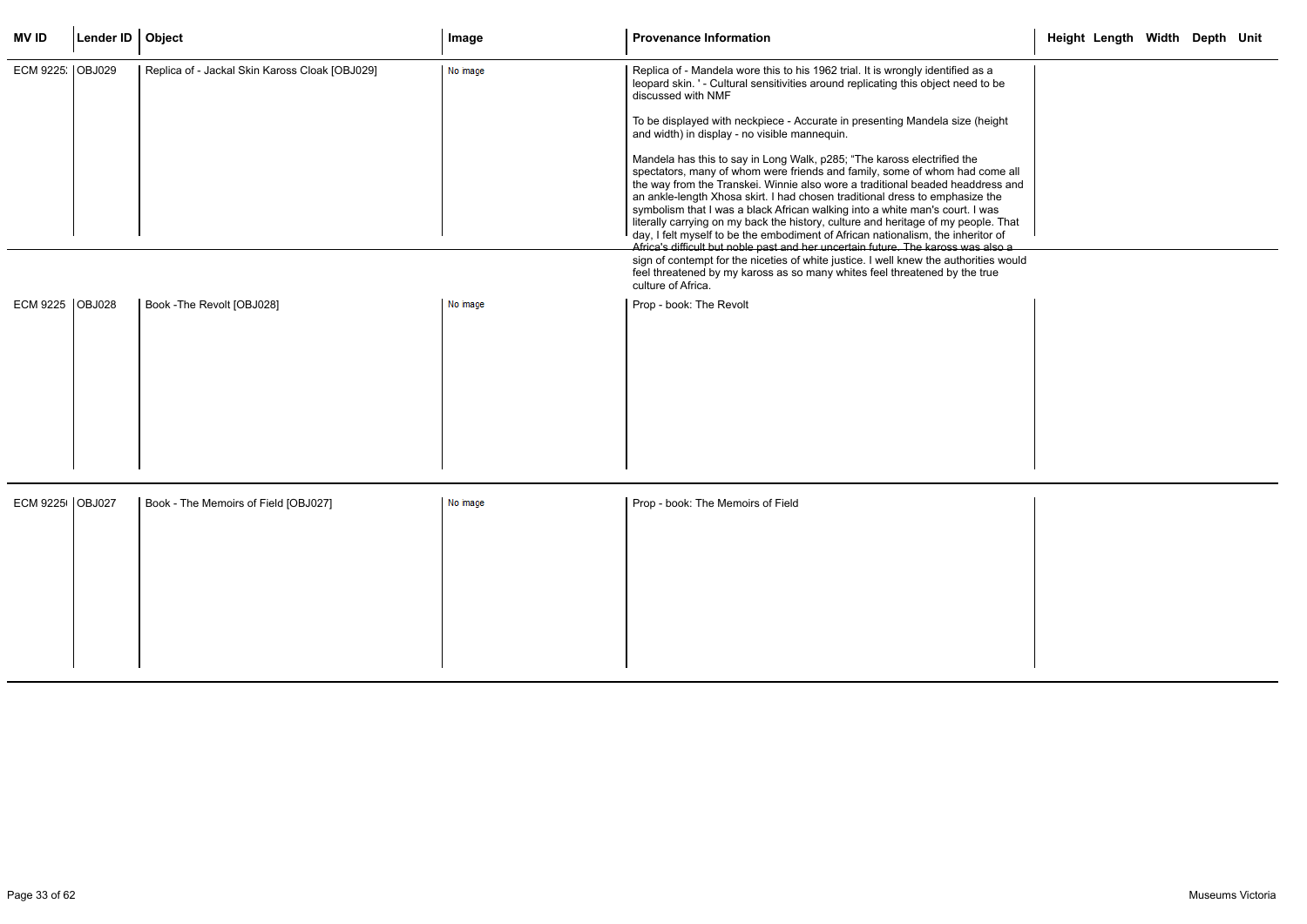| MV ID | Lender ID | Object | Image | Provenance Information | Height | Length | Width | Depth | Unit |
|---|---|---|---|---|---|---|---|---|---|
| ECM 9225: | OBJ029 | Replica of - Jackal Skin Kaross Cloak [OBJ029] | No image | Replica of - Mandela wore this to his 1962 trial. It is wrongly identified as a leopard skin. ' - Cultural sensitivities around replicating this object need to be discussed with NMF<br><br>To be displayed with neckpiece - Accurate in presenting Mandela size (height and width) in display - no visible mannequin.<br><br>Mandela has this to say in Long Walk, p285; "The kaross electrified the spectators, many of whom were friends and family, some of whom had come all the way from the Transkei. Winnie also wore a traditional beaded headdress and an ankle-length Xhosa skirt. I had chosen traditional dress to emphasize the symbolism that I was a black African walking into a white man's court. I was literally carrying on my back the history, culture and heritage of my people. That day, I felt myself to be the embodiment of African nationalism, the inheritor of Africa's difficult but noble past and her uncertain future. The kaross was also a sign of contempt for the niceties of white justice. I well knew the authorities would feel threatened by my kaross as so many whites feel threatened by the true culture of Africa. | | | | | |
| ECM 9225 | OBJ028 | Book -The Revolt [OBJ028] | No image | Prop - book: The Revolt | | | | | |
| ECM 9225 | OBJ027 | Book - The Memoirs of Field [OBJ027] | No image | Prop - book: The Memoirs of Field | | | | | |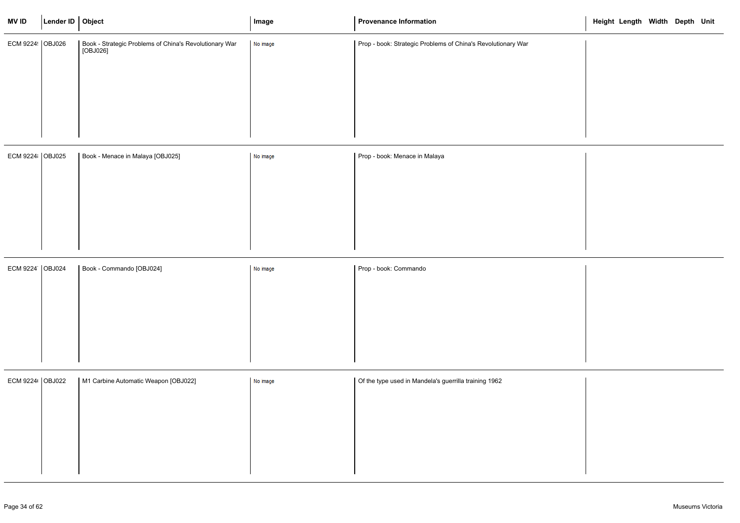| MV ID | Lender ID | Object | Image | Provenance Information | Height | Length | Width | Depth | Unit |
|---|---|---|---|---|---|---|---|---|---|
| ECM 9224! | OBJ026 | Book - Strategic Problems of China's Revolutionary War [OBJ026] | No image | Prop - book: Strategic Problems of China's Revolutionary War | | | | | |
| ECM 9224i | OBJ025 | Book - Menace in Malaya [OBJ025] | No image | Prop - book: Menace in Malaya | | | | | |
| ECM 9224' | OBJ024 | Book - Commando [OBJ024] | No image | Prop - book: Commando | | | | | |
| ECM 9224( | OBJ022 | M1 Carbine Automatic Weapon [OBJ022] | No image | Of the type used in Mandela's guerrilla training 1962 | | | | | |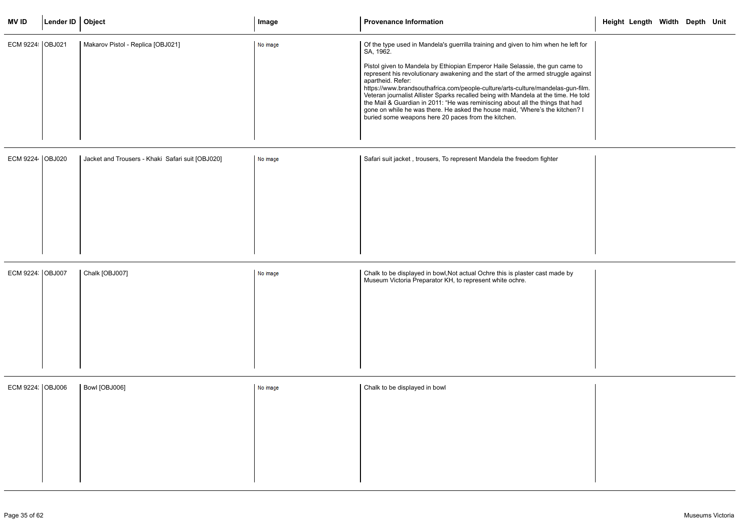| MV ID | Lender ID | Object | Image | Provenance Information | Height | Length | Width | Depth | Unit |
|---|---|---|---|---|---|---|---|---|---|
| ECM 9224! | OBJ021 | Makarov Pistol - Replica [OBJ021] | No image | Of the type used in Mandela's guerrilla training and given to him when he left for SA, 1962.<br><br>Pistol given to Mandela by Ethiopian Emperor Haile Selassie, the gun came to represent his revolutionary awakening and the start of the armed struggle against apartheid. Refer: https://www.brandsouthafrica.com/people-culture/arts-culture/mandelas-gun-film. Veteran journalist Allister Sparks recalled being with Mandela at the time. He told the Mail & Guardian in 2011: "He was reminiscing about all the things that had gone on while he was there. He asked the house maid, 'Where's the kitchen? I buried some weapons here 20 paces from the kitchen. | | | | | |
| ECM 9224 | OBJ020 | Jacket and Trousers - Khaki Safari suit [OBJ020] | No image | Safari suit jacket , trousers, To represent Mandela the freedom fighter | | | | | |
| ECM 9224: | OBJ007 | Chalk [OBJ007] | No image | Chalk to be displayed in bowl,Not actual Ochre this is plaster cast made by Museum Victoria Preparator KH, to represent white ochre. | | | | | |
| ECM 9224: | OBJ006 | Bowl [OBJ006] | No image | Chalk to be displayed in bowl | | | | | |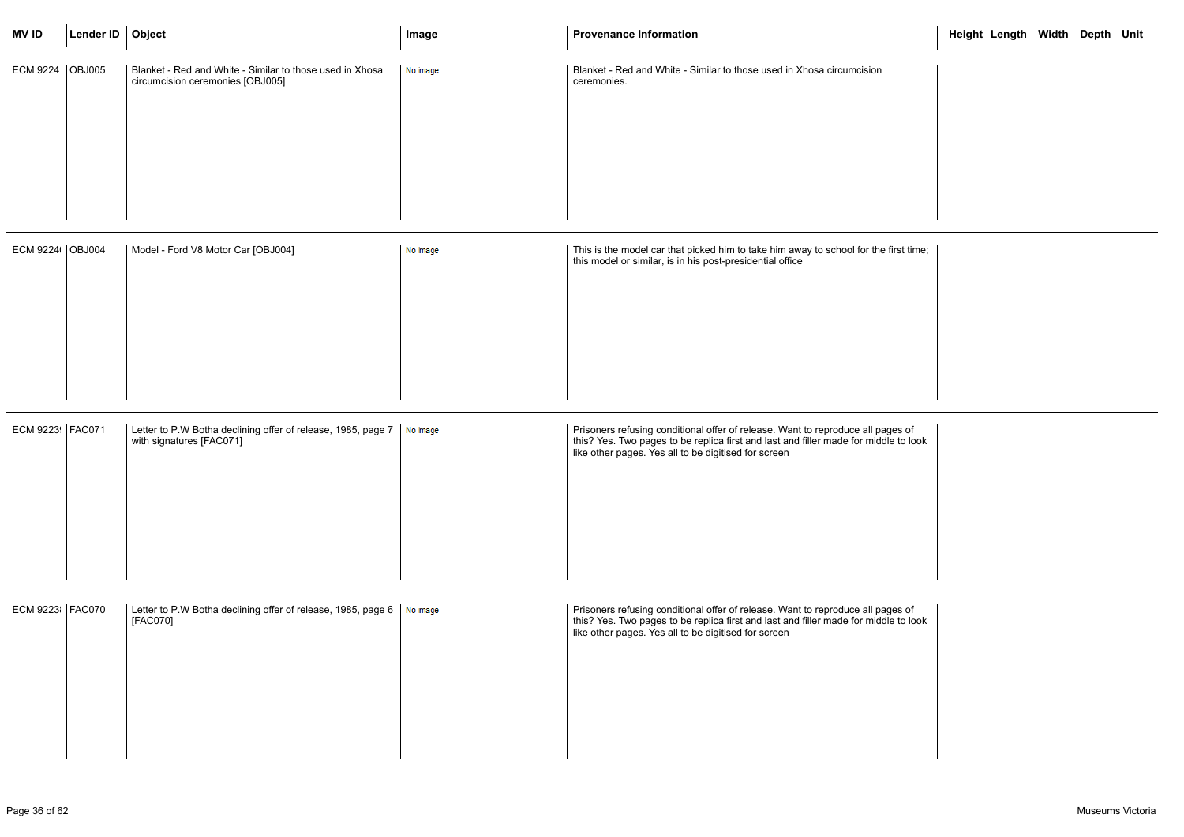| MV ID | Lender ID | Object | Image | Provenance Information | Height | Length | Width | Depth | Unit |
|---|---|---|---|---|---|---|---|---|---|
| ECM 9224 | OBJ005 | Blanket - Red and White - Similar to those used in Xhosa circumcision ceremonies [OBJ005] | No image | Blanket - Red and White - Similar to those used in Xhosa circumcision ceremonies. | | | | | |
| ECM 9224( | OBJ004 | Model - Ford V8 Motor Car [OBJ004] | No image | This is the model car that picked him to take him away to school for the first time; this model or similar, is in his post-presidential office | | | | | |
| ECM 9223! | FAC071 | Letter to P.W Botha declining offer of release, 1985, page 7 with signatures [FAC071] | No image | Prisoners refusing conditional offer of release. Want to reproduce all pages of this? Yes. Two pages to be replica first and last and filler made for middle to look like other pages. Yes all to be digitised for screen | | | | | |
| ECM 9223! | FAC070 | Letter to P.W Botha declining offer of release, 1985, page 6 [FAC070] | No image | Prisoners refusing conditional offer of release. Want to reproduce all pages of this? Yes. Two pages to be replica first and last and filler made for middle to look like other pages. Yes all to be digitised for screen | | | | | |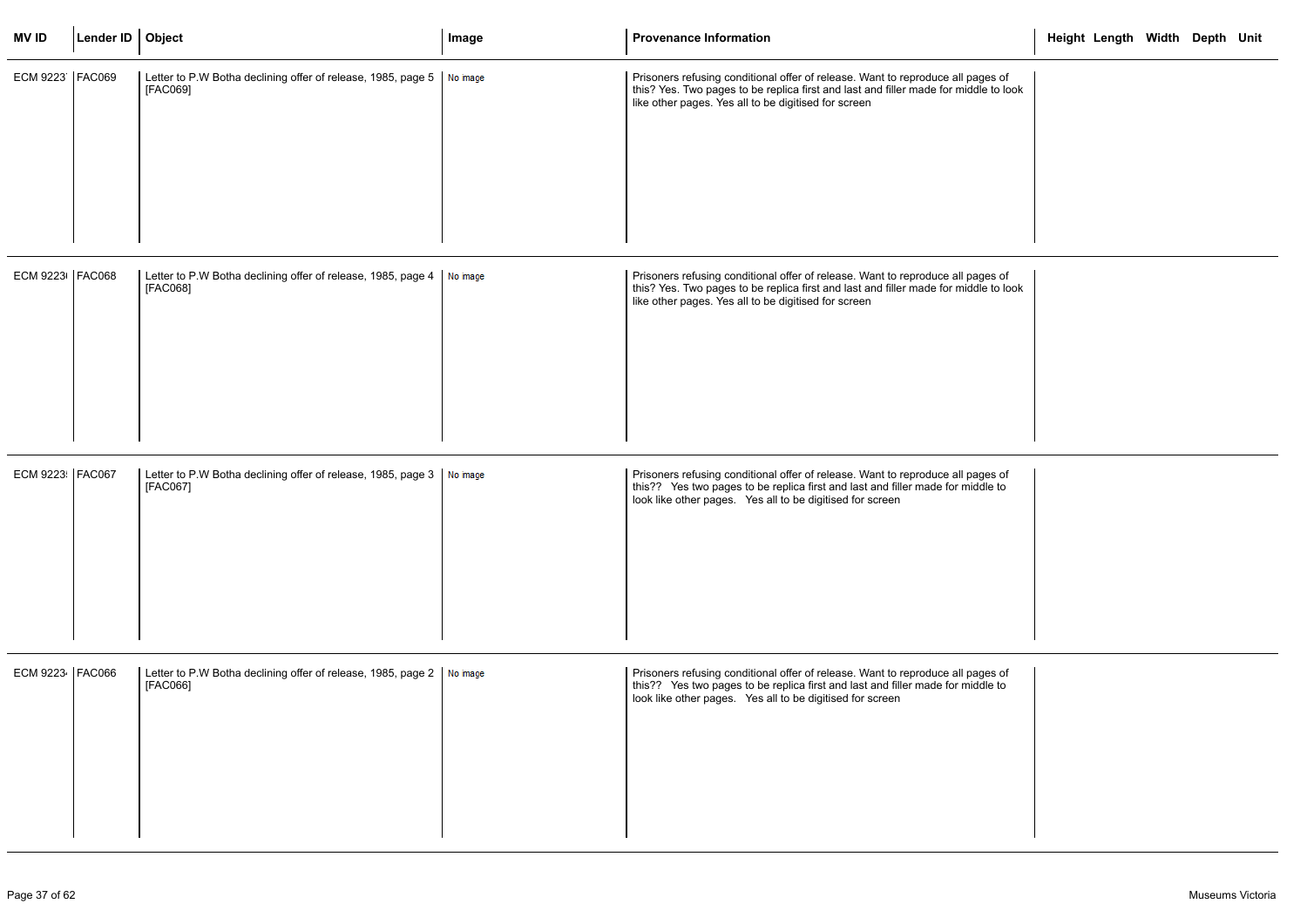| MV ID | Lender ID | Object | Image | Provenance Information | Height | Length | Width | Depth | Unit |
|---|---|---|---|---|---|---|---|---|---|
| ECM 9223 | FAC069 | Letter to P.W Botha declining offer of release, 1985, page 5 [FAC069] | No image | Prisoners refusing conditional offer of release. Want to reproduce all pages of this? Yes. Two pages to be replica first and last and filler made for middle to look like other pages. Yes all to be digitised for screen | | | | | |
| ECM 9223 | FAC068 | Letter to P.W Botha declining offer of release, 1985, page 4 [FAC068] | No image | Prisoners refusing conditional offer of release. Want to reproduce all pages of this? Yes. Two pages to be replica first and last and filler made for middle to look like other pages. Yes all to be digitised for screen | | | | | |
| ECM 9223 | FAC067 | Letter to P.W Botha declining offer of release, 1985, page 3 [FAC067] | No image | Prisoners refusing conditional offer of release. Want to reproduce all pages of this?? Yes two pages to be replica first and last and filler made for middle to look like other pages. Yes all to be digitised for screen | | | | | |
| ECM 9223 | FAC066 | Letter to P.W Botha declining offer of release, 1985, page 2 [FAC066] | No image | Prisoners refusing conditional offer of release. Want to reproduce all pages of this?? Yes two pages to be replica first and last and filler made for middle to look like other pages. Yes all to be digitised for screen | | | | | |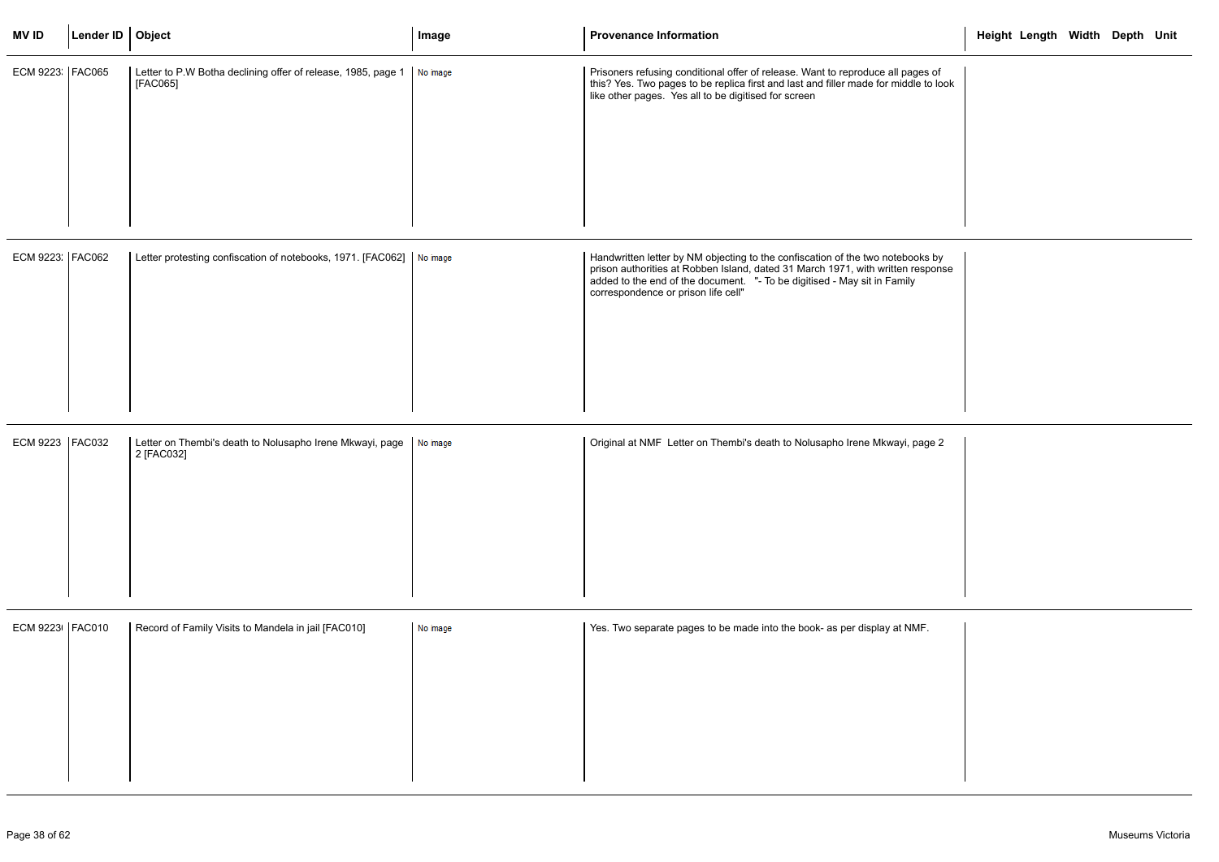| MV ID | Lender ID | Object | Image | Provenance Information | Height | Length | Width | Depth | Unit |
|---|---|---|---|---|---|---|---|---|---|
| ECM 9223 | FAC065 | Letter to P.W Botha declining offer of release, 1985, page 1 [FAC065] | No image | Prisoners refusing conditional offer of release. Want to reproduce all pages of this? Yes. Two pages to be replica first and last and filler made for middle to look like other pages. Yes all to be digitised for screen | | | | | |
| ECM 9223 | FAC062 | Letter protesting confiscation of notebooks, 1971. [FAC062] | No image | Handwritten letter by NM objecting to the confiscation of the two notebooks by prison authorities at Robben Island, dated 31 March 1971, with written response added to the end of the document. "- To be digitised - May sit in Family correspondence or prison life cell" | | | | | |
| ECM 9223 | FAC032 | Letter on Thembi's death to Nolusapho Irene Mkwayi, page 2 [FAC032] | No image | Original at NMF Letter on Thembi's death to Nolusapho Irene Mkwayi, page 2 | | | | | |
| ECM 9223 | FAC010 | Record of Family Visits to Mandela in jail [FAC010] | No image | Yes. Two separate pages to be made into the book- as per display at NMF. | | | | | |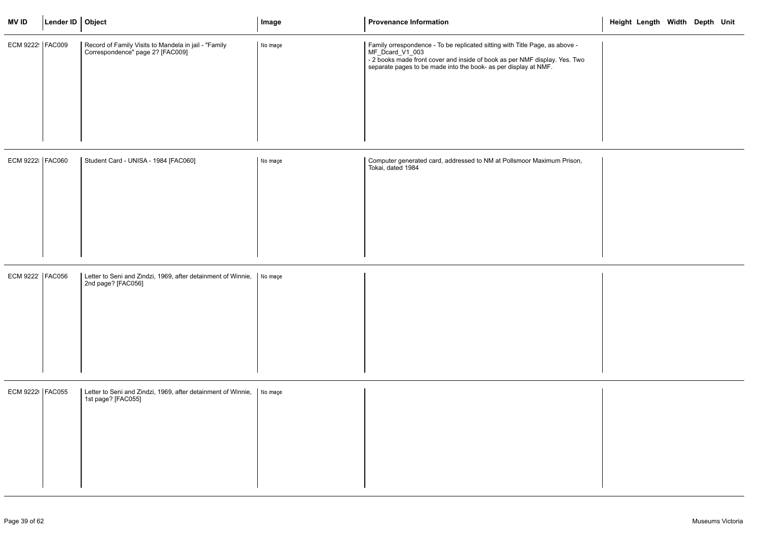| MV ID | Lender ID | Object | Image | Provenance Information | Height | Length | Width | Depth | Unit |
|---|---|---|---|---|---|---|---|---|---|
| ECM 9222! | FAC009 | Record of Family Visits to Mandela in jail - "Family Correspondence" page 2? [FAC009] | No image | Family orrespondence - To be replicated sitting with Title Page, as above - MF_Dcard_V1_003<br>- 2 books made front cover and inside of book as per NMF display. Yes. Two separate pages to be made into the book- as per display at NMF. | | | | | |
| ECM 9222i | FAC060 | Student Card - UNISA - 1984 [FAC060] | No image | Computer generated card, addressed to NM at Pollsmoor Maximum Prison, Tokai, dated 1984 | | | | | |
| ECM 9222' | FAC056 | Letter to Seni and Zindzi, 1969, after detainment of Winnie, 2nd page? [FAC056] | No image | | | | | | |
| ECM 9222( | FAC055 | Letter to Seni and Zindzi, 1969, after detainment of Winnie, 1st page? [FAC055] | No image | | | | | | |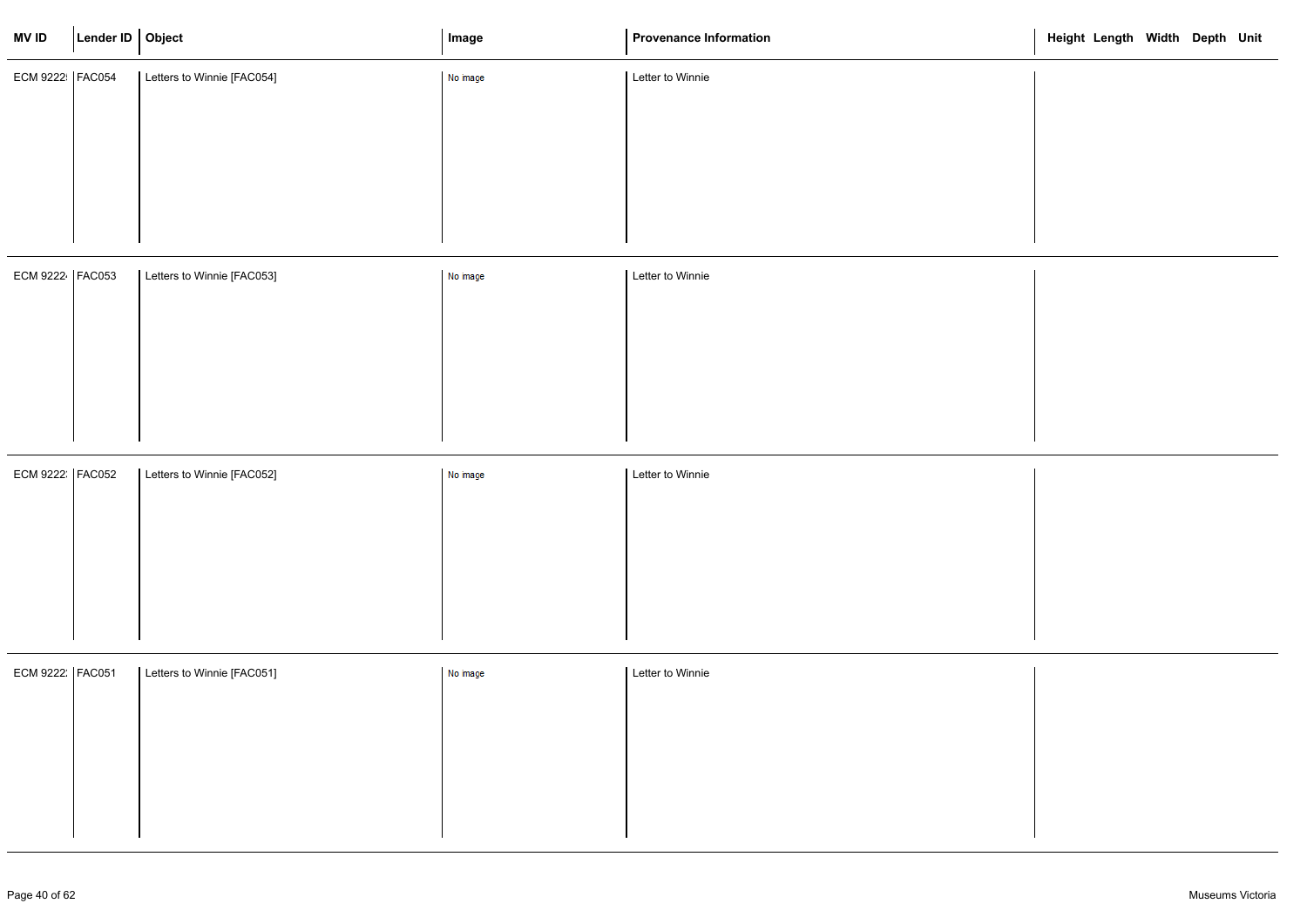| MV ID | Lender ID | Object | Image | Provenance Information | Height | Length | Width | Depth | Unit |
|---|---|---|---|---|---|---|---|---|---|
| ECM 9222 | FAC054 | Letters to Winnie [FAC054] | No image | Letter to Winnie | | | | | |
| ECM 9222 | FAC053 | Letters to Winnie [FAC053] | No image | Letter to Winnie | | | | | |
| ECM 9222 | FAC052 | Letters to Winnie [FAC052] | No image | Letter to Winnie | | | | | |
| ECM 9222 | FAC051 | Letters to Winnie [FAC051] | No image | Letter to Winnie | | | | | |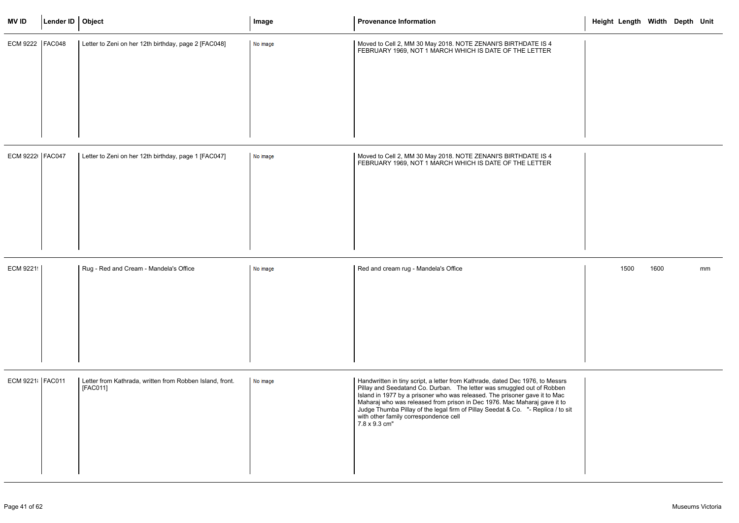| MV ID | Lender ID | Object | Image | Provenance Information | Height | Length | Width | Depth | Unit |
|---|---|---|---|---|---|---|---|---|---|
| ECM 9222 | FAC048 | Letter to Zeni on her 12th birthday, page 2 [FAC048] | No image | Moved to Cell 2, MM 30 May 2018. NOTE ZENANI'S BIRTHDATE IS 4 FEBRUARY 1969, NOT 1 MARCH WHICH IS DATE OF THE LETTER | | | | | |
| ECM 9222( | FAC047 | Letter to Zeni on her 12th birthday, page 1 [FAC047] | No image | Moved to Cell 2, MM 30 May 2018. NOTE ZENANI'S BIRTHDATE IS 4 FEBRUARY 1969, NOT 1 MARCH WHICH IS DATE OF THE LETTER | | | | | |
| ECM 9221! | | Rug - Red and Cream - Mandela's Office | No image | Red and cream rug - Mandela's Office | | 1500 | 1600 | | mm |
| ECM 9221! | FAC011 | Letter from Kathrada, written from Robben Island, front. [FAC011] | No image | Handwritten in tiny script, a letter from Kathrade, dated Dec 1976, to Messrs Pillay and Seedatand Co. Durban. The letter was smuggled out of Robben Island in 1977 by a prisoner who was released. The prisoner gave it to Mac Maharaj who was released from prison in Dec 1976. Mac Maharaj gave it to Judge Thumba Pillay of the legal firm of Pillay Seedat & Co. "- Replica / to sit with other family correspondence cell 7.8 x 9.3 cm" | | | | | |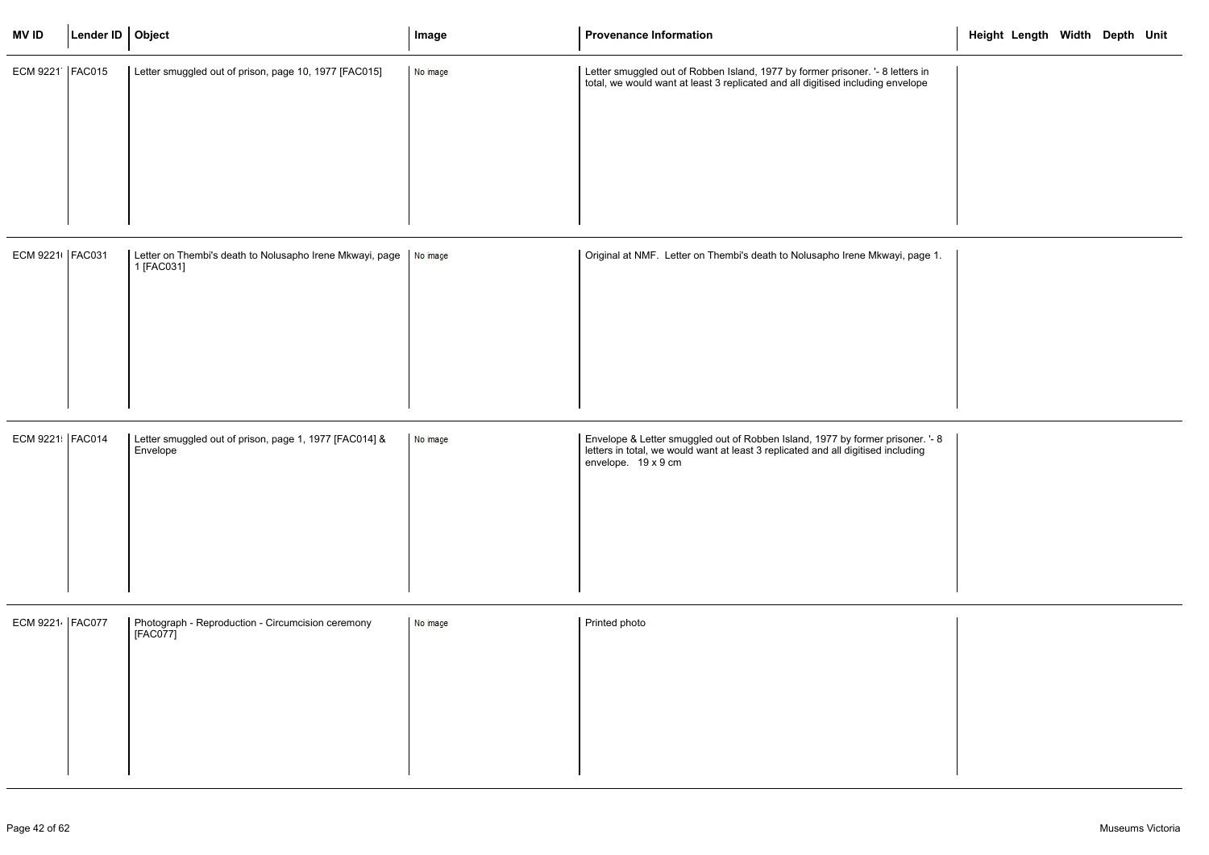| MV ID | Lender ID | Object | Image | Provenance Information | Height | Length | Width | Depth | Unit |
|---|---|---|---|---|---|---|---|---|---|
| ECM 9221 | FAC015 | Letter smuggled out of prison, page 10, 1977 [FAC015] | No image | Letter smuggled out of Robben Island, 1977 by former prisoner. '- 8 letters in total, we would want at least 3 replicated and all digitised including envelope | | | | | |
| ECM 9221 | FAC031 | Letter on Thembi's death to Nolusapho Irene Mkwayi, page 1 [FAC031] | No image | Original at NMF. Letter on Thembi's death to Nolusapho Irene Mkwayi, page 1. | | | | | |
| ECM 9221 | FAC014 | Letter smuggled out of prison, page 1, 1977 [FAC014] & Envelope | No image | Envelope & Letter smuggled out of Robben Island, 1977 by former prisoner. '- 8 letters in total, we would want at least 3 replicated and all digitised including envelope. 19 x 9 cm | | | | | |
| ECM 9221 | FAC077 | Photograph - Reproduction - Circumcision ceremony [FAC077] | No image | Printed photo | | | | | |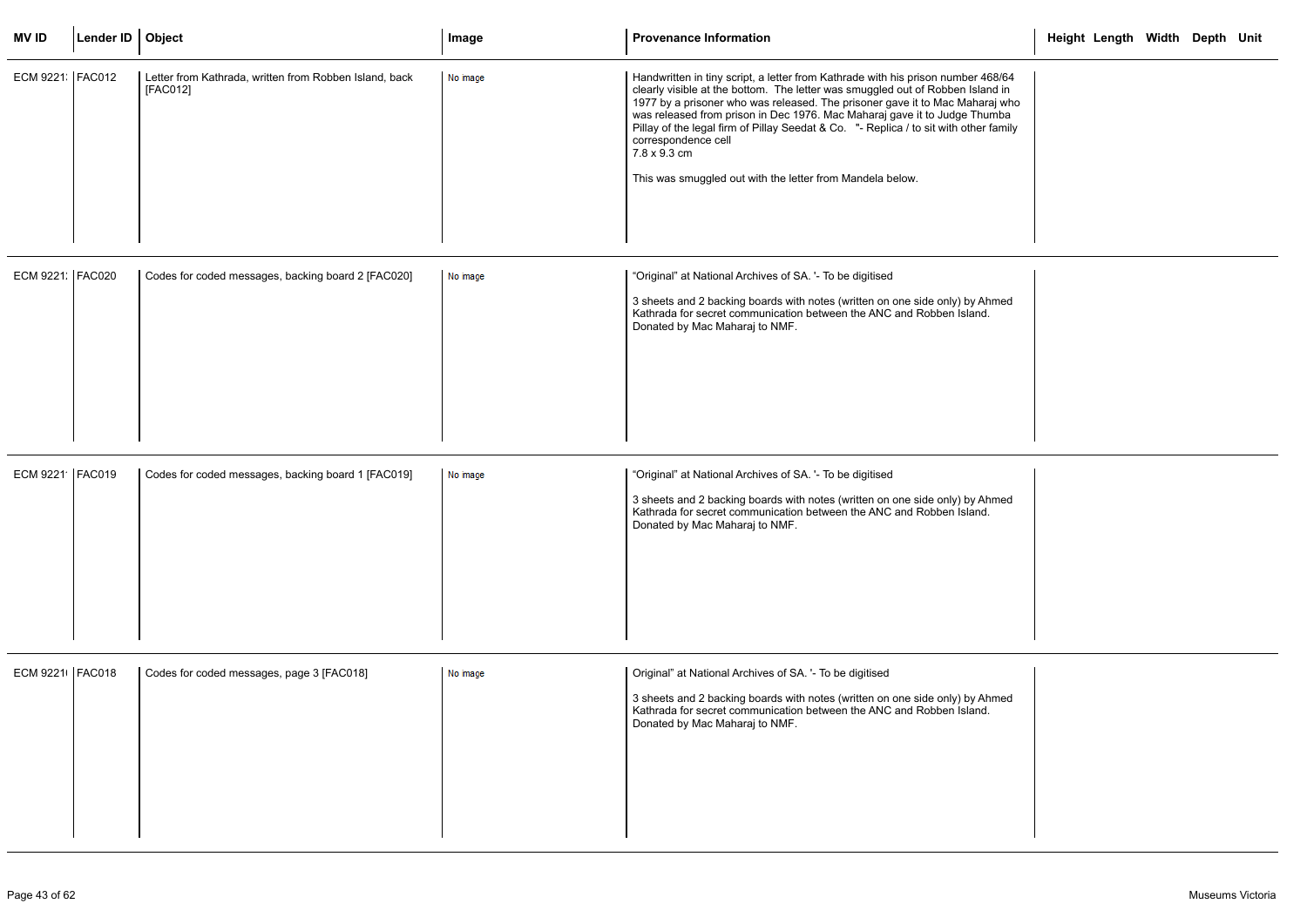| MV ID | Lender ID | Object | Image | Provenance Information | Height | Length | Width | Depth | Unit |
|---|---|---|---|---|---|---|---|---|---|
| ECM 9221: | FAC012 | Letter from Kathrada, written from Robben Island, back [FAC012] | No image | Handwritten in tiny script, a letter from Kathrade with his prison number 468/64 clearly visible at the bottom. The letter was smuggled out of Robben Island in 1977 by a prisoner who was released. The prisoner gave it to Mac Maharaj who was released from prison in Dec 1976. Mac Maharaj gave it to Judge Thumba Pillay of the legal firm of Pillay Seedat & Co. "- Replica / to sit with other family correspondence cell<br>7.8 x 9.3 cm<br><br>This was smuggled out with the letter from Mandela below. | | | | | |
| ECM 9221: | FAC020 | Codes for coded messages, backing board 2 [FAC020] | No image | “Original” at National Archives of SA. '- To be digitised<br><br>3 sheets and 2 backing boards with notes (written on one side only) by Ahmed Kathrada for secret communication between the ANC and Robben Island. Donated by Mac Maharaj to NMF. | | | | | |
| ECM 9221' | FAC019 | Codes for coded messages, backing board 1 [FAC019] | No image | “Original” at National Archives of SA. '- To be digitised<br><br>3 sheets and 2 backing boards with notes (written on one side only) by Ahmed Kathrada for secret communication between the ANC and Robben Island. Donated by Mac Maharaj to NMF. | | | | | |
| ECM 9221( | FAC018 | Codes for coded messages, page 3 [FAC018] | No image | Original” at National Archives of SA. '- To be digitised<br><br>3 sheets and 2 backing boards with notes (written on one side only) by Ahmed Kathrada for secret communication between the ANC and Robben Island. Donated by Mac Maharaj to NMF. | | | | | |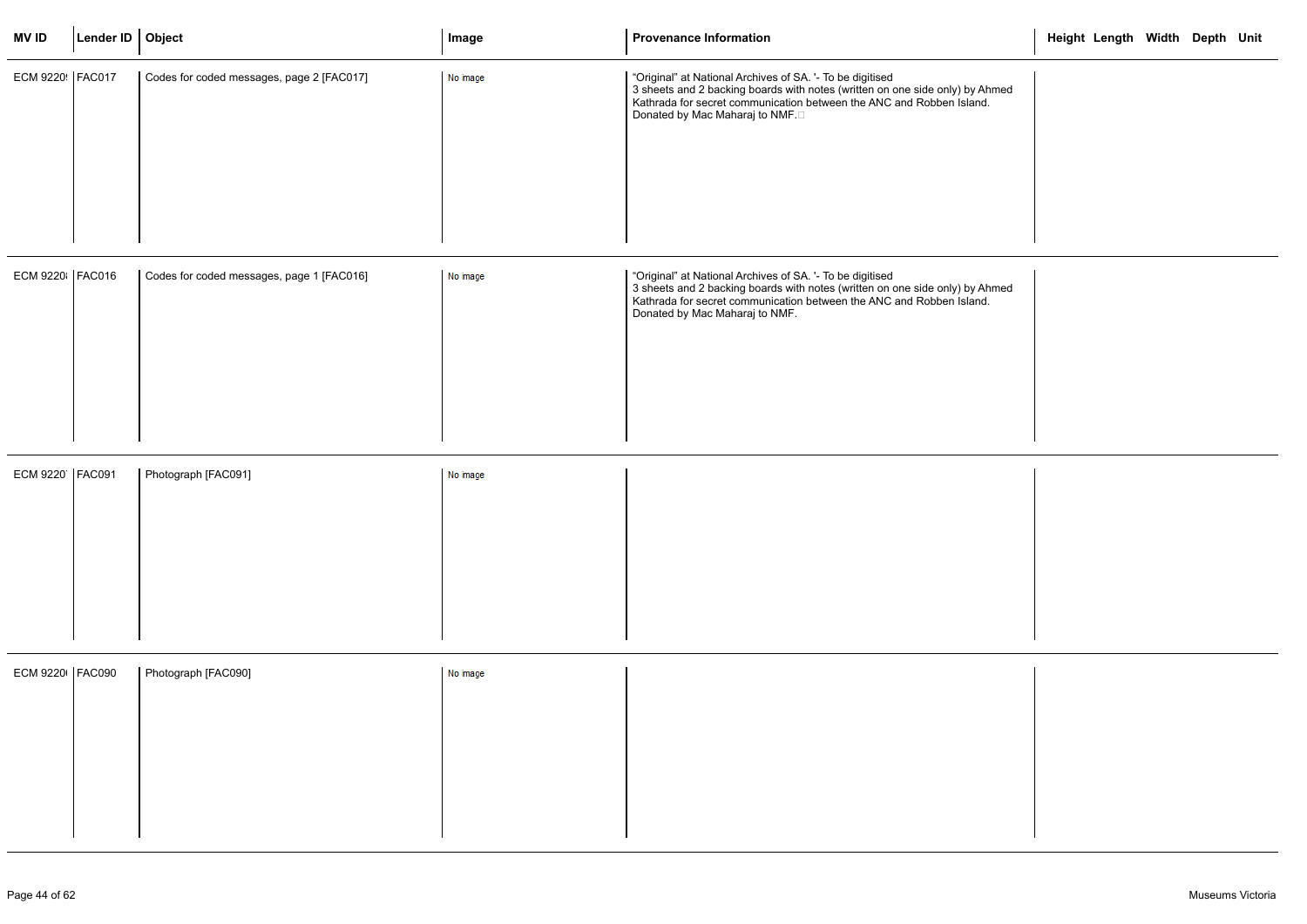| MV ID | Lender ID | Object | Image | Provenance Information | Height | Length | Width | Depth | Unit |
|---|---|---|---|---|---|---|---|---|---|
| ECM 9220! | FAC017 | Codes for coded messages, page 2 [FAC017] | No image | "Original" at National Archives of SA. '- To be digitised 3 sheets and 2 backing boards with notes (written on one side only) by Ahmed Kathrada for secret communication between the ANC and Robben Island. Donated by Mac Maharaj to NMF. | | | | | |
| ECM 9220ℓ | FAC016 | Codes for coded messages, page 1 [FAC016] | No image | "Original" at National Archives of SA. '- To be digitised 3 sheets and 2 backing boards with notes (written on one side only) by Ahmed Kathrada for secret communication between the ANC and Robben Island. Donated by Mac Maharaj to NMF. | | | | | |
| ECM 9220' | FAC091 | Photograph [FAC091] | No image | | | | | | |
| ECM 9220( | FAC090 | Photograph [FAC090] | No image | | | | | | |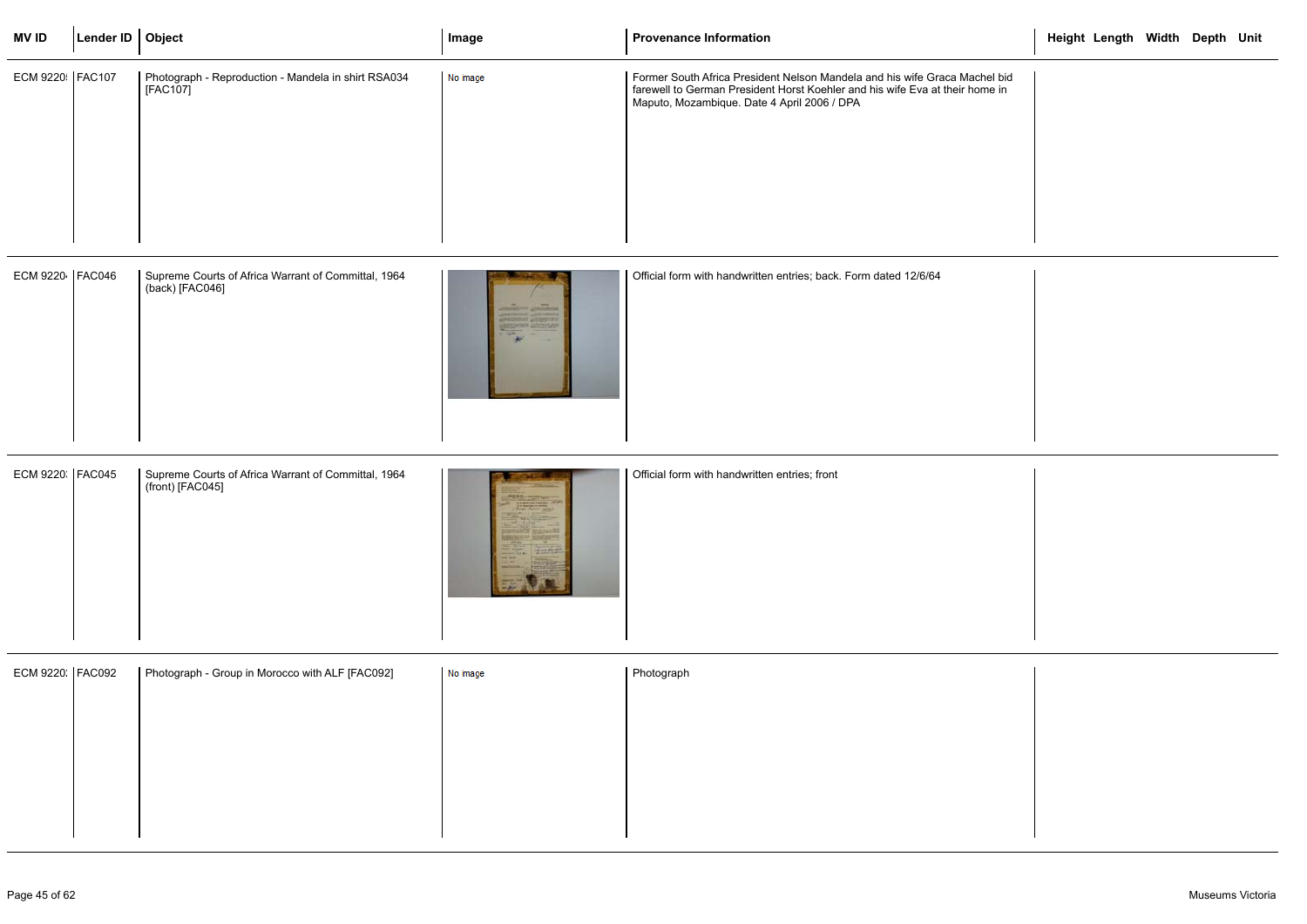| MV ID | Lender ID | Object | Image | Provenance Information | Height | Length | Width | Depth | Unit |
|---|---|---|---|---|---|---|---|---|---|
| ECM 9220! | FAC107 | Photograph - Reproduction - Mandela in shirt RSA034 [FAC107] | No image | Former South Africa President Nelson Mandela and his wife Graca Machel bid farewell to German President Horst Koehler and his wife Eva at their home in Maputo, Mozambique. Date 4 April 2006 / DPA | | | | | |
| ECM 9220 | FAC046 | Supreme Courts of Africa Warrant of Committal, 1964 (back) [FAC046] | | Official form with handwritten entries; back. Form dated 12/6/64 | | | | | |
| ECM 9220: | FAC045 | Supreme Courts of Africa Warrant of Committal, 1964 (front) [FAC045] | | Official form with handwritten entries; front | | | | | |
| ECM 9220: | FAC092 | Photograph - Group in Morocco with ALF [FAC092] | No image | Photograph | | | | | |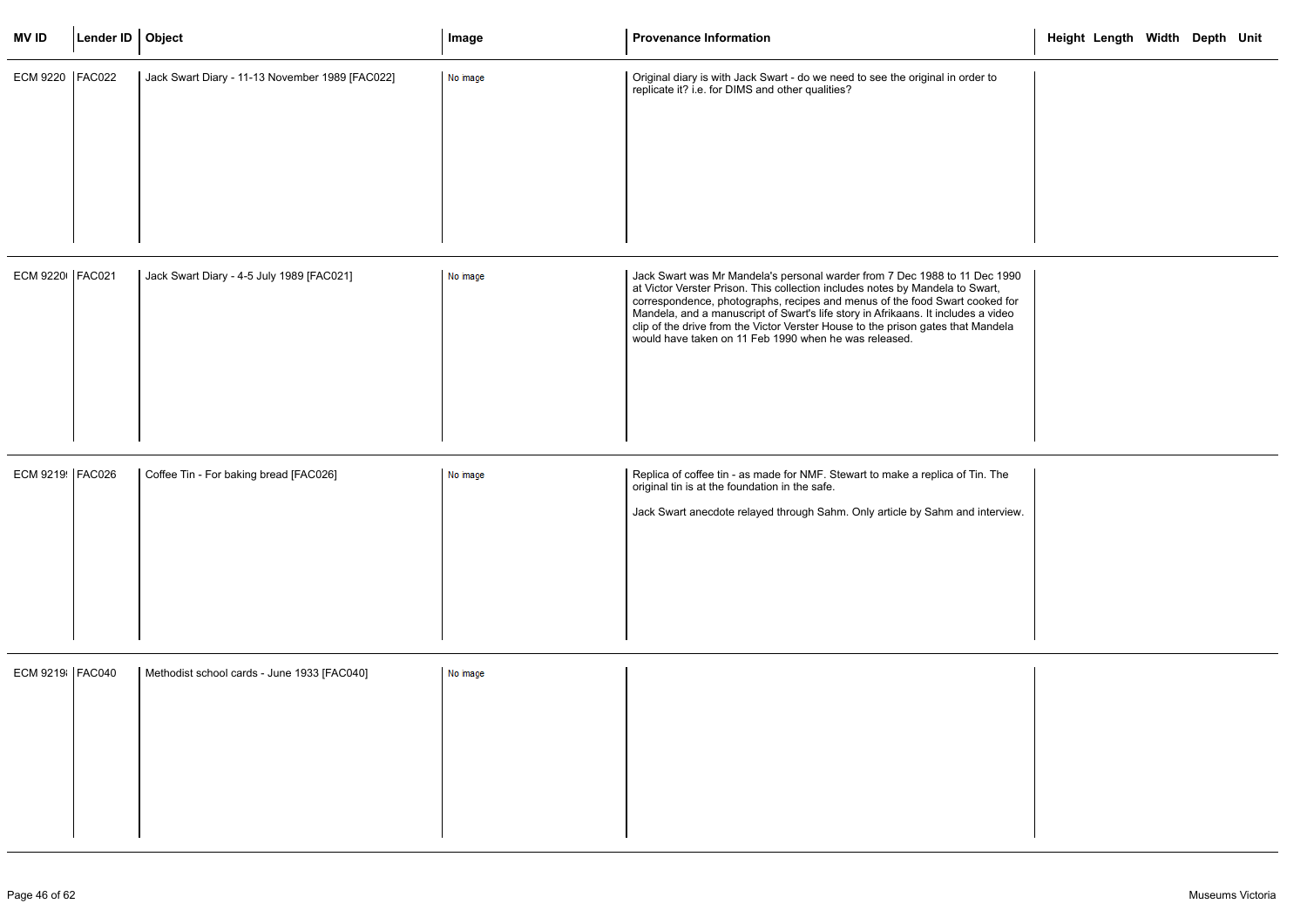| MV ID | Lender ID | Object | Image | Provenance Information | Height | Length | Width | Depth | Unit |
|---|---|---|---|---|---|---|---|---|---|
| ECM 9220 | FAC022 | Jack Swart Diary - 11-13 November 1989 [FAC022] | No image | Original diary is with Jack Swart - do we need to see the original in order to replicate it? i.e. for DIMS and other qualities? | | | | | |
| ECM 9220( | FAC021 | Jack Swart Diary - 4-5 July 1989 [FAC021] | No image | Jack Swart was Mr Mandela's personal warder from 7 Dec 1988 to 11 Dec 1990 at Victor Verster Prison. This collection includes notes by Mandela to Swart, correspondence, photographs, recipes and menus of the food Swart cooked for Mandela, and a manuscript of Swart's life story in Afrikaans. It includes a video clip of the drive from the Victor Verster House to the prison gates that Mandela would have taken on 11 Feb 1990 when he was released. | | | | | |
| ECM 9219! | FAC026 | Coffee Tin - For baking bread [FAC026] | No image | Replica of coffee tin - as made for NMF. Stewart to make a replica of Tin. The original tin is at the foundation in the safe.<br><br>Jack Swart anecdote relayed through Sahm. Only article by Sahm and interview. | | | | | |
| ECM 9219ł | FAC040 | Methodist school cards - June 1933 [FAC040] | No image | | | | | | |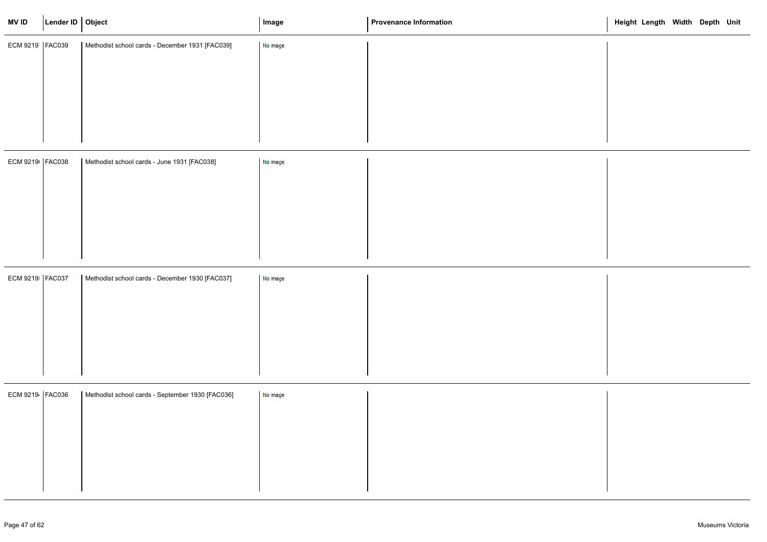| MV ID | Lender ID | Object | Image | Provenance Information | Height | Length | Width | Depth | Unit |
|---|---|---|---|---|---|---|---|---|---|
| ECM 9219 | FAC039 | Methodist school cards - December 1931 [FAC039] | No image | | | | | | |
| ECM 9219 | FAC038 | Methodist school cards - June 1931 [FAC038] | No image | | | | | | |
| ECM 9219 | FAC037 | Methodist school cards - December 1930 [FAC037] | No image | | | | | | |
| ECM 9219 | FAC036 | Methodist school cards - September 1930 [FAC036] | No image | | | | | | |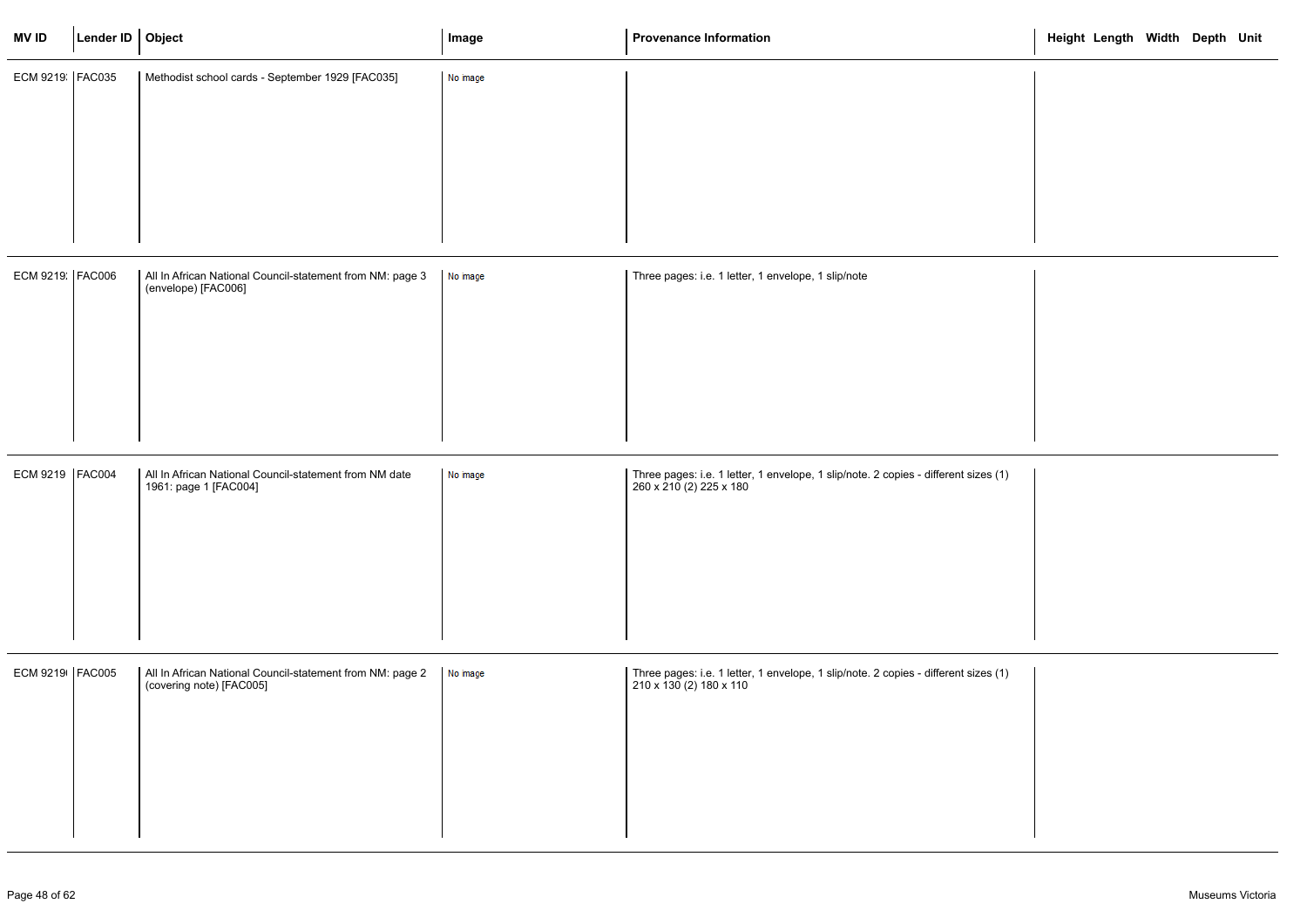| MV ID | Lender ID | Object | Image | Provenance Information | Height | Length | Width | Depth | Unit |
|---|---|---|---|---|---|---|---|---|---|
| ECM 9219: | FAC035 | Methodist school cards - September 1929 [FAC035] | No image | | | | | | |
| ECM 9219: | FAC006 | All In African National Council-statement from NM: page 3 (envelope) [FAC006] | No image | Three pages: i.e. 1 letter, 1 envelope, 1 slip/note | | | | | |
| ECM 9219 | FAC004 | All In African National Council-statement from NM date 1961: page 1 [FAC004] | No image | Three pages: i.e. 1 letter, 1 envelope, 1 slip/note. 2 copies - different sizes (1) 260 x 210 (2) 225 x 180 | | | | | |
| ECM 9219 | FAC005 | All In African National Council-statement from NM: page 2 (covering note) [FAC005] | No image | Three pages: i.e. 1 letter, 1 envelope, 1 slip/note. 2 copies - different sizes (1) 210 x 130 (2) 180 x 110 | | | | | |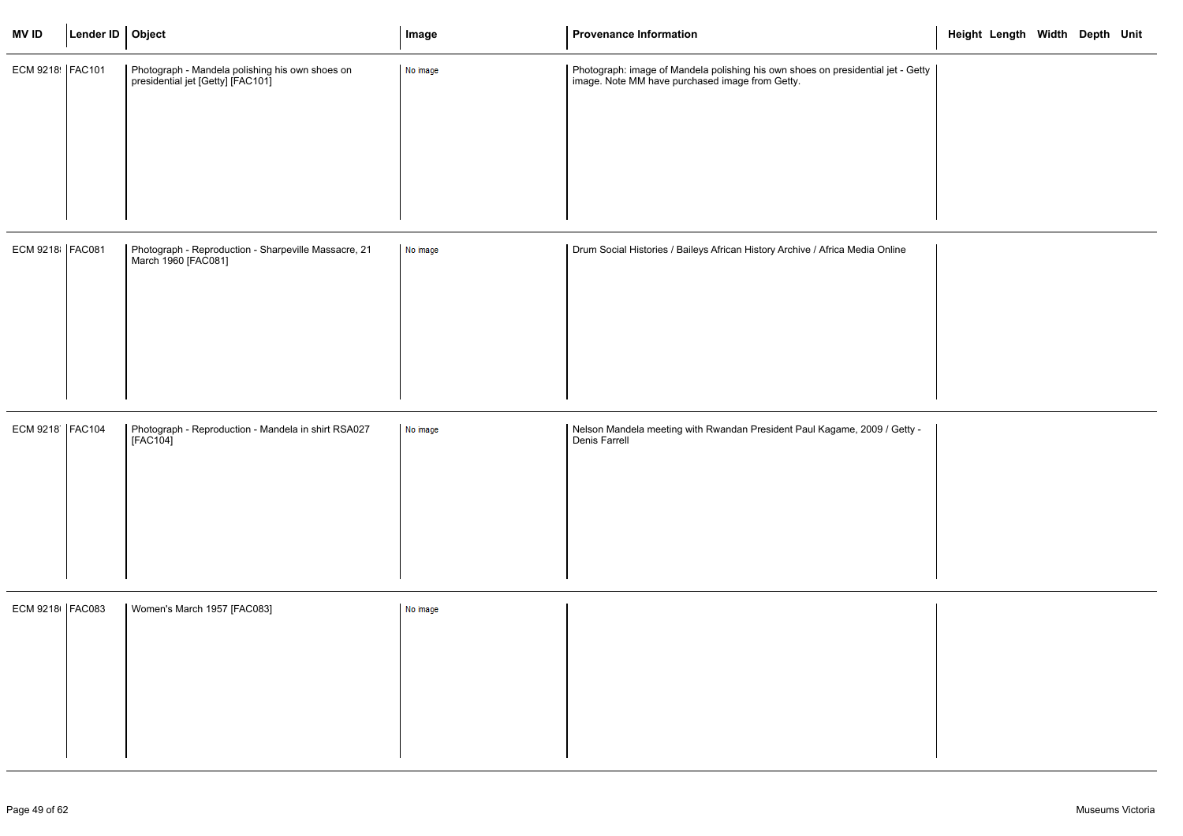| MV ID | Lender ID | Object | Image | Provenance Information | Height | Length | Width | Depth | Unit |
|---|---|---|---|---|---|---|---|---|---|
| ECM 9218! | FAC101 | Photograph - Mandela polishing his own shoes on presidential jet [Getty] [FAC101] | No image | Photograph: image of Mandela polishing his own shoes on presidential jet - Getty image. Note MM have purchased image from Getty. | | | | | |
| ECM 9218: | FAC081 | Photograph - Reproduction - Sharpeville Massacre, 21 March 1960 [FAC081] | No image | Drum Social Histories / Baileys African History Archive / Africa Media Online | | | | | |
| ECM 9218' | FAC104 | Photograph - Reproduction - Mandela in shirt RSA027 [FAC104] | No image | Nelson Mandela meeting with Rwandan President Paul Kagame, 2009 / Getty - Denis Farrell | | | | | |
| ECM 9218( | FAC083 | Women's March 1957 [FAC083] | No image | | | | | | |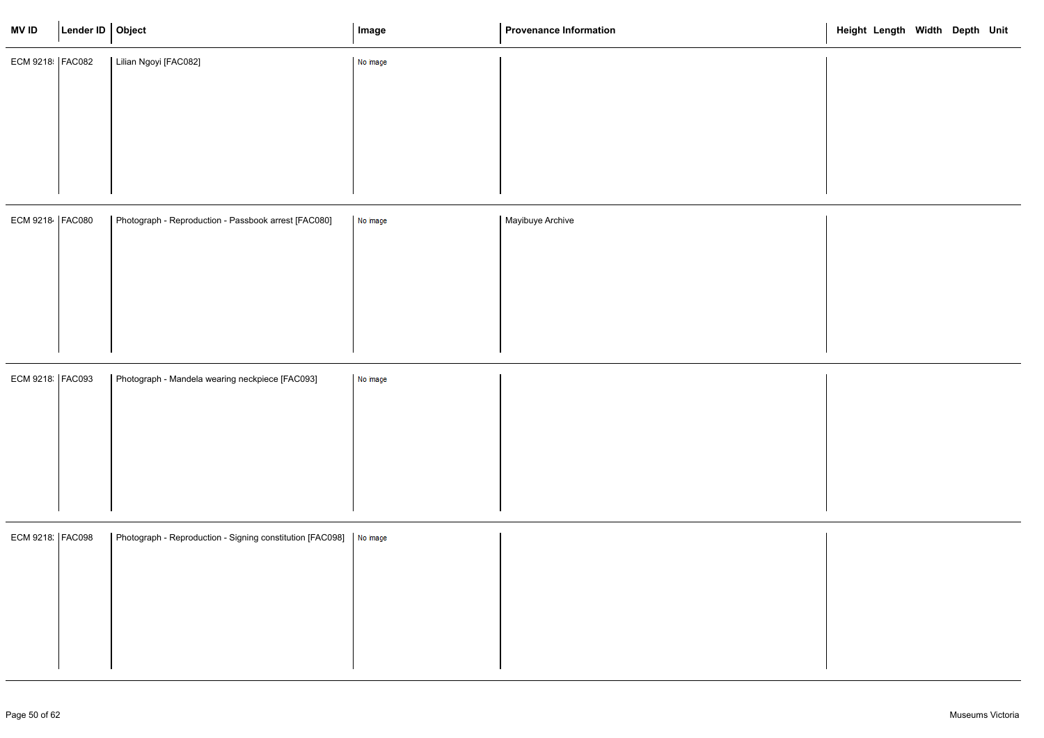| MV ID | Lender ID | Object | Image | Provenance Information | Height | Length | Width | Depth | Unit |
|---|---|---|---|---|---|---|---|---|---|
| ECM 9218 | FAC082 | Lilian Ngoyi [FAC082] | No image | | | | | | |
| ECM 9218 | FAC080 | Photograph - Reproduction - Passbook arrest [FAC080] | No image | Mayibuye Archive | | | | | |
| ECM 9218 | FAC093 | Photograph - Mandela wearing neckpiece [FAC093] | No image | | | | | | |
| ECM 9218 | FAC098 | Photograph - Reproduction - Signing constitution [FAC098] | No image | | | | | | |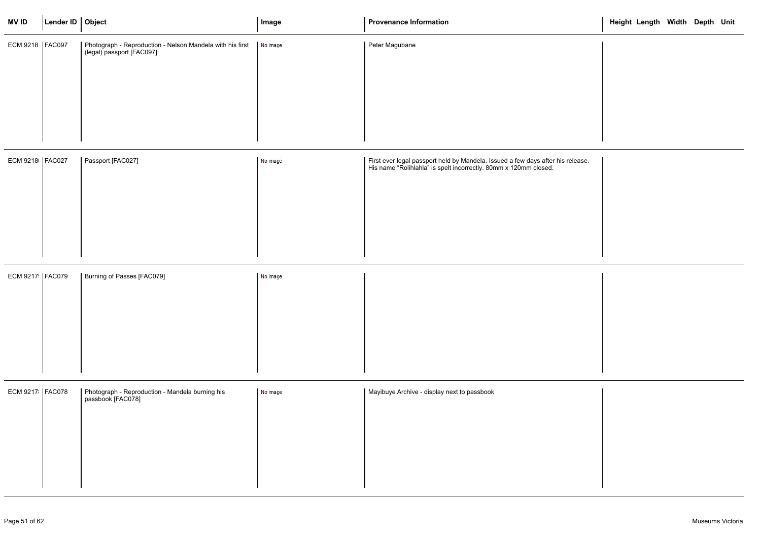| MV ID | Lender ID | Object | Image | Provenance Information | Height | Length | Width | Depth | Unit |
|---|---|---|---|---|---|---|---|---|---|
| ECM 9218 | FAC097 | Photograph - Reproduction - Nelson Mandela with his first (legal) passport [FAC097] | No image | Peter Magubane | | | | | |
| ECM 9218( | FAC027 | Passport [FAC027] | No image | First ever legal passport held by Mandela. Issued a few days after his release. His name "Rolihlahla" is spelt incorrectly. 80mm x 120mm closed. | | | | | |
| ECM 9217! | FAC079 | Burning of Passes [FAC079] | No image | | | | | | |
| ECM 9217ł | FAC078 | Photograph - Reproduction - Mandela burning his passbook [FAC078] | No image | Mayibuye Archive - display next to passbook | | | | | |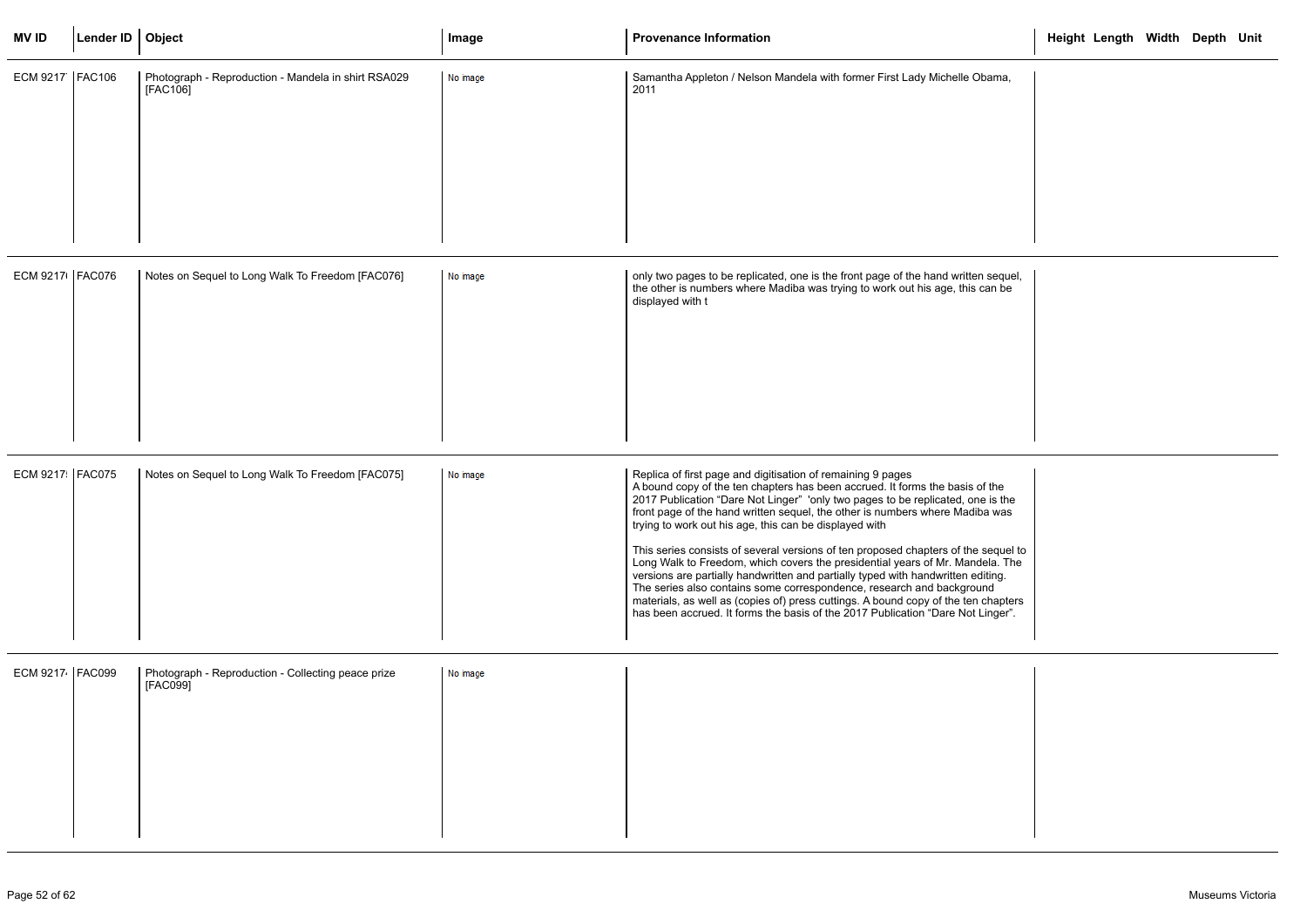| MV ID | Lender ID | Object | Image | Provenance Information | Height | Length | Width | Depth | Unit |
|---|---|---|---|---|---|---|---|---|---|
| ECM 9217 | FAC106 | Photograph - Reproduction - Mandela in shirt RSA029 [FAC106] | No image | Samantha Appleton / Nelson Mandela with former First Lady Michelle Obama, 2011 | | | | | |
| ECM 9217 | FAC076 | Notes on Sequel to Long Walk To Freedom [FAC076] | No image | only two pages to be replicated, one is the front page of the hand written sequel, the other is numbers where Madiba was trying to work out his age, this can be displayed with t | | | | | |
| ECM 9217 | FAC075 | Notes on Sequel to Long Walk To Freedom [FAC075] | No image | Replica of first page and digitisation of remaining 9 pages<br>A bound copy of the ten chapters has been accrued. It forms the basis of the 2017 Publication "Dare Not Linger" 'only two pages to be replicated, one is the front page of the hand written sequel, the other is numbers where Madiba was trying to work out his age, this can be displayed with<br><br>This series consists of several versions of ten proposed chapters of the sequel to Long Walk to Freedom, which covers the presidential years of Mr. Mandela. The versions are partially handwritten and partially typed with handwritten editing. The series also contains some correspondence, research and background materials, as well as (copies of) press cuttings. A bound copy of the ten chapters has been accrued. It forms the basis of the 2017 Publication "Dare Not Linger". | | | | | |
| ECM 9217 | FAC099 | Photograph - Reproduction - Collecting peace prize [FAC099] | No image | | | | | | |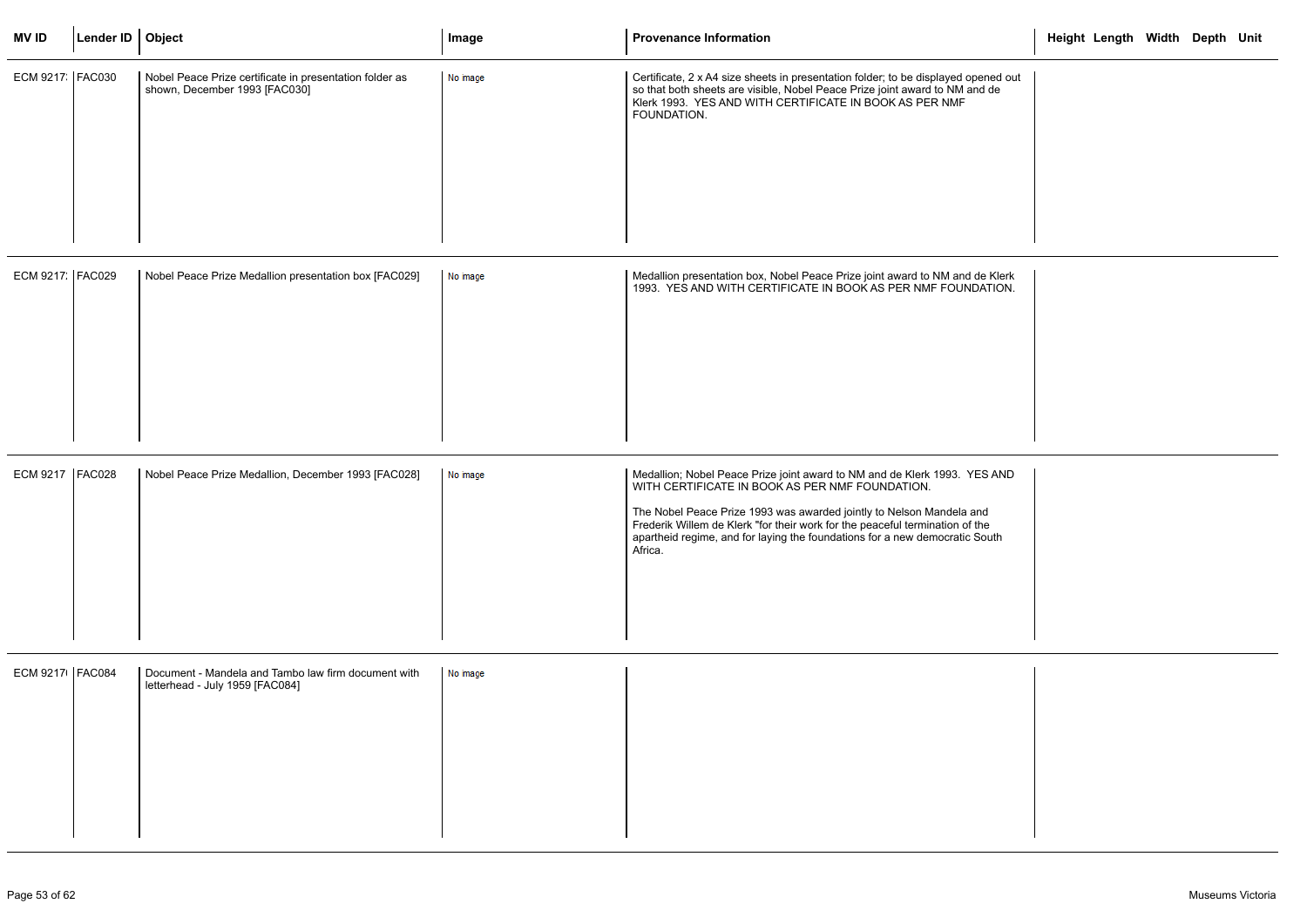| MV ID | Lender ID | Object | Image | Provenance Information | Height | Length | Width | Depth | Unit |
|---|---|---|---|---|---|---|---|---|---|
| ECM 9217: | FAC030 | Nobel Peace Prize certificate in presentation folder as shown, December 1993 [FAC030] | No image | Certificate, 2 x A4 size sheets in presentation folder; to be displayed opened out so that both sheets are visible, Nobel Peace Prize joint award to NM and de Klerk 1993. YES AND WITH CERTIFICATE IN BOOK AS PER NMF FOUNDATION. | | | | | |
| ECM 9217: | FAC029 | Nobel Peace Prize Medallion presentation box [FAC029] | No image | Medallion presentation box, Nobel Peace Prize joint award to NM and de Klerk 1993. YES AND WITH CERTIFICATE IN BOOK AS PER NMF FOUNDATION. | | | | | |
| ECM 9217 | FAC028 | Nobel Peace Prize Medallion, December 1993 [FAC028] | No image | Medallion; Nobel Peace Prize joint award to NM and de Klerk 1993. YES AND WITH CERTIFICATE IN BOOK AS PER NMF FOUNDATION. The Nobel Peace Prize 1993 was awarded jointly to Nelson Mandela and Frederik Willem de Klerk "for their work for the peaceful termination of the apartheid regime, and for laying the foundations for a new democratic South Africa. | | | | | |
| ECM 9217( | FAC084 | Document - Mandela and Tambo law firm document with letterhead - July 1959 [FAC084] | No image | | | | | | |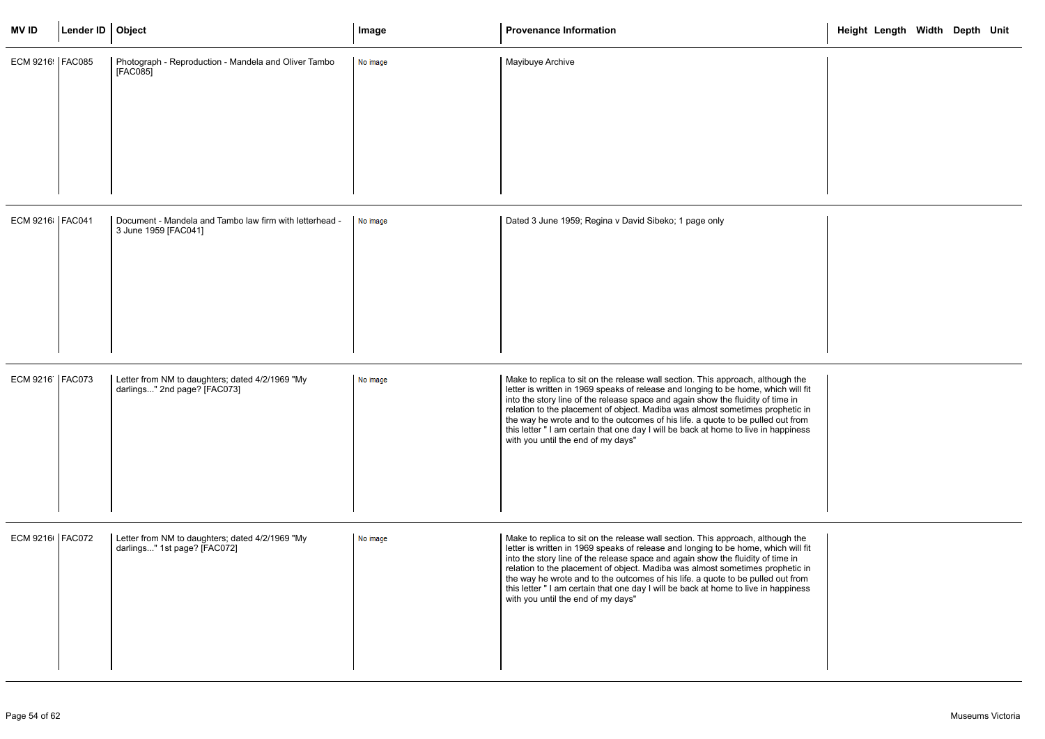| MV ID | Lender ID | Object | Image | Provenance Information | Height | Length | Width | Depth | Unit |
|---|---|---|---|---|---|---|---|---|---|
| ECM 9216 | FAC085 | Photograph - Reproduction - Mandela and Oliver Tambo [FAC085] | No image | Mayibuye Archive | | | | | |
| ECM 9216 | FAC041 | Document - Mandela and Tambo law firm with letterhead - 3 June 1959 [FAC041] | No image | Dated 3 June 1959; Regina v David Sibeko; 1 page only | | | | | |
| ECM 9216 | FAC073 | Letter from NM to daughters; dated 4/2/1969 "My darlings..." 2nd page? [FAC073] | No image | Make to replica to sit on the release wall section. This approach, although the letter is written in 1969 speaks of release and longing to be home, which will fit into the story line of the release space and again show the fluidity of time in relation to the placement of object. Madiba was almost sometimes prophetic in the way he wrote and to the outcomes of his life. a quote to be pulled out from this letter " I am certain that one day I will be back at home to live in happiness with you until the end of my days" | | | | | |
| ECM 9216 | FAC072 | Letter from NM to daughters; dated 4/2/1969 "My darlings..." 1st page? [FAC072] | No image | Make to replica to sit on the release wall section. This approach, although the letter is written in 1969 speaks of release and longing to be home, which will fit into the story line of the release space and again show the fluidity of time in relation to the placement of object. Madiba was almost sometimes prophetic in the way he wrote and to the outcomes of his life. a quote to be pulled out from this letter " I am certain that one day I will be back at home to live in happiness with you until the end of my days" | | | | | |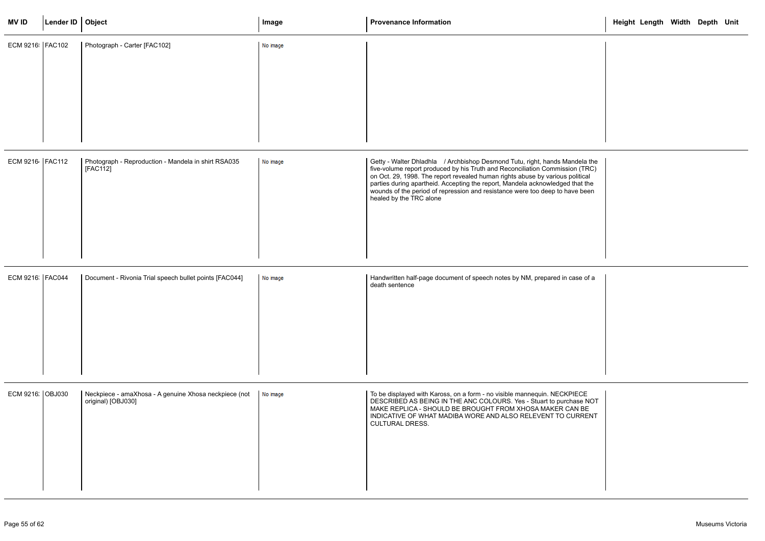| MV ID | Lender ID | Object | Image | Provenance Information | Height | Length | Width | Depth | Unit |
|---|---|---|---|---|---|---|---|---|---|
| ECM 9216 | FAC102 | Photograph - Carter [FAC102] | No image | | | | | | |
| ECM 9216 | FAC112 | Photograph - Reproduction - Mandela in shirt RSA035 [FAC112] | No image | Getty - Walter Dhladhla / Archbishop Desmond Tutu, right, hands Mandela the five-volume report produced by his Truth and Reconciliation Commission (TRC) on Oct. 29, 1998. The report revealed human rights abuse by various political parties during apartheid. Accepting the report, Mandela acknowledged that the wounds of the period of repression and resistance were too deep to have been healed by the TRC alone | | | | | |
| ECM 9216 | FAC044 | Document - Rivonia Trial speech bullet points [FAC044] | No image | Handwritten half-page document of speech notes by NM, prepared in case of a death sentence | | | | | |
| ECM 9216 | OBJ030 | Neckpiece - amaXhosa - A genuine Xhosa neckpiece (not original) [OBJ030] | No image | To be displayed with Kaross, on a form - no visible mannequin. NECKPIECE DESCRIBED AS BEING IN THE ANC COLOURS. Yes - Stuart to purchase NOT MAKE REPLICA - SHOULD BE BROUGHT FROM XHOSA MAKER CAN BE INDICATIVE OF WHAT MADIBA WORE AND ALSO RELEVENT TO CURRENT CULTURAL DRESS. | | | | | |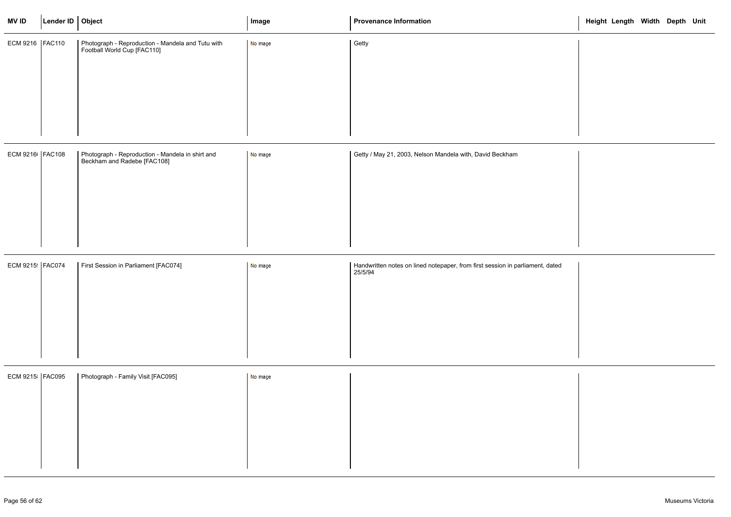| MV ID | Lender ID | Object | Image | Provenance Information | Height | Length | Width | Depth | Unit |
|---|---|---|---|---|---|---|---|---|---|
| ECM 9216 | FAC110 | Photograph - Reproduction - Mandela and Tutu with Football World Cup [FAC110] | No image | Getty | | | | | |
| ECM 9216 | FAC108 | Photograph - Reproduction - Mandela in shirt and Beckham and Radebe [FAC108] | No image | Getty / May 21, 2003, Nelson Mandela with, David Beckham | | | | | |
| ECM 9215 | FAC074 | First Session in Parliament [FAC074] | No image | Handwritten notes on lined notepaper, from first session in parliament, dated 25/5/94 | | | | | |
| ECM 9215 | FAC095 | Photograph - Family Visit [FAC095] | No image | | | | | | |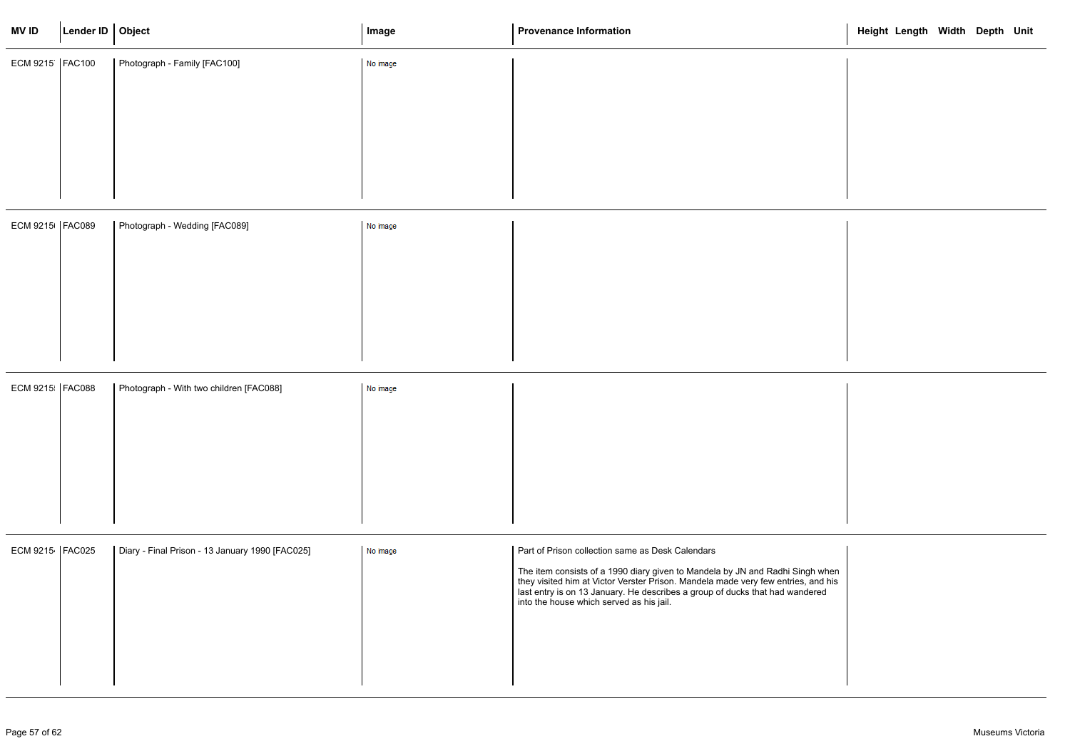| MV ID | Lender ID | Object | Image | Provenance Information | Height | Length | Width | Depth | Unit |
|---|---|---|---|---|---|---|---|---|---|
| ECM 9215 | FAC100 | Photograph - Family [FAC100] | No image | | | | | | |
| ECM 9215 | FAC089 | Photograph - Wedding [FAC089] | No image | | | | | | |
| ECM 9215 | FAC088 | Photograph - With two children [FAC088] | No image | | | | | | |
| ECM 9215 | FAC025 | Diary - Final Prison - 13 January 1990 [FAC025] | No image | Part of Prison collection same as Desk Calendars<br><br>The item consists of a 1990 diary given to Mandela by JN and Radhi Singh when they visited him at Victor Verster Prison. Mandela made very few entries, and his last entry is on 13 January. He describes a group of ducks that had wandered into the house which served as his jail. | | | | | |

Museums Victoria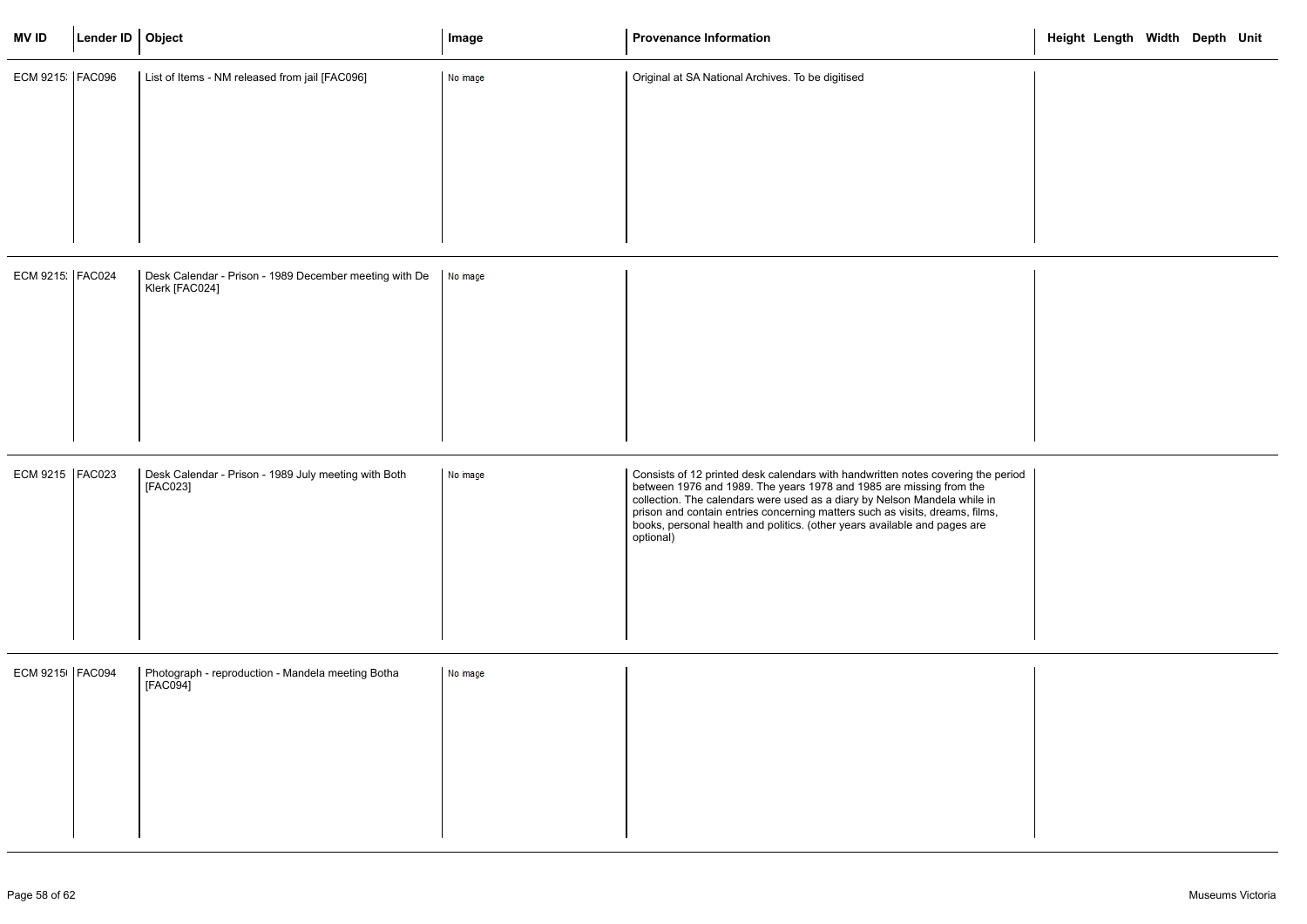| MV ID | Lender ID | Object | Image | Provenance Information | Height | Length | Width | Depth | Unit |
| --- | --- | --- | --- | --- | --- | --- | --- | --- | --- |
| ECM 9215: | FAC096 | List of Items - NM released from jail [FAC096] | No image | Original at SA National Archives. To be digitised | | | | | |
| ECM 9215: | FAC024 | Desk Calendar - Prison - 1989 December meeting with De Klerk [FAC024] | No image | | | | | | |
| ECM 9215 | FAC023 | Desk Calendar - Prison - 1989 July meeting with Both [FAC023] | No image | Consists of 12 printed desk calendars with handwritten notes covering the period between 1976 and 1989. The years 1978 and 1985 are missing from the collection. The calendars were used as a diary by Nelson Mandela while in prison and contain entries concerning matters such as visits, dreams, films, books, personal health and politics. (other years available and pages are optional) | | | | | |
| ECM 9215( | FAC094 | Photograph - reproduction - Mandela meeting Botha [FAC094] | No image | | | | | | |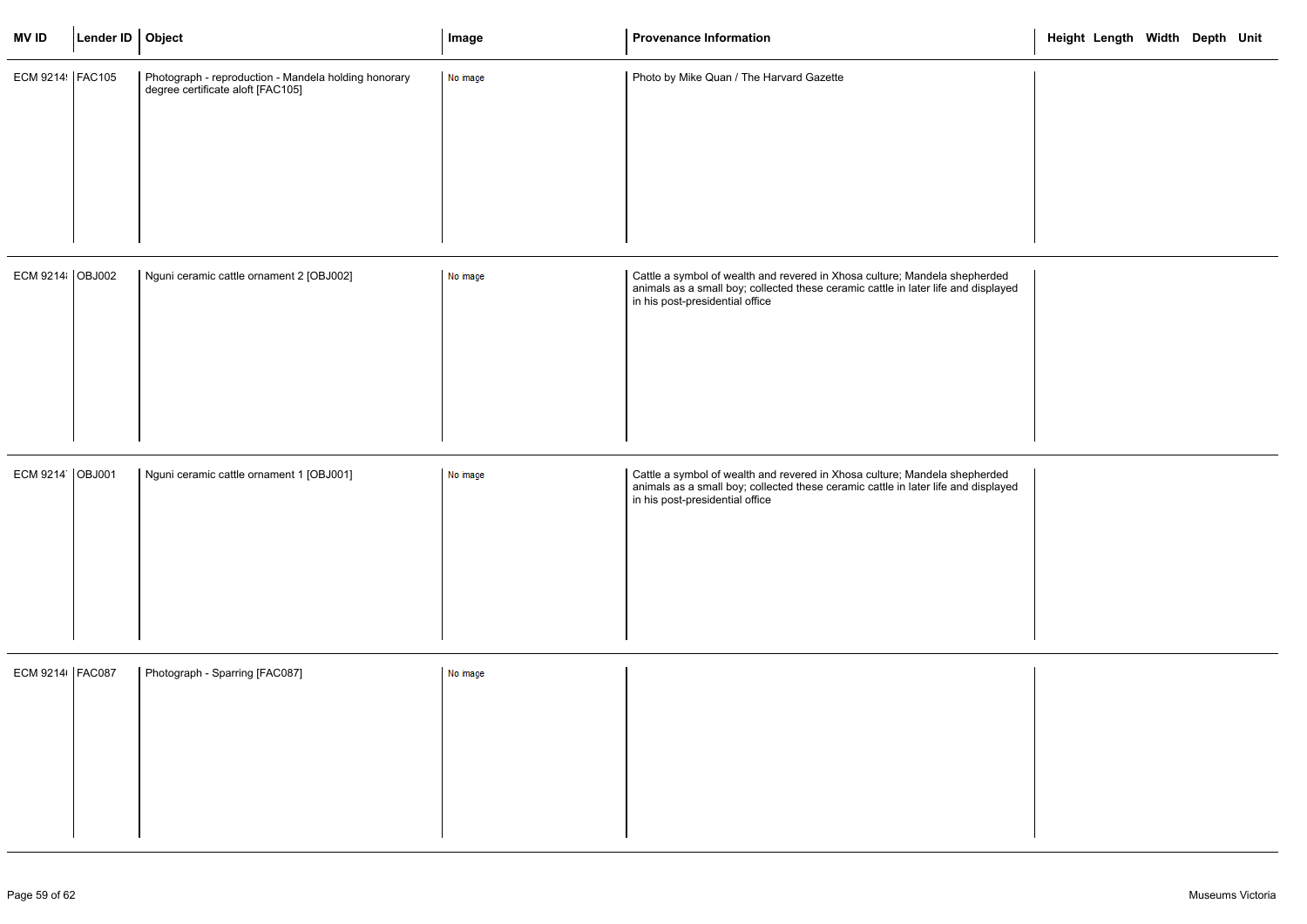| MV ID | Lender ID | Object | Image | Provenance Information | Height | Length | Width | Depth | Unit |
|---|---|---|---|---|---|---|---|---|---|
| ECM 9214! | FAC105 | Photograph - reproduction - Mandela holding honorary degree certificate aloft [FAC105] | No image | Photo by Mike Quan / The Harvard Gazette | | | | | |
| ECM 9214! | OBJ002 | Nguni ceramic cattle ornament 2 [OBJ002] | No image | Cattle a symbol of wealth and revered in Xhosa culture; Mandela shepherded animals as a small boy; collected these ceramic cattle in later life and displayed in his post-presidential office | | | | | |
| ECM 9214 | OBJ001 | Nguni ceramic cattle ornament 1 [OBJ001] | No image | Cattle a symbol of wealth and revered in Xhosa culture; Mandela shepherded animals as a small boy; collected these ceramic cattle in later life and displayed in his post-presidential office | | | | | |
| ECM 9214( | FAC087 | Photograph - Sparring [FAC087] | No image | | | | | | |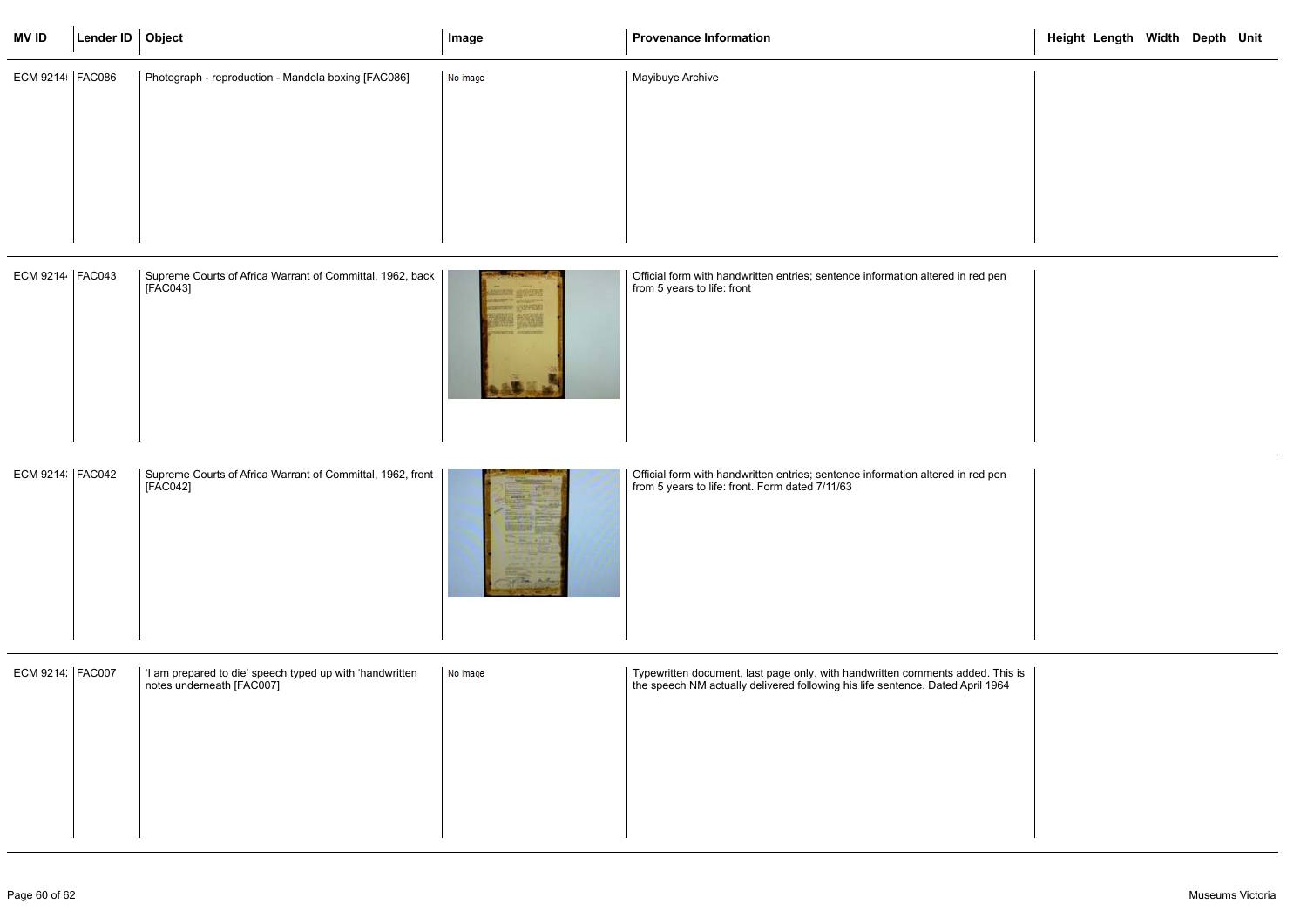| MV ID | Lender ID | Object | Image | Provenance Information | Height | Length | Width | Depth | Unit |
|---|---|---|---|---|---|---|---|---|---|
| ECM 9214! | FAC086 | Photograph - reproduction - Mandela boxing [FAC086] | No image | Mayibuye Archive | | | | | |
| ECM 9214 | FAC043 | Supreme Courts of Africa Warrant of Committal, 1962, back [FAC043] | | Official form with handwritten entries; sentence information altered in red pen from 5 years to life: front | | | | | |
| ECM 9214: | FAC042 | Supreme Courts of Africa Warrant of Committal, 1962, front [FAC042] | | Official form with handwritten entries; sentence information altered in red pen from 5 years to life: front. Form dated 7/11/63 | | | | | |
| ECM 9214: | FAC007 | 'I am prepared to die' speech typed up with 'handwritten notes underneath [FAC007] | No image | Typewritten document, last page only, with handwritten comments added. This is the speech NM actually delivered following his life sentence. Dated April 1964 | | | | | |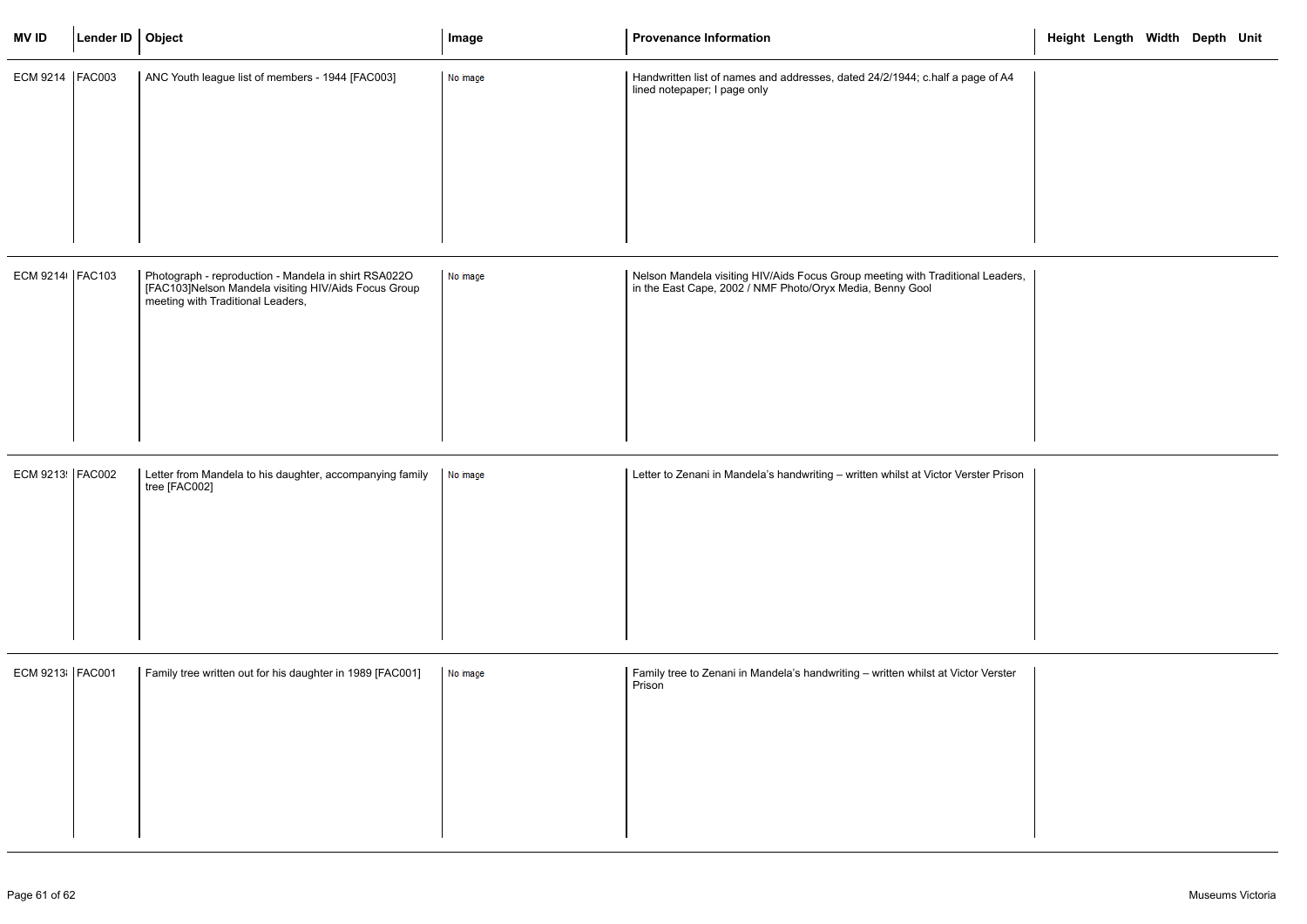| MV ID | Lender ID | Object | Image | Provenance Information | Height | Length | Width | Depth | Unit |
|---|---|---|---|---|---|---|---|---|---|
| ECM 9214 | FAC003 | ANC Youth league list of members - 1944 [FAC003] | No image | Handwritten list of names and addresses, dated 24/2/1944; c.half a page of A4 lined notepaper; I page only | | | | | |
| ECM 9214( | FAC103 | Photograph - reproduction - Mandela in shirt RSA022O [FAC103]Nelson Mandela visiting HIV/Aids Focus Group meeting with Traditional Leaders, | No image | Nelson Mandela visiting HIV/Aids Focus Group meeting with Traditional Leaders, in the East Cape, 2002 / NMF Photo/Oryx Media, Benny Gool | | | | | |
| ECM 9213! | FAC002 | Letter from Mandela to his daughter, accompanying family tree [FAC002] | No image | Letter to Zenani in Mandela's handwriting – written whilst at Victor Verster Prison | | | | | |
| ECM 9213i | FAC001 | Family tree written out for his daughter in 1989 [FAC001] | No image | Family tree to Zenani in Mandela's handwriting – written whilst at Victor Verster Prison | | | | | |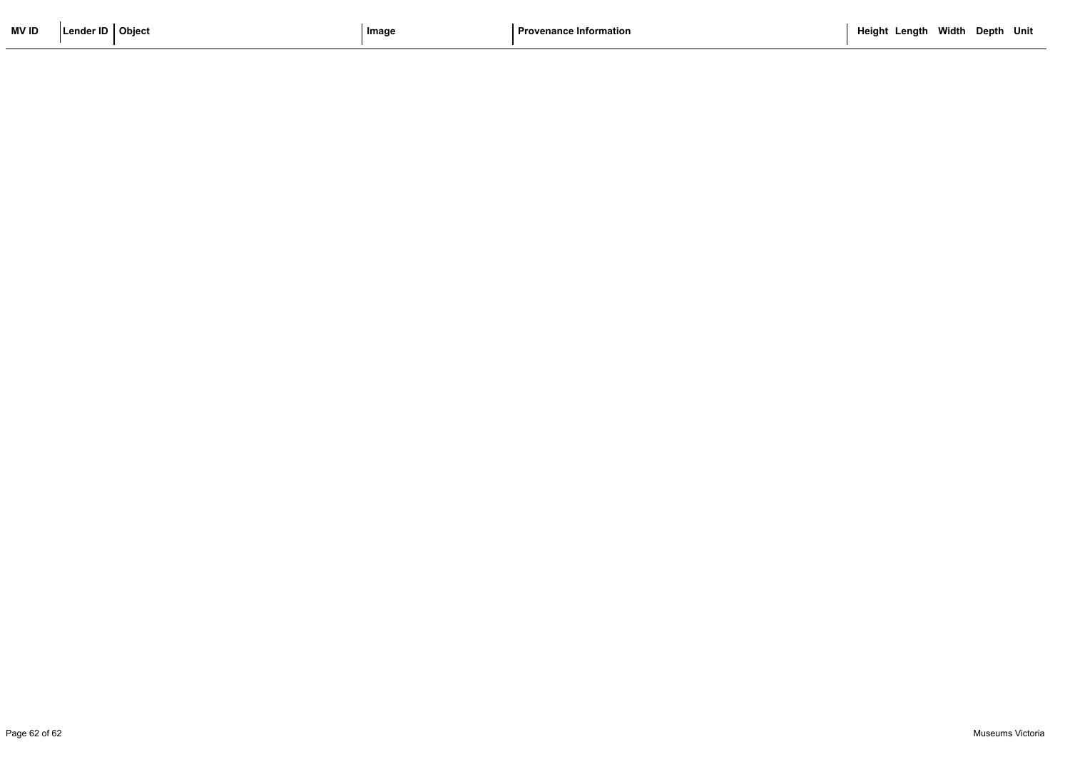| MV ID | Lender ID | Object | Image | Provenance Information | Height | Length | Width | Depth | Unit |
|---|---|---|---|---|---|---|---|---|---|